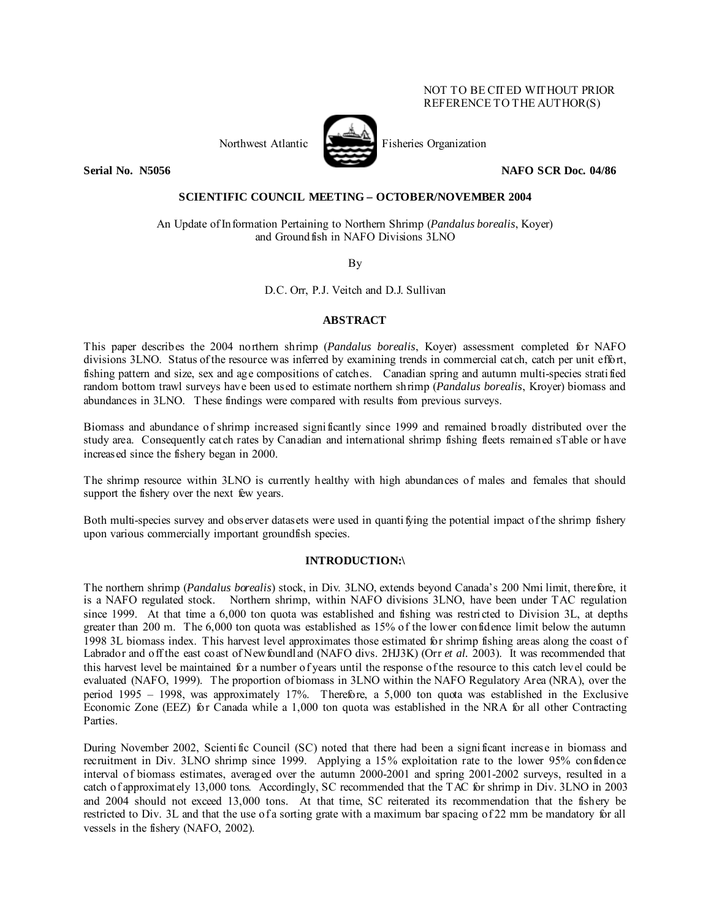NOT TO BE CITED WITHOUT PRIOR REFERENCE TO THE AUTHOR(S)

Northwest Atlantic Fisheries Organization

**Serial No. N5056** **NAFO SCR Doc. 04/86**

**SCIENTIFIC COUNCIL MEETING – OCTOBER/NOVEMBER 2004**

An Update of Information Pertaining to Northern Shrimp (*Pandalus borealis*, Koyer) and Groundfish in NAFO Divisions 3LNO

By

D.C. Orr, P.J. Veitch and D.J. Sullivan

## ABSTRACT

This paper describes the 2004 northern shrimp (*Pandalus borealis*, Koyer) assessment completed for NAFO divisions 3LNO. Status of the resource was inferred by examining trends in commercial catch, catch per unit effort, fishing pattern and size, sex and age compositions of catches. Canadian spring and autumn multi-species stratified random bottom trawl surveys have been used to estimate northern shrimp (*Pandalus borealis*, Kroyer) biomass and abundances in 3LNO. These findings were compared with results from previous surveys.

Biomass and abundance of shrimp increased significantly since 1999 and remained broadly distributed over the study area. Consequently catch rates by Canadian and international shrimp fishing fleets remained sTable or have increased since the fishery began in 2000.

The shrimp resource within 3LNO is currently healthy with high abundances of males and females that should support the fishery over the next few years.

Both multi-species survey and observer datasets were used in quantifying the potential impact of the shrimp fishery upon various commercially important groundfish species.

## INTRODUCTION:\

The northern shrimp (*Pandalus borealis*) stock, in Div. 3LNO, extends beyond Canada's 200 Nmi limit, therefore, it is a NAFO regulated stock. Northern shrimp, within NAFO divisions 3LNO, have been under TAC regulation since 1999. At that time a 6,000 ton quota was established and fishing was restricted to Division 3L, at depths greater than 200 m. The 6,000 ton quota was established as 15% of the lower confidence limit below the autumn 1998 3L biomass index. This harvest level approximates those estimated for shrimp fishing areas along the coast of Labrador and off the east coast of Newfoundland (NAFO divs. 2HJ3K) (Orr *et al.* 2003). It was recommended that this harvest level be maintained for a number of years until the response of the resource to this catch level could be evaluated (NAFO, 1999). The proportion of biomass in 3LNO within the NAFO Regulatory Area (NRA), over the period 1995 – 1998, was approximately 17%. Therefore, a 5,000 ton quota was established in the Exclusive Economic Zone (EEZ) for Canada while a 1,000 ton quota was established in the NRA for all other Contracting Parties.

During November 2002, Scientific Council (SC) noted that there had been a significant increase in biomass and recruitment in Div. 3LNO shrimp since 1999. Applying a 15% exploitation rate to the lower 95% confidence interval of biomass estimates, averaged over the autumn 2000-2001 and spring 2001-2002 surveys, resulted in a catch of approximately 13,000 tons. Accordingly, SC recommended that the TAC for shrimp in Div. 3LNO in 2003 and 2004 should not exceed 13,000 tons. At that time, SC reiterated its recommendation that the fishery be restricted to Div. 3L and that the use of a sorting grate with a maximum bar spacing of 22 mm be mandatory for all vessels in the fishery (NAFO, 2002).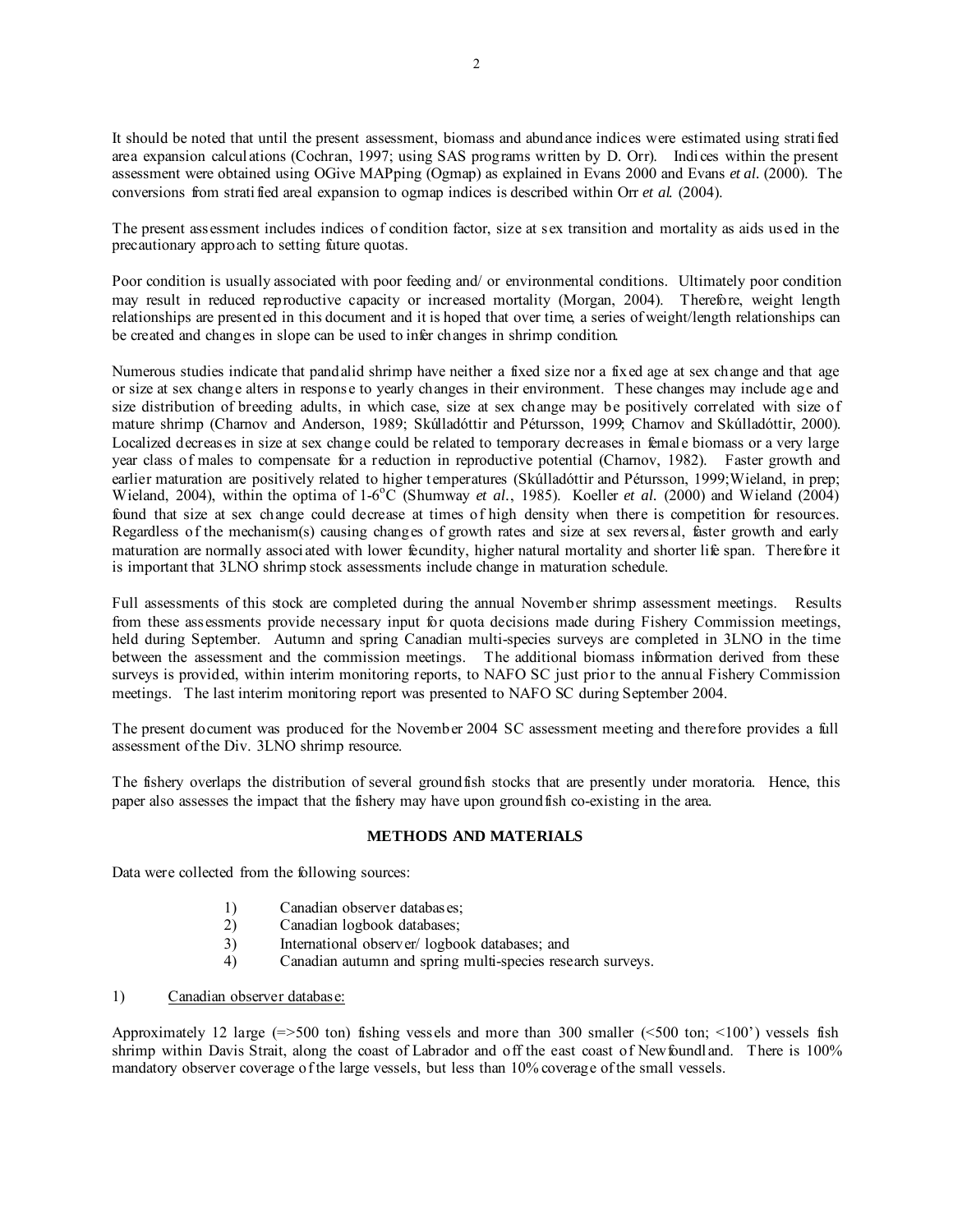It should be noted that until the present assessment, biomass and abundance indices were estimated using stratified area expansion calculations (Cochran, 1997; using SAS programs written by D. Orr). Indices within the present assessment were obtained using OGive MAPping (Ogmap) as explained in Evans 2000 and Evans *et al.* (2000). The conversions from stratified areal expansion to ogmap indices is described within Orr *et al.* (2004).

The present assessment includes indices of condition factor, size at sex transition and mortality as aids used in the precautionary approach to setting future quotas.

Poor condition is usually associated with poor feeding and/ or environmental conditions. Ultimately poor condition may result in reduced reproductive capacity or increased mortality (Morgan, 2004). Therefore, weight length relationships are presented in this document and it is hoped that over time, a series of weight/length relationships can be created and changes in slope can be used to infer changes in shrimp condition.

Numerous studies indicate that pandalid shrimp have neither a fixed size nor a fixed age at sex change and that age or size at sex change alters in response to yearly changes in their environment. These changes may include age and size distribution of breeding adults, in which case, size at sex change may be positively correlated with size of mature shrimp (Charnov and Anderson, 1989; Skúlladóttir and Pétursson, 1999; Charnov and Skúlladóttir, 2000). Localized decreases in size at sex change could be related to temporary decreases in female biomass or a very large year class of males to compensate for a reduction in reproductive potential (Charnov, 1982). Faster growth and earlier maturation are positively related to higher temperatures (Skúlladóttir and Pétursson, 1999;Wieland, in prep; Wieland, 2004), within the optima of 1-6$^{o}$C (Shumway *et al.*, 1985). Koeller *et al.* (2000) and Wieland (2004) found that size at sex change could decrease at times of high density when there is competition for resources. Regardless of the mechanism(s) causing changes of growth rates and size at sex reversal, faster growth and early maturation are normally associated with lower fecundity, higher natural mortality and shorter life span. Therefore it is important that 3LNO shrimp stock assessments include change in maturation schedule.

Full assessments of this stock are completed during the annual November shrimp assessment meetings. Results from these assessments provide necessary input for quota decisions made during Fishery Commission meetings, held during September. Autumn and spring Canadian multi-species surveys are completed in 3LNO in the time between the assessment and the commission meetings. The additional biomass information derived from these surveys is provided, within interim monitoring reports, to NAFO SC just prior to the annual Fishery Commission meetings. The last interim monitoring report was presented to NAFO SC during September 2004.

The present document was produced for the November 2004 SC assessment meeting and therefore provides a full assessment of the Div. 3LNO shrimp resource.

The fishery overlaps the distribution of several groundfish stocks that are presently under moratoria. Hence, this paper also assesses the impact that the fishery may have upon groundfish co-existing in the area.

## METHODS AND MATERIALS

Data were collected from the following sources:

1) Canadian observer databases;
2) Canadian logbook databases;
3) International observer/ logbook databases; and
4) Canadian autumn and spring multi-species research surveys.

1) Canadian observer database:

Approximately 12 large (=>500 ton) fishing vessels and more than 300 smaller (<500 ton; <100') vessels fish shrimp within Davis Strait, along the coast of Labrador and off the east coast of Newfoundland. There is 100% mandatory observer coverage of the large vessels, but less than 10% coverage of the small vessels.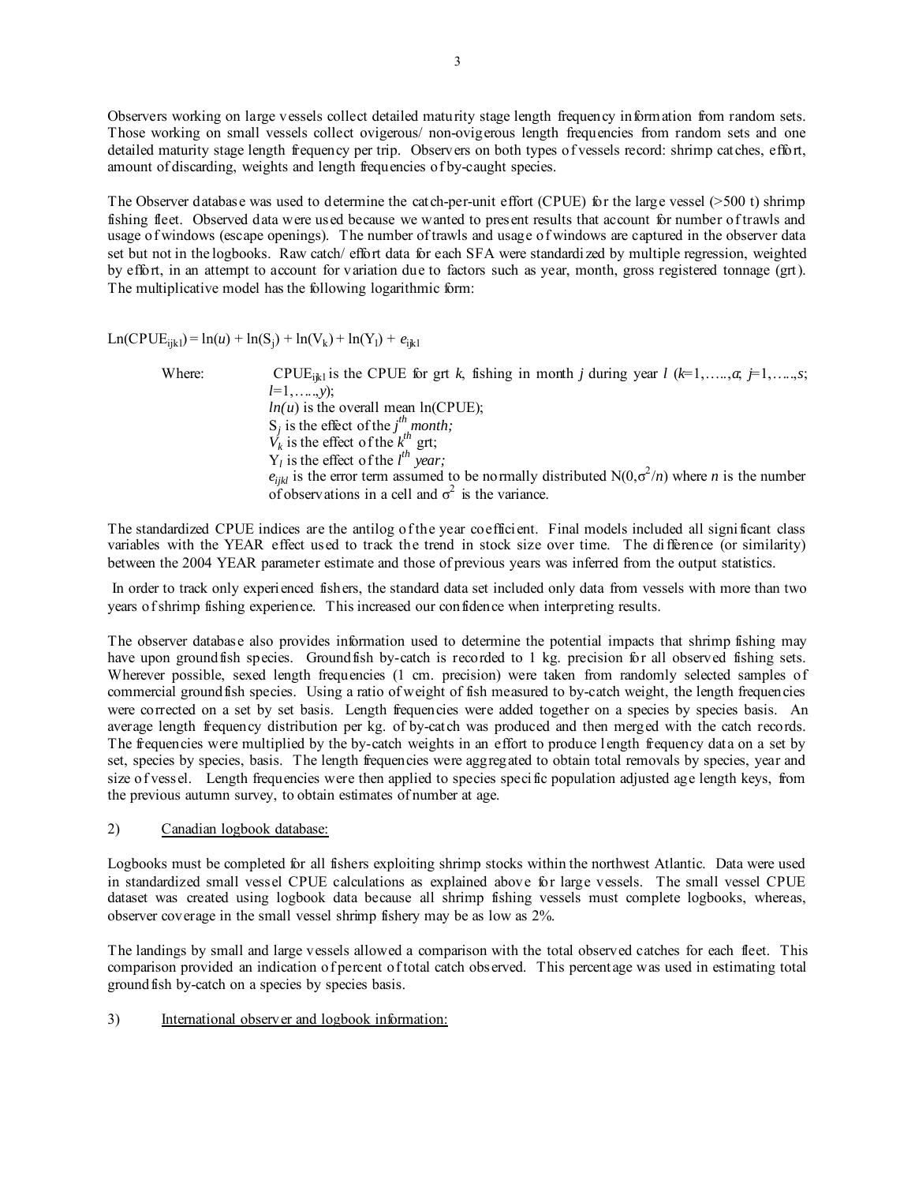Observers working on large vessels collect detailed maturity stage length frequency information from random sets. Those working on small vessels collect ovigerous/ non-ovigerous length frequencies from random sets and one detailed maturity stage length frequency per trip. Observers on both types of vessels record: shrimp catches, effort, amount of discarding, weights and length frequencies of by-caught species.

The Observer database was used to determine the catch-per-unit effort (CPUE) for the large vessel (>500 t) shrimp fishing fleet. Observed data were used because we wanted to present results that account for number of trawls and usage of windows (escape openings). The number of trawls and usage of windows are captured in the observer data set but not in the logbooks. Raw catch/ effort data for each SFA were standardized by multiple regression, weighted by effort, in an attempt to account for variation due to factors such as year, month, gross registered tonnage (grt). The multiplicative model has the following logarithmic form:

$$\ln(CPUE_{ijkl}) = \ln(u) + \ln(S_j) + \ln(V_k) + \ln(Y_l) + e_{ijkl}$$

Where: $CPUE_{ijkl}$ is the CPUE for grt $k$, fishing in month $j$ during year $l$ ($k$=1,…..,$a$; $j$=1,…..,$s$; $l$=1,…..,$y$);
$ln(u)$ is the overall mean ln(CPUE);
$S_j$ is the effect of the $j^{th}$ *month;*
$V_k$ is the effect of the $k^{th}$ grt;
$Y_l$ is the effect of the $l^{th}$ *year;*
$e_{ijkl}$ is the error term assumed to be normally distributed $N(0,\sigma^2/n)$ where $n$ is the number of observations in a cell and $\sigma^2$ is the variance.

The standardized CPUE indices are the antilog of the year coefficient. Final models included all significant class variables with the YEAR effect used to track the trend in stock size over time. The difference (or similarity) between the 2004 YEAR parameter estimate and those of previous years was inferred from the output statistics.

In order to track only experienced fishers, the standard data set included only data from vessels with more than two years of shrimp fishing experience. This increased our confidence when interpreting results.

The observer database also provides information used to determine the potential impacts that shrimp fishing may have upon groundfish species. Groundfish by-catch is recorded to 1 kg. precision for all observed fishing sets. Wherever possible, sexed length frequencies (1 cm. precision) were taken from randomly selected samples of commercial groundfish species. Using a ratio of weight of fish measured to by-catch weight, the length frequencies were corrected on a set by set basis. Length frequencies were added together on a species by species basis. An average length frequency distribution per kg. of by-catch was produced and then merged with the catch records. The frequencies were multiplied by the by-catch weights in an effort to produce length frequency data on a set by set, species by species, basis. The length frequencies were aggregated to obtain total removals by species, year and size of vessel. Length frequencies were then applied to species specific population adjusted age length keys, from the previous autumn survey, to obtain estimates of number at age.

2) Canadian logbook database:

Logbooks must be completed for all fishers exploiting shrimp stocks within the northwest Atlantic. Data were used in standardized small vessel CPUE calculations as explained above for large vessels. The small vessel CPUE dataset was created using logbook data because all shrimp fishing vessels must complete logbooks, whereas, observer coverage in the small vessel shrimp fishery may be as low as 2%.

The landings by small and large vessels allowed a comparison with the total observed catches for each fleet. This comparison provided an indication of percent of total catch observed. This percentage was used in estimating total groundfish by-catch on a species by species basis.

3) International observer and logbook information: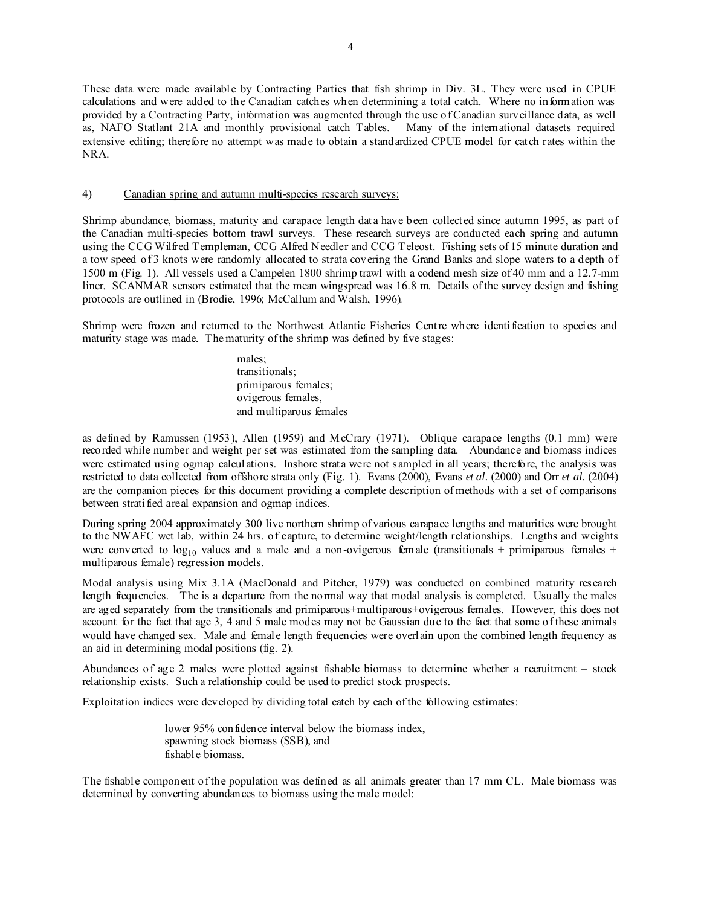These data were made available by Contracting Parties that fish shrimp in Div. 3L. They were used in CPUE calculations and were added to the Canadian catches when determining a total catch. Where no information was provided by a Contracting Party, information was augmented through the use of Canadian surveillance data, as well as, NAFO Statlant 21A and monthly provisional catch Tables. Many of the international datasets required extensive editing; therefore no attempt was made to obtain a standardized CPUE model for catch rates within the NRA.

4) Canadian spring and autumn multi-species research surveys:

Shrimp abundance, biomass, maturity and carapace length data have been collected since autumn 1995, as part of the Canadian multi-species bottom trawl surveys. These research surveys are conducted each spring and autumn using the CCG Wilfred Templeman, CCG Alfred Needler and CCG Teleost. Fishing sets of 15 minute duration and a tow speed of 3 knots were randomly allocated to strata covering the Grand Banks and slope waters to a depth of 1500 m (Fig. 1). All vessels used a Campelen 1800 shrimp trawl with a codend mesh size of 40 mm and a 12.7-mm liner. SCANMAR sensors estimated that the mean wingspread was 16.8 m. Details of the survey design and fishing protocols are outlined in (Brodie, 1996; McCallum and Walsh, 1996).

Shrimp were frozen and returned to the Northwest Atlantic Fisheries Centre where identification to species and maturity stage was made. The maturity of the shrimp was defined by five stages:

males;
transitionals;
primiparous females;
ovigerous females,
and multiparous females

as defined by Ramussen (1953), Allen (1959) and McCrary (1971). Oblique carapace lengths (0.1 mm) were recorded while number and weight per set was estimated from the sampling data. Abundance and biomass indices were estimated using ogmap calculations. Inshore strata were not sampled in all years; therefore, the analysis was restricted to data collected from offshore strata only (Fig. 1). Evans (2000), Evans *et al.* (2000) and Orr *et al.* (2004) are the companion pieces for this document providing a complete description of methods with a set of comparisons between stratified areal expansion and ogmap indices.

During spring 2004 approximately 300 live northern shrimp of various carapace lengths and maturities were brought to the NWAFC wet lab, within 24 hrs. of capture, to determine weight/length relationships. Lengths and weights were converted to $\log_{10}$ values and a male and a non-ovigerous female (transitionals + primiparous females + multiparous female) regression models.

Modal analysis using Mix 3.1A (MacDonald and Pitcher, 1979) was conducted on combined maturity research length frequencies. The is a departure from the normal way that modal analysis is completed. Usually the males are aged separately from the transitionals and primiparous+multiparous+ovigerous females. However, this does not account for the fact that age 3, 4 and 5 male modes may not be Gaussian due to the fact that some of these animals would have changed sex. Male and female length frequencies were overlain upon the combined length frequency as an aid in determining modal positions (fig. 2).

Abundances of age 2 males were plotted against fishable biomass to determine whether a recruitment – stock relationship exists. Such a relationship could be used to predict stock prospects.

Exploitation indices were developed by dividing total catch by each of the following estimates:

lower 95% confidence interval below the biomass index,
spawning stock biomass (SSB), and
fishable biomass.

The fishable component of the population was defined as all animals greater than 17 mm CL. Male biomass was determined by converting abundances to biomass using the male model: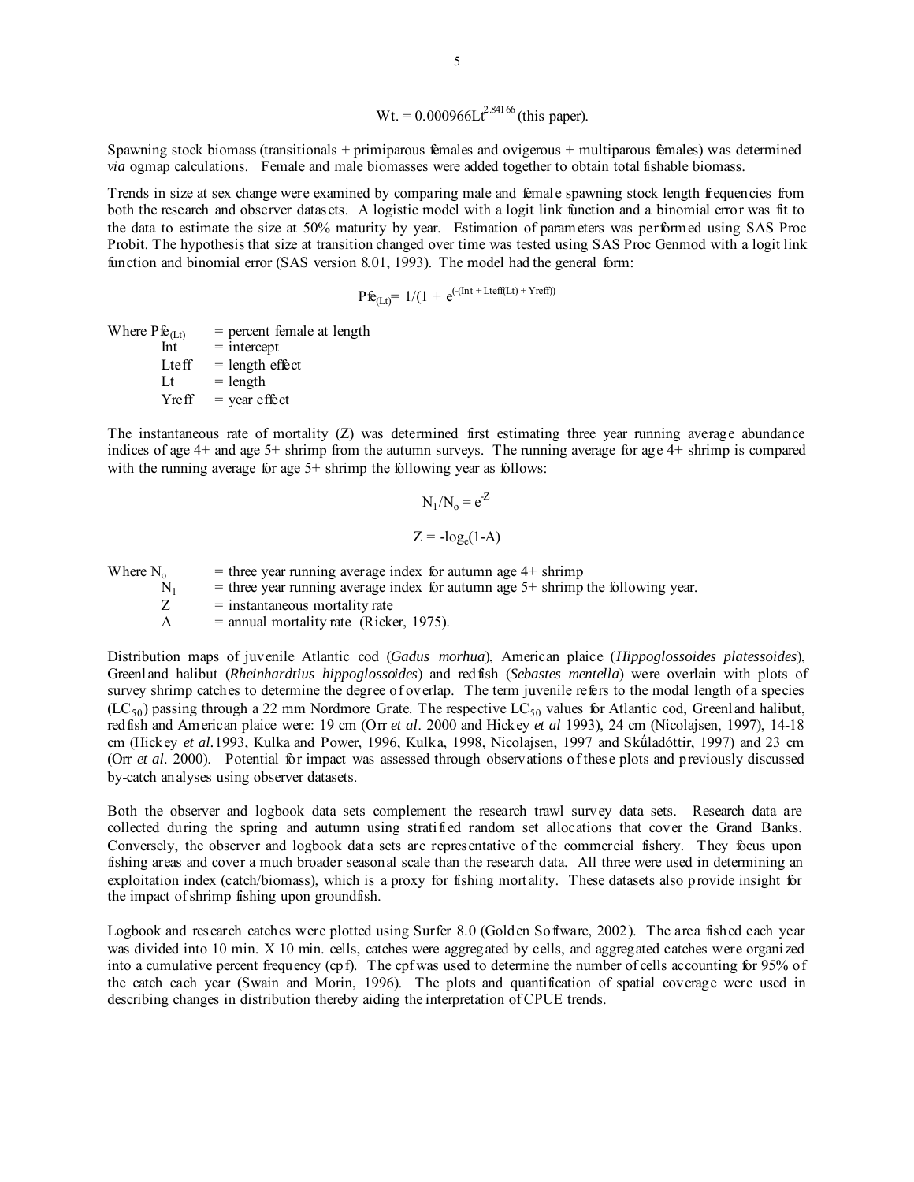$$Wt. = 0.000966Lt^{2.84166} \text{ (this paper).}$$

Spawning stock biomass (transitionals + primiparous females and ovigerous + multiparous females) was determined *via* ogmap calculations. Female and male biomasses were added together to obtain total fishable biomass.

Trends in size at sex change were examined by comparing male and female spawning stock length frequencies from both the research and observer datasets. A logistic model with a logit link function and a binomial error was fit to the data to estimate the size at 50% maturity by year. Estimation of parameters was performed using SAS Proc Probit. The hypothesis that size at transition changed over time was tested using SAS Proc Genmod with a logit link function and binomial error (SAS version 8.01, 1993). The model had the general form:

$$Pfe_{(Lt)} = 1/(1 + e^{(-(Int + Lteff(Lt) + Yreff))}$$

Where $Pfe_{(Lt)}$ = percent female at length
Int = intercept
Lteff = length effect
Lt = length
Yreff = year effect

The instantaneous rate of mortality (Z) was determined first estimating three year running average abundance indices of age 4+ and age 5+ shrimp from the autumn surveys. The running average for age 4+ shrimp is compared with the running average for age 5+ shrimp the following year as follows:

$$N_1/N_o = e^{-Z}$$

$$Z = -\log_e(1-A)$$

Where $N_o$ = three year running average index for autumn age 4+ shrimp
$N_1$ = three year running average index for autumn age 5+ shrimp the following year.
Z = instantaneous mortality rate
A = annual mortality rate (Ricker, 1975).

Distribution maps of juvenile Atlantic cod (*Gadus morhua*), American plaice (*Hippoglossoides platessoides*), Greenland halibut (*Rheinhardtius hippoglossoides*) and redfish (*Sebastes mentella*) were overlain with plots of survey shrimp catches to determine the degree of overlap. The term juvenile refers to the modal length of a species ($LC_{50}$) passing through a 22 mm Nordmore Grate. The respective $LC_{50}$ values for Atlantic cod, Greenland halibut, redfish and American plaice were: 19 cm (Orr *et al*. 2000 and Hickey *et al* 1993), 24 cm (Nicolajsen, 1997), 14-18 cm (Hickey *et al.*1993, Kulka and Power, 1996, Kulka, 1998, Nicolajsen, 1997 and Skúladóttir, 1997) and 23 cm (Orr *et al*. 2000). Potential for impact was assessed through observations of these plots and previously discussed by-catch analyses using observer datasets.

Both the observer and logbook data sets complement the research trawl survey data sets. Research data are collected during the spring and autumn using stratified random set allocations that cover the Grand Banks. Conversely, the observer and logbook data sets are representative of the commercial fishery. They focus upon fishing areas and cover a much broader seasonal scale than the research data. All three were used in determining an exploitation index (catch/biomass), which is a proxy for fishing mortality. These datasets also provide insight for the impact of shrimp fishing upon groundfish.

Logbook and research catches were plotted using Surfer 8.0 (Golden Software, 2002). The area fished each year was divided into 10 min. X 10 min. cells, catches were aggregated by cells, and aggregated catches were organized into a cumulative percent frequency (cpf). The cpf was used to determine the number of cells accounting for 95% of the catch each year (Swain and Morin, 1996). The plots and quantification of spatial coverage were used in describing changes in distribution thereby aiding the interpretation of CPUE trends.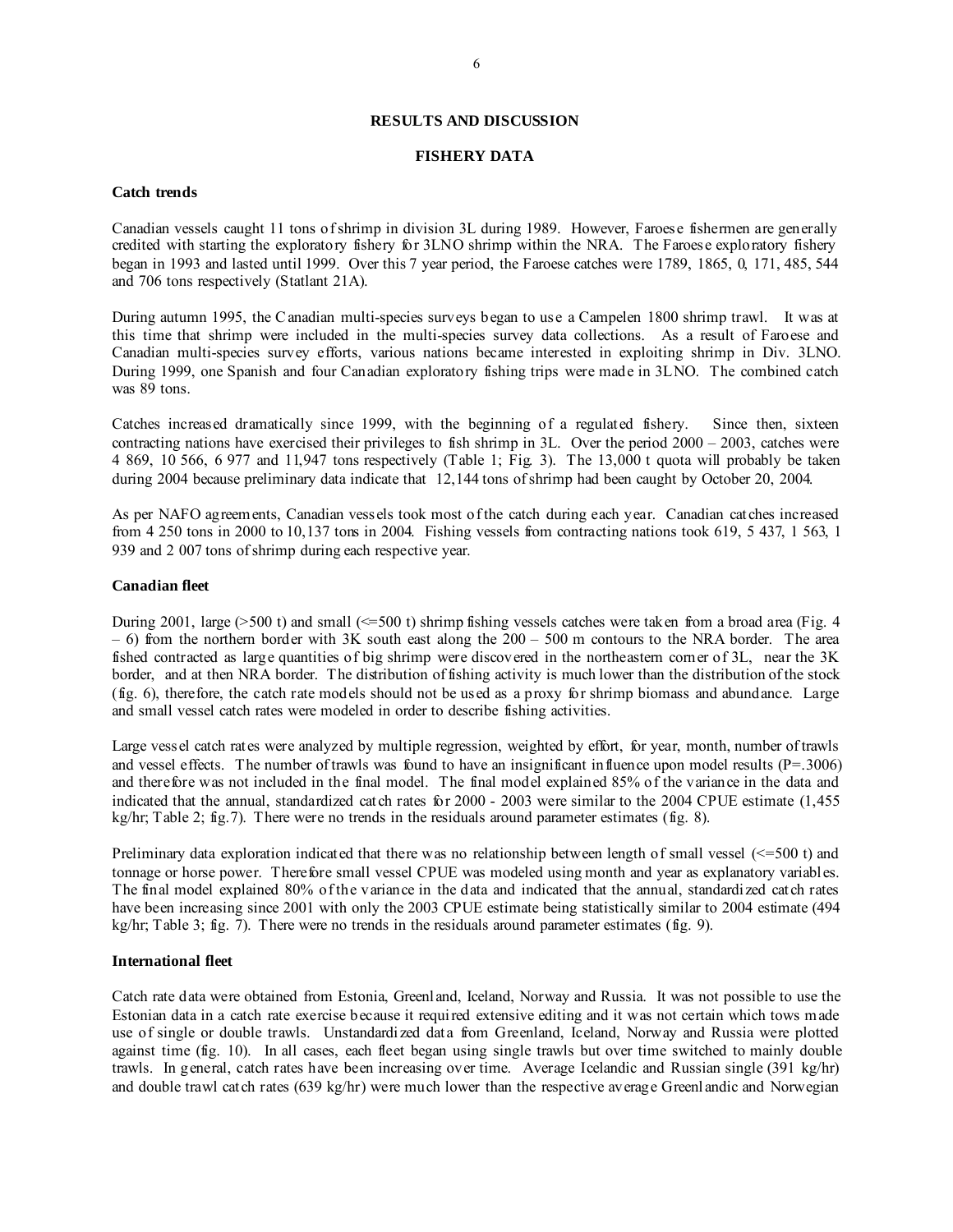## RESULTS AND DISCUSSION

### FISHERY DATA

#### Catch trends

Canadian vessels caught 11 tons of shrimp in division 3L during 1989. However, Faroese fishermen are generally credited with starting the exploratory fishery for 3LNO shrimp within the NRA. The Faroese exploratory fishery began in 1993 and lasted until 1999. Over this 7 year period, the Faroese catches were 1789, 1865, 0, 171, 485, 544 and 706 tons respectively (Statlant 21A).

During autumn 1995, the Canadian multi-species surveys began to use a Campelen 1800 shrimp trawl. It was at this time that shrimp were included in the multi-species survey data collections. As a result of Faroese and Canadian multi-species survey efforts, various nations became interested in exploiting shrimp in Div. 3LNO. During 1999, one Spanish and four Canadian exploratory fishing trips were made in 3LNO. The combined catch was 89 tons.

Catches increased dramatically since 1999, with the beginning of a regulated fishery. Since then, sixteen contracting nations have exercised their privileges to fish shrimp in 3L. Over the period 2000 – 2003, catches were 4 869, 10 566, 6 977 and 11,947 tons respectively (Table 1; Fig. 3). The 13,000 t quota will probably be taken during 2004 because preliminary data indicate that 12,144 tons of shrimp had been caught by October 20, 2004.

As per NAFO agreements, Canadian vessels took most of the catch during each year. Canadian catches increased from 4 250 tons in 2000 to 10,137 tons in 2004. Fishing vessels from contracting nations took 619, 5 437, 1 563, 1 939 and 2 007 tons of shrimp during each respective year.

#### Canadian fleet

During 2001, large (>500 t) and small (<=500 t) shrimp fishing vessels catches were taken from a broad area (Fig. 4 – 6) from the northern border with 3K south east along the 200 – 500 m contours to the NRA border. The area fished contracted as large quantities of big shrimp were discovered in the northeastern corner of 3L, near the 3K border, and at then NRA border. The distribution of fishing activity is much lower than the distribution of the stock (fig. 6), therefore, the catch rate models should not be used as a proxy for shrimp biomass and abundance. Large and small vessel catch rates were modeled in order to describe fishing activities.

Large vessel catch rates were analyzed by multiple regression, weighted by effort, for year, month, number of trawls and vessel effects. The number of trawls was found to have an insignificant influence upon model results (P=.3006) and therefore was not included in the final model. The final model explained 85% of the variance in the data and indicated that the annual, standardized catch rates for 2000 - 2003 were similar to the 2004 CPUE estimate (1,455 kg/hr; Table 2; fig.7). There were no trends in the residuals around parameter estimates (fig. 8).

Preliminary data exploration indicated that there was no relationship between length of small vessel (<=500 t) and tonnage or horse power. Therefore small vessel CPUE was modeled using month and year as explanatory variables. The final model explained 80% of the variance in the data and indicated that the annual, standardized catch rates have been increasing since 2001 with only the 2003 CPUE estimate being statistically similar to 2004 estimate (494 kg/hr; Table 3; fig. 7). There were no trends in the residuals around parameter estimates (fig. 9).

#### International fleet

Catch rate data were obtained from Estonia, Greenland, Iceland, Norway and Russia. It was not possible to use the Estonian data in a catch rate exercise because it required extensive editing and it was not certain which tows made use of single or double trawls. Unstandardized data from Greenland, Iceland, Norway and Russia were plotted against time (fig. 10). In all cases, each fleet began using single trawls but over time switched to mainly double trawls. In general, catch rates have been increasing over time. Average Icelandic and Russian single (391 kg/hr) and double trawl catch rates (639 kg/hr) were much lower than the respective average Greenlandic and Norwegian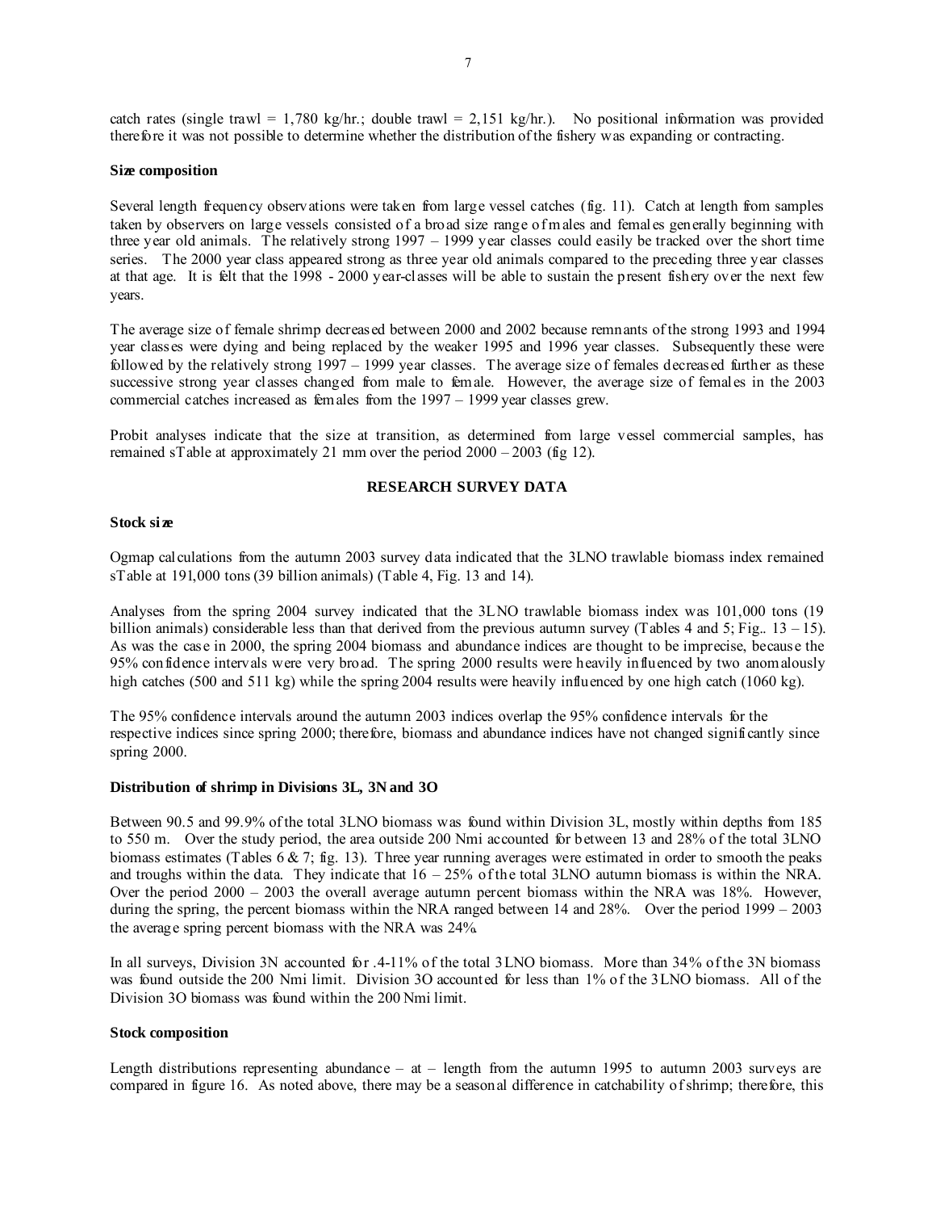catch rates (single trawl = 1,780 kg/hr.; double trawl = 2,151 kg/hr.). No positional information was provided therefore it was not possible to determine whether the distribution of the fishery was expanding or contracting.

**Size composition**

Several length frequency observations were taken from large vessel catches (fig. 11). Catch at length from samples taken by observers on large vessels consisted of a broad size range of males and females generally beginning with three year old animals. The relatively strong 1997 – 1999 year classes could easily be tracked over the short time series. The 2000 year class appeared strong as three year old animals compared to the preceding three year classes at that age. It is felt that the 1998 - 2000 year-classes will be able to sustain the present fishery over the next few years.

The average size of female shrimp decreased between 2000 and 2002 because remnants of the strong 1993 and 1994 year classes were dying and being replaced by the weaker 1995 and 1996 year classes. Subsequently these were followed by the relatively strong 1997 – 1999 year classes. The average size of females decreased further as these successive strong year classes changed from male to female. However, the average size of females in the 2003 commercial catches increased as females from the 1997 – 1999 year classes grew.

Probit analyses indicate that the size at transition, as determined from large vessel commercial samples, has remained sTable at approximately 21 mm over the period 2000 – 2003 (fig 12).

## RESEARCH SURVEY DATA

**Stock size**

Ogmap calculations from the autumn 2003 survey data indicated that the 3LNO trawlable biomass index remained sTable at 191,000 tons (39 billion animals) (Table 4, Fig. 13 and 14).

Analyses from the spring 2004 survey indicated that the 3LNO trawlable biomass index was 101,000 tons (19 billion animals) considerable less than that derived from the previous autumn survey (Tables 4 and 5; Fig.. 13 – 15). As was the case in 2000, the spring 2004 biomass and abundance indices are thought to be imprecise, because the 95% confidence intervals were very broad. The spring 2000 results were heavily influenced by two anomalously high catches (500 and 511 kg) while the spring 2004 results were heavily influenced by one high catch (1060 kg).

The 95% confidence intervals around the autumn 2003 indices overlap the 95% confidence intervals for the respective indices since spring 2000; therefore, biomass and abundance indices have not changed significantly since spring 2000.

**Distribution of shrimp in Divisions 3L, 3N and 3O**

Between 90.5 and 99.9% of the total 3LNO biomass was found within Division 3L, mostly within depths from 185 to 550 m. Over the study period, the area outside 200 Nmi accounted for between 13 and 28% of the total 3LNO biomass estimates (Tables 6 & 7; fig. 13). Three year running averages were estimated in order to smooth the peaks and troughs within the data. They indicate that 16 – 25% of the total 3LNO autumn biomass is within the NRA. Over the period 2000 – 2003 the overall average autumn percent biomass within the NRA was 18%. However, during the spring, the percent biomass within the NRA ranged between 14 and 28%. Over the period 1999 – 2003 the average spring percent biomass with the NRA was 24%.

In all surveys, Division 3N accounted for .4-11% of the total 3LNO biomass. More than 34% of the 3N biomass was found outside the 200 Nmi limit. Division 3O accounted for less than 1% of the 3LNO biomass. All of the Division 3O biomass was found within the 200 Nmi limit.

**Stock composition**

Length distributions representing abundance – at – length from the autumn 1995 to autumn 2003 surveys are compared in figure 16. As noted above, there may be a seasonal difference in catchability of shrimp; therefore, this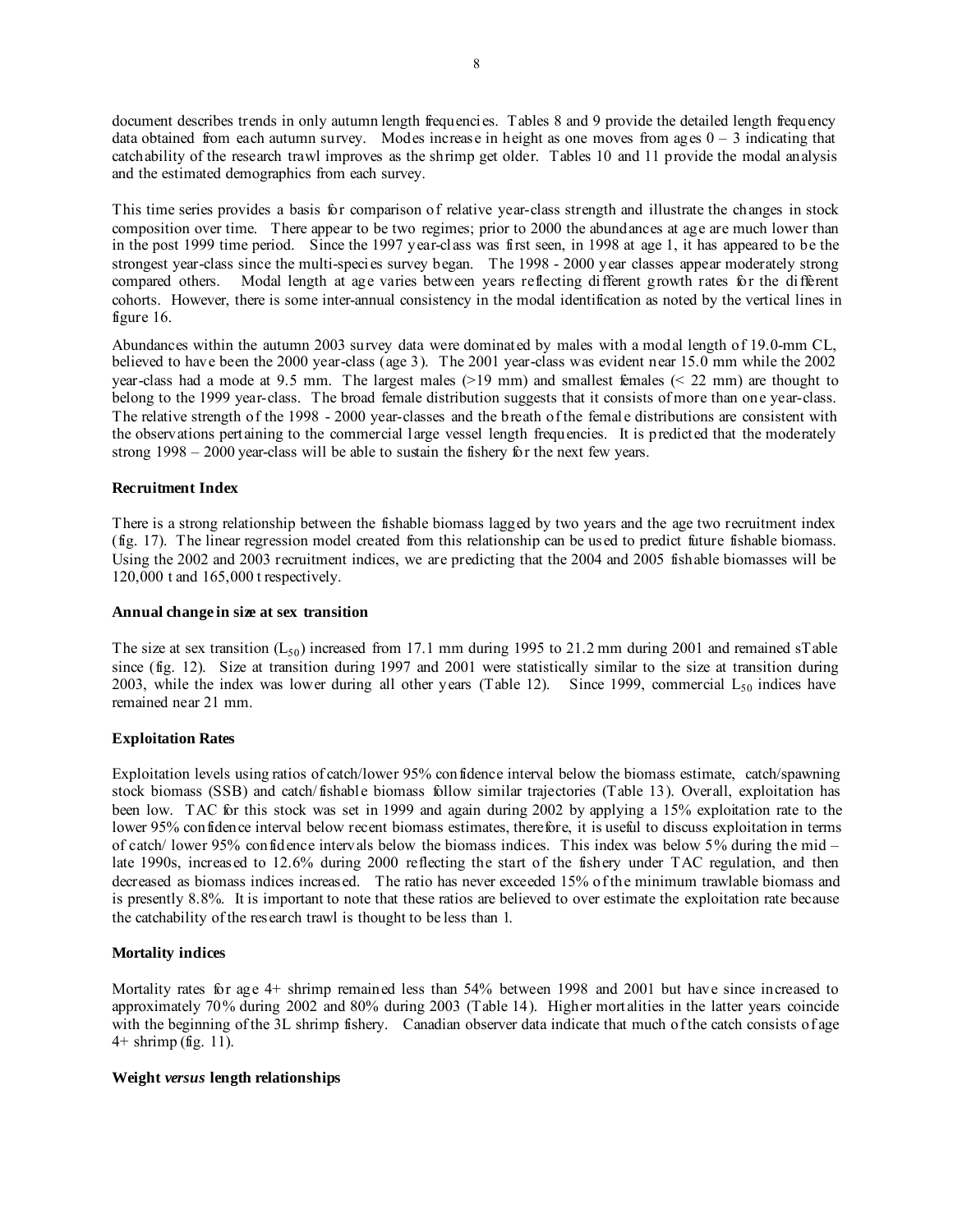document describes trends in only autumn length frequencies. Tables 8 and 9 provide the detailed length frequency data obtained from each autumn survey. Modes increase in height as one moves from ages 0 – 3 indicating that catchability of the research trawl improves as the shrimp get older. Tables 10 and 11 provide the modal analysis and the estimated demographics from each survey.

This time series provides a basis for comparison of relative year-class strength and illustrate the changes in stock composition over time. There appear to be two regimes; prior to 2000 the abundances at age are much lower than in the post 1999 time period. Since the 1997 year-class was first seen, in 1998 at age 1, it has appeared to be the strongest year-class since the multi-species survey began. The 1998 - 2000 year classes appear moderately strong compared others. Modal length at age varies between years reflecting different growth rates for the different cohorts. However, there is some inter-annual consistency in the modal identification as noted by the vertical lines in figure 16.

Abundances within the autumn 2003 survey data were dominated by males with a modal length of 19.0-mm CL, believed to have been the 2000 year-class (age 3). The 2001 year-class was evident near 15.0 mm while the 2002 year-class had a mode at 9.5 mm. The largest males (>19 mm) and smallest females (< 22 mm) are thought to belong to the 1999 year-class. The broad female distribution suggests that it consists of more than one year-class. The relative strength of the 1998 - 2000 year-classes and the breath of the female distributions are consistent with the observations pertaining to the commercial large vessel length frequencies. It is predicted that the moderately strong 1998 – 2000 year-class will be able to sustain the fishery for the next few years.

**Recruitment Index**

There is a strong relationship between the fishable biomass lagged by two years and the age two recruitment index (fig. 17). The linear regression model created from this relationship can be used to predict future fishable biomass. Using the 2002 and 2003 recruitment indices, we are predicting that the 2004 and 2005 fishable biomasses will be 120,000 t and 165,000 t respectively.

**Annual change in size at sex transition**

The size at sex transition ($L_{50}$) increased from 17.1 mm during 1995 to 21.2 mm during 2001 and remained sTable since (fig. 12). Size at transition during 1997 and 2001 were statistically similar to the size at transition during 2003, while the index was lower during all other years (Table 12). Since 1999, commercial $L_{50}$ indices have remained near 21 mm.

**Exploitation Rates**

Exploitation levels using ratios of catch/lower 95% confidence interval below the biomass estimate, catch/spawning stock biomass (SSB) and catch/fishable biomass follow similar trajectories (Table 13). Overall, exploitation has been low. TAC for this stock was set in 1999 and again during 2002 by applying a 15% exploitation rate to the lower 95% confidence interval below recent biomass estimates, therefore, it is useful to discuss exploitation in terms of catch/ lower 95% confidence intervals below the biomass indices. This index was below 5% during the mid – late 1990s, increased to 12.6% during 2000 reflecting the start of the fishery under TAC regulation, and then decreased as biomass indices increased. The ratio has never exceeded 15% of the minimum trawlable biomass and is presently 8.8%. It is important to note that these ratios are believed to over estimate the exploitation rate because the catchability of the research trawl is thought to be less than 1.

**Mortality indices**

Mortality rates for age 4+ shrimp remained less than 54% between 1998 and 2001 but have since increased to approximately 70% during 2002 and 80% during 2003 (Table 14). Higher mortalities in the latter years coincide with the beginning of the 3L shrimp fishery. Canadian observer data indicate that much of the catch consists of age 4+ shrimp (fig. 11).

**Weight *versus* length relationships**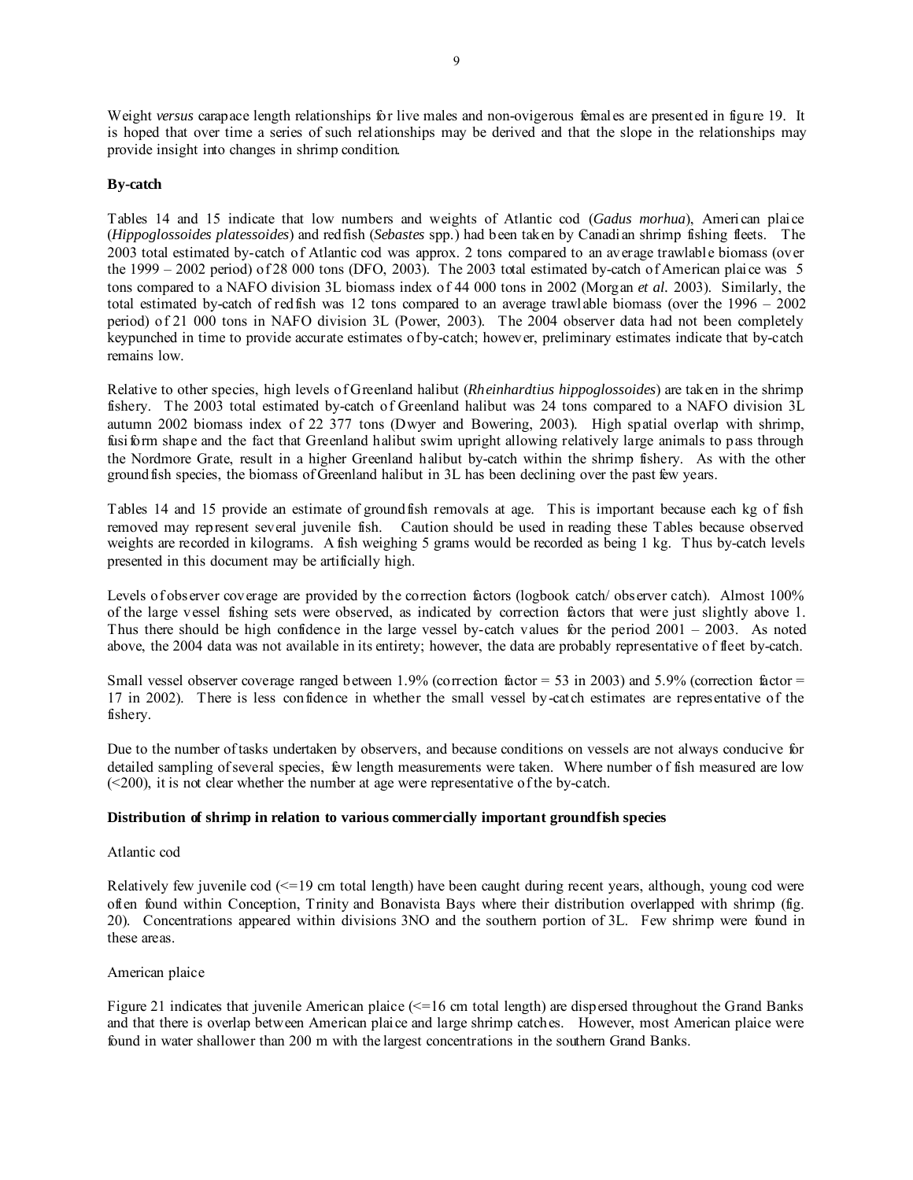Weight *versus* carapace length relationships for live males and non-ovigerous females are presented in figure 19. It is hoped that over time a series of such relationships may be derived and that the slope in the relationships may provide insight into changes in shrimp condition.

**By-catch**

Tables 14 and 15 indicate that low numbers and weights of Atlantic cod (*Gadus morhua*), American plaice (*Hippoglossoides platessoides*) and redfish (*Sebastes* spp.) had been taken by Canadian shrimp fishing fleets. The 2003 total estimated by-catch of Atlantic cod was approx. 2 tons compared to an average trawlable biomass (over the 1999 – 2002 period) of 28 000 tons (DFO, 2003). The 2003 total estimated by-catch of American plaice was 5 tons compared to a NAFO division 3L biomass index of 44 000 tons in 2002 (Morgan *et al.* 2003). Similarly, the total estimated by-catch of redfish was 12 tons compared to an average trawlable biomass (over the 1996 – 2002 period) of 21 000 tons in NAFO division 3L (Power, 2003). The 2004 observer data had not been completely keypunched in time to provide accurate estimates of by-catch; however, preliminary estimates indicate that by-catch remains low.

Relative to other species, high levels of Greenland halibut (*Rheinhardtius hippoglossoides*) are taken in the shrimp fishery. The 2003 total estimated by-catch of Greenland halibut was 24 tons compared to a NAFO division 3L autumn 2002 biomass index of 22 377 tons (Dwyer and Bowering, 2003). High spatial overlap with shrimp, fusiform shape and the fact that Greenland halibut swim upright allowing relatively large animals to pass through the Nordmore Grate, result in a higher Greenland halibut by-catch within the shrimp fishery. As with the other groundfish species, the biomass of Greenland halibut in 3L has been declining over the past few years.

Tables 14 and 15 provide an estimate of groundfish removals at age. This is important because each kg of fish removed may represent several juvenile fish. Caution should be used in reading these Tables because observed weights are recorded in kilograms. A fish weighing 5 grams would be recorded as being 1 kg. Thus by-catch levels presented in this document may be artificially high.

Levels of observer coverage are provided by the correction factors (logbook catch/ observer catch). Almost 100% of the large vessel fishing sets were observed, as indicated by correction factors that were just slightly above 1. Thus there should be high confidence in the large vessel by-catch values for the period 2001 – 2003. As noted above, the 2004 data was not available in its entirety; however, the data are probably representative of fleet by-catch.

Small vessel observer coverage ranged between 1.9% (correction factor = 53 in 2003) and 5.9% (correction factor = 17 in 2002). There is less confidence in whether the small vessel by-catch estimates are representative of the fishery.

Due to the number of tasks undertaken by observers, and because conditions on vessels are not always conducive for detailed sampling of several species, few length measurements were taken. Where number of fish measured are low (<200), it is not clear whether the number at age were representative of the by-catch.

**Distribution of shrimp in relation to various commercially important groundfish species**

Atlantic cod

Relatively few juvenile cod (<=19 cm total length) have been caught during recent years, although, young cod were often found within Conception, Trinity and Bonavista Bays where their distribution overlapped with shrimp (fig. 20). Concentrations appeared within divisions 3NO and the southern portion of 3L. Few shrimp were found in these areas.

American plaice

Figure 21 indicates that juvenile American plaice (<=16 cm total length) are dispersed throughout the Grand Banks and that there is overlap between American plaice and large shrimp catches. However, most American plaice were found in water shallower than 200 m with the largest concentrations in the southern Grand Banks.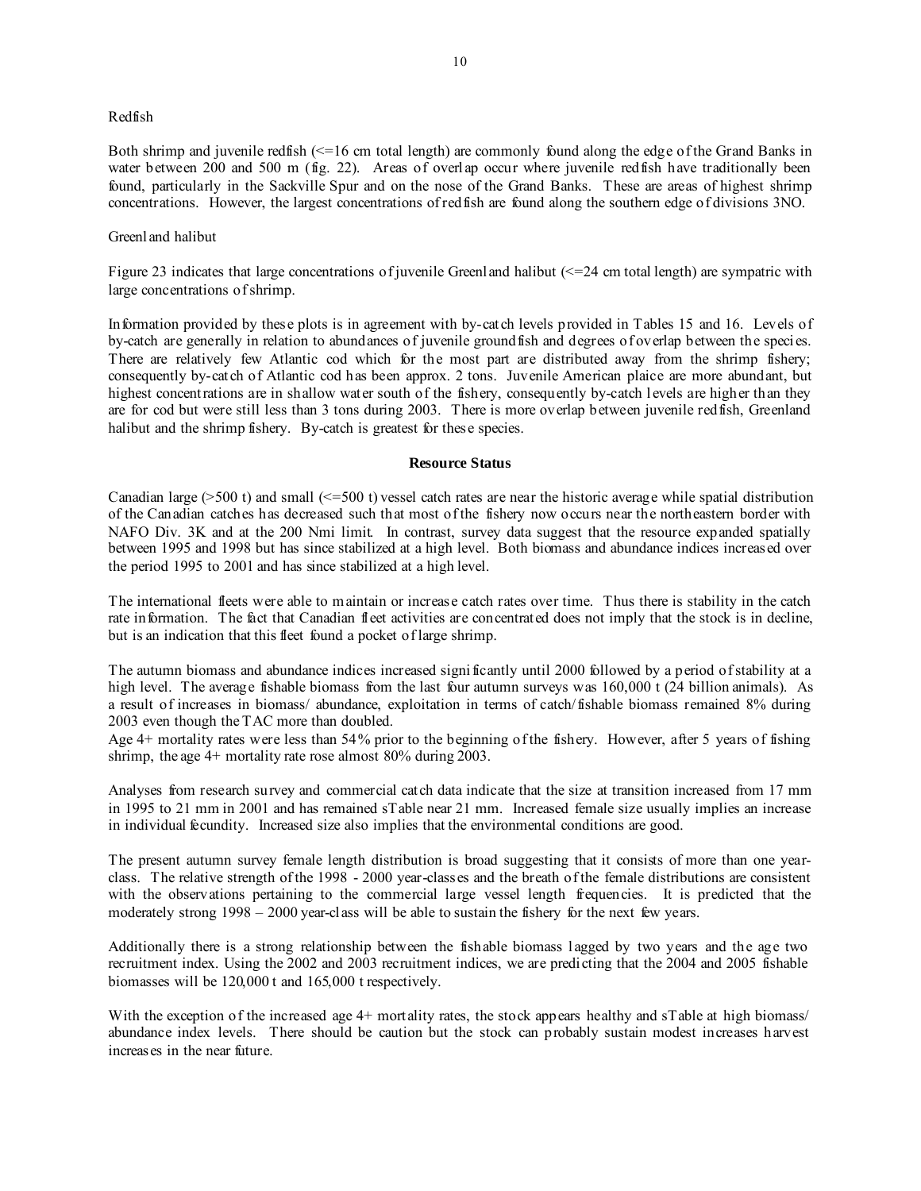Redfish

Both shrimp and juvenile redfish (<=16 cm total length) are commonly found along the edge of the Grand Banks in water between 200 and 500 m (fig. 22). Areas of overlap occur where juvenile redfish have traditionally been found, particularly in the Sackville Spur and on the nose of the Grand Banks. These are areas of highest shrimp concentrations. However, the largest concentrations of redfish are found along the southern edge of divisions 3NO.

Greenland halibut

Figure 23 indicates that large concentrations of juvenile Greenland halibut (<=24 cm total length) are sympatric with large concentrations of shrimp.

Information provided by these plots is in agreement with by-catch levels provided in Tables 15 and 16. Levels of by-catch are generally in relation to abundances of juvenile groundfish and degrees of overlap between the species. There are relatively few Atlantic cod which for the most part are distributed away from the shrimp fishery; consequently by-catch of Atlantic cod has been approx. 2 tons. Juvenile American plaice are more abundant, but highest concentrations are in shallow water south of the fishery, consequently by-catch levels are higher than they are for cod but were still less than 3 tons during 2003. There is more overlap between juvenile redfish, Greenland halibut and the shrimp fishery. By-catch is greatest for these species.

## Resource Status

Canadian large (>500 t) and small (<=500 t) vessel catch rates are near the historic average while spatial distribution of the Canadian catches has decreased such that most of the fishery now occurs near the northeastern border with NAFO Div. 3K and at the 200 Nmi limit. In contrast, survey data suggest that the resource expanded spatially between 1995 and 1998 but has since stabilized at a high level. Both biomass and abundance indices increased over the period 1995 to 2001 and has since stabilized at a high level.

The international fleets were able to maintain or increase catch rates over time. Thus there is stability in the catch rate information. The fact that Canadian fleet activities are concentrated does not imply that the stock is in decline, but is an indication that this fleet found a pocket of large shrimp.

The autumn biomass and abundance indices increased significantly until 2000 followed by a period of stability at a high level. The average fishable biomass from the last four autumn surveys was 160,000 t (24 billion animals). As a result of increases in biomass/ abundance, exploitation in terms of catch/fishable biomass remained 8% during 2003 even though the TAC more than doubled.
Age 4+ mortality rates were less than 54% prior to the beginning of the fishery. However, after 5 years of fishing shrimp, the age 4+ mortality rate rose almost 80% during 2003.

Analyses from research survey and commercial catch data indicate that the size at transition increased from 17 mm in 1995 to 21 mm in 2001 and has remained sTable near 21 mm. Increased female size usually implies an increase in individual fecundity. Increased size also implies that the environmental conditions are good.

The present autumn survey female length distribution is broad suggesting that it consists of more than one year-class. The relative strength of the 1998 - 2000 year-classes and the breath of the female distributions are consistent with the observations pertaining to the commercial large vessel length frequencies. It is predicted that the moderately strong 1998 – 2000 year-class will be able to sustain the fishery for the next few years.

Additionally there is a strong relationship between the fishable biomass lagged by two years and the age two recruitment index. Using the 2002 and 2003 recruitment indices, we are predicting that the 2004 and 2005 fishable biomasses will be 120,000 t and 165,000 t respectively.

With the exception of the increased age 4+ mortality rates, the stock appears healthy and sTable at high biomass/ abundance index levels. There should be caution but the stock can probably sustain modest increases harvest increases in the near future.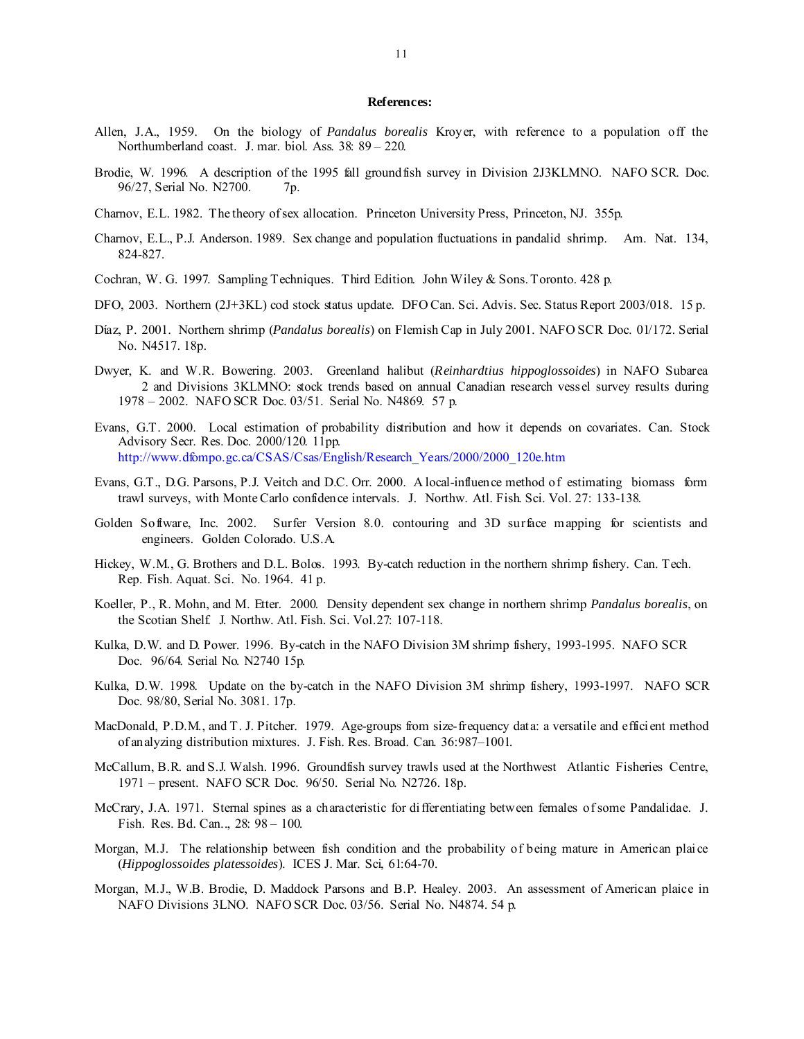**References:**

Allen, J.A., 1959. On the biology of *Pandalus borealis* Kroyer, with reference to a population off the Northumberland coast. J. mar. biol. Ass. 38: 89 – 220.

Brodie, W. 1996. A description of the 1995 fall groundfish survey in Division 2J3KLMNO. NAFO SCR. Doc. 96/27, Serial No. N2700. 7p.

Charnov, E.L. 1982. The theory of sex allocation. Princeton University Press, Princeton, NJ. 355p.

Charnov, E.L., P.J. Anderson. 1989. Sex change and population fluctuations in pandalid shrimp. Am. Nat. 134, 824-827.

Cochran, W. G. 1997. Sampling Techniques. Third Edition. John Wiley & Sons. Toronto. 428 p.

DFO, 2003. Northern (2J+3KL) cod stock status update. DFO Can. Sci. Advis. Sec. Status Report 2003/018. 15 p.

Díaz, P. 2001. Northern shrimp (*Pandalus borealis*) on Flemish Cap in July 2001. NAFO SCR Doc. 01/172. Serial No. N4517. 18p.

Dwyer, K. and W.R. Bowering. 2003. Greenland halibut (*Reinhardtius hippoglossoides*) in NAFO Subarea 2 and Divisions 3KLMNO: stock trends based on annual Canadian research vessel survey results during 1978 – 2002. NAFO SCR Doc. 03/51. Serial No. N4869. 57 p.

Evans, G.T. 2000. Local estimation of probability distribution and how it depends on covariates. Can. Stock Advisory Secr. Res. Doc. 2000/120. 11pp. http://www.dfompo.gc.ca/CSAS/Csas/English/Research_Years/2000/2000_120e.htm

Evans, G.T., D.G. Parsons, P.J. Veitch and D.C. Orr. 2000. A local-influence method of estimating biomass form trawl surveys, with Monte Carlo confidence intervals. J. Northw. Atl. Fish. Sci. Vol. 27: 133-138.

Golden Software, Inc. 2002. Surfer Version 8.0. contouring and 3D surface mapping for scientists and engineers. Golden Colorado. U.S.A.

Hickey, W.M., G. Brothers and D.L. Bolos. 1993. By-catch reduction in the northern shrimp fishery. Can. Tech. Rep. Fish. Aquat. Sci. No. 1964. 41 p.

Koeller, P., R. Mohn, and M. Etter. 2000. Density dependent sex change in northern shrimp *Pandalus borealis*, on the Scotian Shelf. J. Northw. Atl. Fish. Sci. Vol.27: 107-118.

Kulka, D.W. and D. Power. 1996. By-catch in the NAFO Division 3M shrimp fishery, 1993-1995. NAFO SCR Doc. 96/64. Serial No. N2740 15p.

Kulka, D.W. 1998. Update on the by-catch in the NAFO Division 3M shrimp fishery, 1993-1997. NAFO SCR Doc. 98/80, Serial No. 3081. 17p.

MacDonald, P.D.M., and T. J. Pitcher. 1979. Age-groups from size-frequency data: a versatile and efficient method of analyzing distribution mixtures. J. Fish. Res. Broad. Can. 36:987–1001.

McCallum, B.R. and S.J. Walsh. 1996. Groundfish survey trawls used at the Northwest Atlantic Fisheries Centre, 1971 – present. NAFO SCR Doc. 96/50. Serial No. N2726. 18p.

McCrary, J.A. 1971. Sternal spines as a characteristic for differentiating between females of some Pandalidae. J. Fish. Res. Bd. Can.., 28: 98 – 100.

Morgan, M.J. The relationship between fish condition and the probability of being mature in American plaice (*Hippoglossoides platessoides*). ICES J. Mar. Sci, 61:64-70.

Morgan, M.J., W.B. Brodie, D. Maddock Parsons and B.P. Healey. 2003. An assessment of American plaice in NAFO Divisions 3LNO. NAFO SCR Doc. 03/56. Serial No. N4874. 54 p.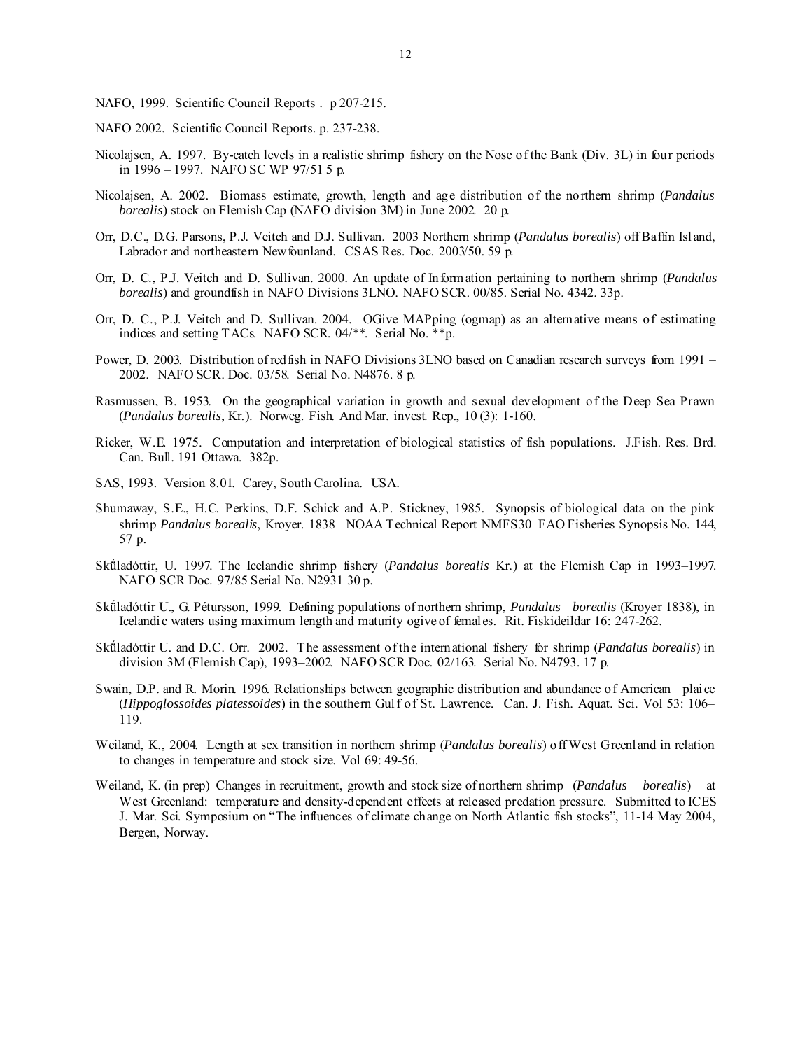NAFO, 1999. Scientific Council Reports . p 207-215.

NAFO 2002. Scientific Council Reports. p. 237-238.

Nicolajsen, A. 1997. By-catch levels in a realistic shrimp fishery on the Nose of the Bank (Div. 3L) in four periods in 1996 – 1997. NAFO SC WP 97/51 5 p.

Nicolajsen, A. 2002. Biomass estimate, growth, length and age distribution of the northern shrimp (*Pandalus borealis*) stock on Flemish Cap (NAFO division 3M) in June 2002. 20 p.

Orr, D.C., D.G. Parsons, P.J. Veitch and D.J. Sullivan. 2003 Northern shrimp (*Pandalus borealis*) off Baffin Island, Labrador and northeastern Newfounland. CSAS Res. Doc. 2003/50. 59 p.

Orr, D. C., P.J. Veitch and D. Sullivan. 2000. An update of Information pertaining to northern shrimp (*Pandalus borealis*) and groundfish in NAFO Divisions 3LNO. NAFO SCR. 00/85. Serial No. 4342. 33p.

Orr, D. C., P.J. Veitch and D. Sullivan. 2004. OGive MAPping (ogmap) as an alternative means of estimating indices and setting TACs. NAFO SCR. 04/**. Serial No. **p.

Power, D. 2003. Distribution of redfish in NAFO Divisions 3LNO based on Canadian research surveys from 1991 – 2002. NAFO SCR. Doc. 03/58. Serial No. N4876. 8 p.

Rasmussen, B. 1953. On the geographical variation in growth and sexual development of the Deep Sea Prawn (*Pandalus borealis*, Kr.). Norweg. Fish. And Mar. invest. Rep., 10 (3): 1-160.

Ricker, W.E. 1975. Computation and interpretation of biological statistics of fish populations. J.Fish. Res. Brd. Can. Bull. 191 Ottawa. 382p.

SAS, 1993. Version 8.01. Carey, South Carolina. USA.

Shumaway, S.E., H.C. Perkins, D.F. Schick and A.P. Stickney, 1985. Synopsis of biological data on the pink shrimp *Pandalus borealis*, Kroyer. 1838 NOAA Technical Report NMFS30 FAO Fisheries Synopsis No. 144, 57 p.

Skúladóttir, U. 1997. The Icelandic shrimp fishery (*Pandalus borealis* Kr.) at the Flemish Cap in 1993–1997. NAFO SCR Doc. 97/85 Serial No. N2931 30 p.

Skúladóttir U., G. Pétursson, 1999. Defining populations of northern shrimp, *Pandalus borealis* (Kroyer 1838), in Icelandic waters using maximum length and maturity ogive of females. Rit. Fiskideildar 16: 247-262.

Skúladóttir U. and D.C. Orr. 2002. The assessment of the international fishery for shrimp (*Pandalus borealis*) in division 3M (Flemish Cap), 1993–2002. NAFO SCR Doc. 02/163. Serial No. N4793. 17 p.

Swain, D.P. and R. Morin. 1996. Relationships between geographic distribution and abundance of American plaice (*Hippoglossoides platessoides*) in the southern Gulf of St. Lawrence. Can. J. Fish. Aquat. Sci. Vol 53: 106–119.

Weiland, K., 2004. Length at sex transition in northern shrimp (*Pandalus borealis*) off West Greenland in relation to changes in temperature and stock size. Vol 69: 49-56.

Weiland, K. (in prep) Changes in recruitment, growth and stock size of northern shrimp (*Pandalus borealis*) at West Greenland: temperature and density-dependent effects at released predation pressure. Submitted to ICES J. Mar. Sci. Symposium on "The influences of climate change on North Atlantic fish stocks", 11-14 May 2004, Bergen, Norway.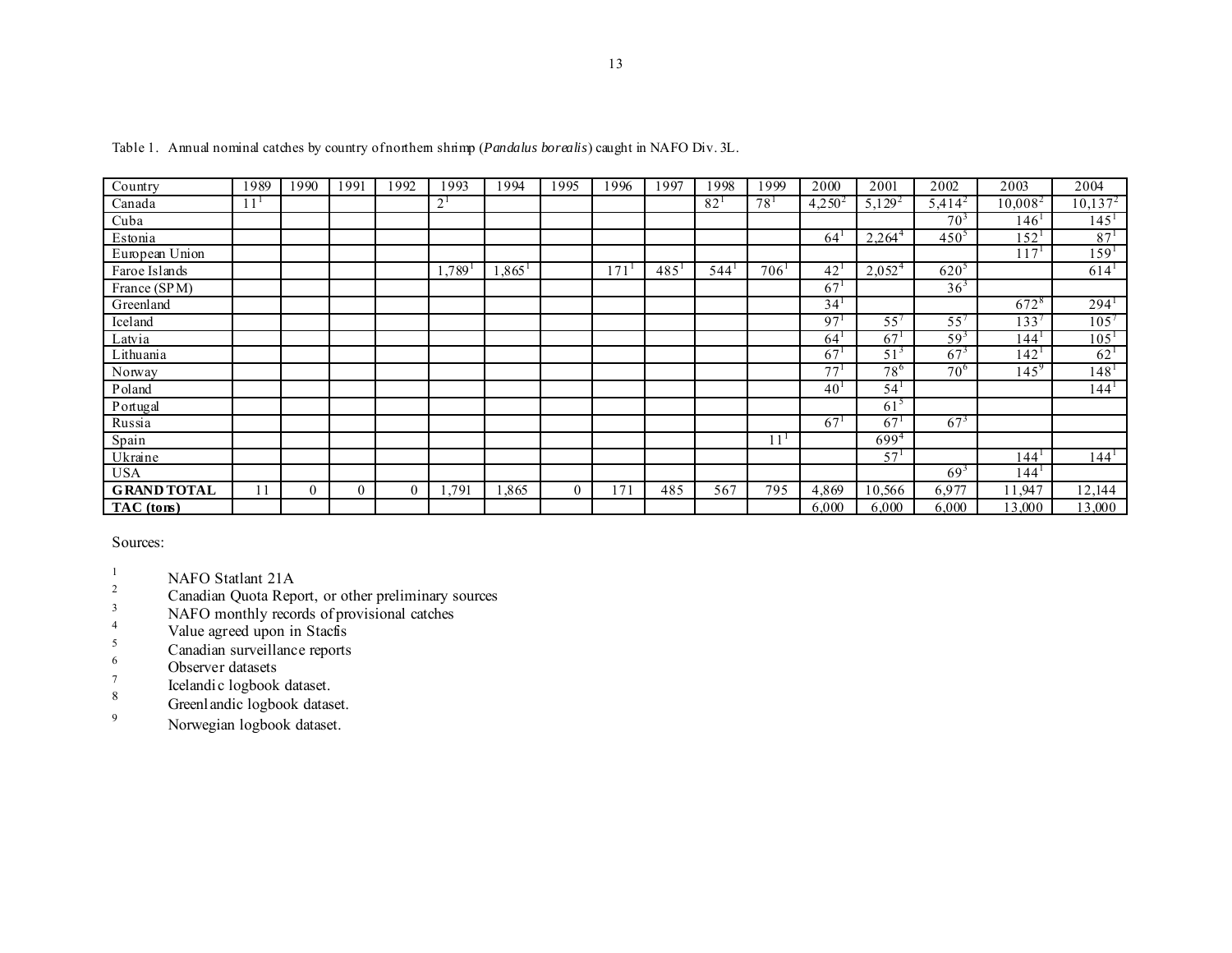Table 1. Annual nominal catches by country of northern shrimp (*Pandalus borealis*) caught in NAFO Div. 3L.

| Country | 1989 | 1990 | 1991 | 1992 | 1993 | 1994 | 1995 | 1996 | 1997 | 1998 | 1999 | 2000 | 2001 | 2002 | 2003 | 2004 |
|---|---|---|---|---|---|---|---|---|---|---|---|---|---|---|---|---|
| Canada | 11[1] | | | | 2[1] | | | | | 82[1] | 78[1] | 4,250[2] | 5,129[2] | 5,414[2] | 10,008[2] | 10,137[2] |
| Cuba | | | | | | | | | | | | | | 70[3] | 146[1] | 145[1] |
| Estonia | | | | | | | | | | | | 64[1] | 2,264[4] | 450[5] | 152[1] | 87[1] |
| European Union | | | | | | | | | | | | | | | 117[1] | 159[1] |
| Faroe Islands | | | | | 1,789[1] | 1,865[1] | | 171[1] | 485[1] | 544[1] | 706[1] | 42[1] | 2,052[4] | 620[5] | | 614[1] |
| France (SPM) | | | | | | | | | | | | 67[1] | | 36[3] | | |
| Greenland | | | | | | | | | | | | 34[1] | | | 672[8] | 294[1] |
| Iceland | | | | | | | | | | | | 97[1] | 55[7] | 55[7] | 133[7] | 105[7] |
| Latvia | | | | | | | | | | | | 64[1] | 67[1] | 59[3] | 144[1] | 105[1] |
| Lithuania | | | | | | | | | | | | 67[1] | 51[3] | 67[3] | 142[1] | 62[1] |
| Norway | | | | | | | | | | | | 77[1] | 78[6] | 70[6] | 145[9] | 148[1] |
| Poland | | | | | | | | | | | | 40[1] | 54[1] | | | 144[1] |
| Portugal | | | | | | | | | | | | | 61[5] | | | |
| Russia | | | | | | | | | | | | 67[1] | 67[1] | 67[3] | | |
| Spain | | | | | | | | | | | 11[1] | | 699[4] | | | |
| Ukraine | | | | | | | | | | | | | 57[1] | | 144[1] | 144[1] |
| USA | | | | | | | | | | | | | | 69[3] | 144[1] | |
| **GRAND TOTAL** | 11 | 0 | 0 | 0 | 1,791 | 1,865 | 0 | 171 | 485 | 567 | 795 | 4,869 | 10,566 | 6,977 | 11,947 | 12,144 |
| **TAC (tons)** | | | | | | | | | | | | 6,000 | 6,000 | 6,000 | 13,000 | 13,000 |

Sources:

1. NAFO Statlant 21A
2. Canadian Quota Report, or other preliminary sources
3. NAFO monthly records of provisional catches
4. Value agreed upon in Stacfis
5. Canadian surveillance reports
6. Observer datasets
7. Icelandic logbook dataset.
8. Greenlandic logbook dataset.
9. Norwegian logbook dataset.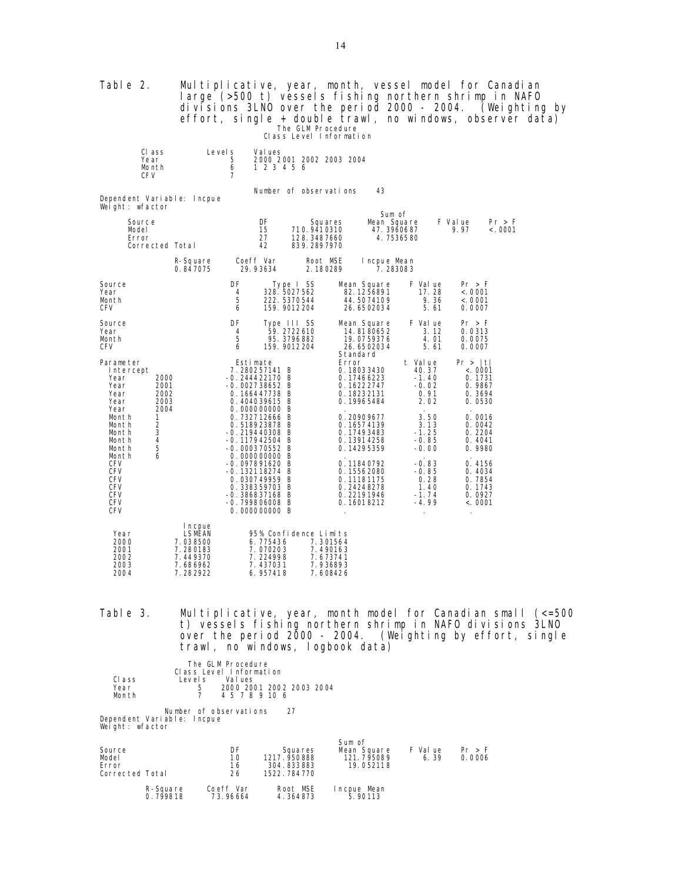Table 2. Multiplicative, year, month, vessel model for Canadian large (>500 t) vessels fishing northern shrimp in NAFO divisions 3LNO over the period 2000 - 2004. (Weighting by effort, single + double trawl, no windows, observer data)

The GLM Procedure
Class Level Information

| Class | Levels | Values |
|---|---|---|
| Year | 5 | 2000 2001 2002 2003 2004 |
| Month | 6 | 1 2 3 4 5 6 |
| CFV | 7 | |

Number of observations 43

Dependent Variable: lncpue
Weight: wfactor

| Source | DF | Sum of Squares | Mean Square | F Value | Pr > F |
|---|---|---|---|---|---|
| Model | 15 | 710.9410310 | 47.3960687 | 9.97 | <.0001 |
| Error | 27 | 128.3487660 | 4.7536580 | | |
| Corrected Total | 42 | 839.2897970 | | | |

| R-Square | Coeff Var | Root MSE | lncpue Mean |
|---|---|---|---|
| 0.847075 | 29.93634 | 2.180289 | 7.283083 |

| Source | DF | Type I SS | Mean Square | F Value | Pr > F |
|---|---|---|---|---|---|
| Year | 4 | 328.5027562 | 82.1256891 | 17.28 | <.0001 |
| Month | 5 | 222.5370544 | 44.5074109 | 9.36 | <.0001 |
| CFV | 6 | 159.9012204 | 26.6502034 | 5.61 | 0.0007 |

| Source | DF | Type III SS | Mean Square | F Value | Pr > F |
|---|---|---|---|---|---|
| Year | 4 | 59.2722610 | 14.8180652 | 3.12 | 0.0313 |
| Month | 5 | 95.3796882 | 19.0759376 | 4.01 | 0.0075 |
| CFV | 6 | 159.9012204 | 26.6502034 | 5.61 | 0.0007 |

| Parameter | | Estimate | | Standard Error | t Value | Pr > \|t\| |
|---|---|---|---|---|---|---|
| Intercept | | 7.280257141 | B | 0.18033430 | 40.37 | <.0001 |
| Year | 2000 | -0.244422170 | B | 0.17466223 | -1.40 | 0.1731 |
| Year | 2001 | -0.002738652 | B | 0.16222747 | -0.02 | 0.9867 |
| Year | 2002 | 0.166447738 | B | 0.18232131 | 0.91 | 0.3694 |
| Year | 2003 | 0.404039615 | B | 0.19965484 | 2.02 | 0.0530 |
| Year | 2004 | 0.000000000 | B | . | . | . |
| Month | 1 | 0.732712666 | B | 0.20909677 | 3.50 | 0.0016 |
| Month | 2 | 0.518923878 | B | 0.16574139 | 3.13 | 0.0042 |
| Month | 3 | -0.219440308 | B | 0.17493483 | -1.25 | 0.2204 |
| Month | 4 | -0.117942504 | B | 0.13914258 | -0.85 | 0.4041 |
| Month | 5 | -0.000370552 | B | 0.14295359 | -0.00 | 0.9980 |
| Month | 6 | 0.000000000 | B | . | . | . |
| CFV | | -0.097891620 | B | 0.11840792 | -0.83 | 0.4156 |
| CFV | | -0.132118274 | B | 0.15562080 | -0.85 | 0.4034 |
| CFV | | 0.030749959 | B | 0.11181175 | 0.28 | 0.7854 |
| CFV | | 0.338359703 | B | 0.24248278 | 1.40 | 0.1743 |
| CFV | | -0.386837168 | B | 0.22191946 | -1.74 | 0.0927 |
| CFV | | -0.799806008 | B | 0.16018212 | -4.99 | <.0001 |
| CFV | | 0.000000000 | B | . | . | . |

| Year | lncpue LSMEAN | 95% Confidence Limits | |
|---|---|---|---|
| 2000 | 7.038500 | 6.775436 | 7.301564 |
| 2001 | 7.280183 | 7.070203 | 7.490163 |
| 2002 | 7.449370 | 7.224998 | 7.673741 |
| 2003 | 7.686962 | 7.437031 | 7.936893 |
| 2004 | 7.282922 | 6.957418 | 7.608426 |

Table 3. Multiplicative, year, month model for Canadian small (<=500 t) vessels fishing northern shrimp in NAFO divisions 3LNO over the period 2000 - 2004. (Weighting by effort, single trawl, no windows, logbook data)

The GLM Procedure
Class Level Information

| Class | Levels | Values |
|---|---|---|
| Year | 5 | 2000 2001 2002 2003 2004 |
| Month | 7 | 4 5 7 8 9 10 6 |

Number of observations 27

Dependent Variable: lncpue
Weight: wfactor

| Source | DF | Sum of Squares | Mean Square | F Value | Pr > F |
|---|---|---|---|---|---|
| Model | 10 | 1217.950888 | 121.795089 | 6.39 | 0.0006 |
| Error | 16 | 304.833883 | 19.052118 | | |
| Corrected Total | 26 | 1522.784770 | | | |

| R-Square | Coeff Var | Root MSE | lncpue Mean |
|---|---|---|---|
| 0.799818 | 73.96664 | 4.364873 | 5.90113 |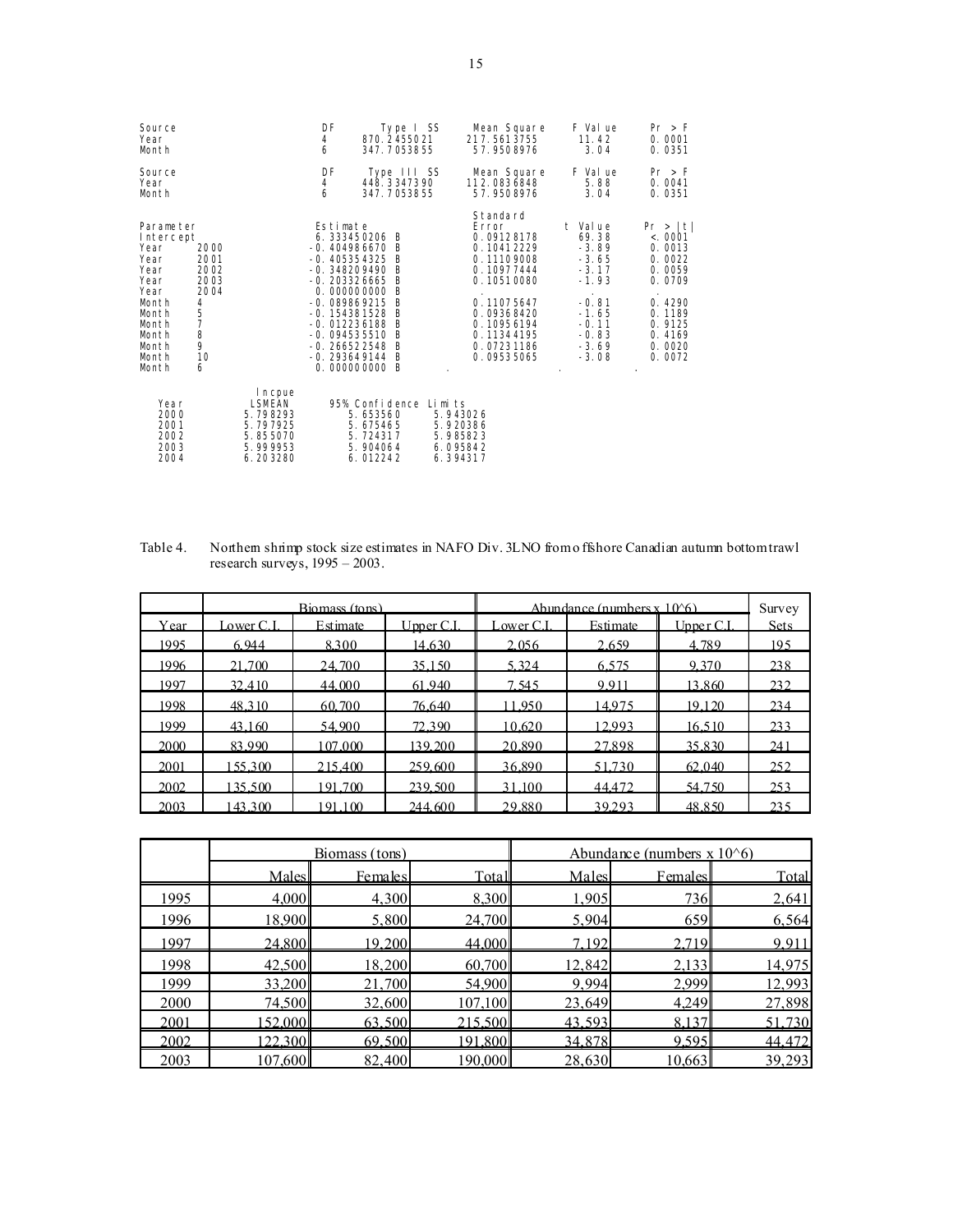```
Source                      DF        Type I SS      Mean Square    F Value    Pr > F
Year                         4      870.2455021      217.5613755      11.42    0.0001
Month                        6      347.7053855       57.9508976       3.04    0.0351

Source                      DF      Type III SS      Mean Square    F Value    Pr > F
Year                         4      448.3347390      112.0836848       5.88    0.0041
Month                        6      347.7053855       57.9508976       3.04    0.0351

                                                       Standard
Parameter                     Estimate                 Error       t Value    Pr > |t|
Intercept                   6.333450206 B            0.09128178      69.38     <.0001
Year        2000           -0.404986670 B            0.10412229      -3.89     0.0013
Year        2001           -0.405354325 B            0.11109008      -3.65     0.0022
Year        2002           -0.348209490 B            0.10977444      -3.17     0.0059
Year        2003           -0.203326665 B            0.10510080      -1.93     0.0709
Year        2004            0.000000000 B             .                .        .
Month       4              -0.089869215 B            0.11075647      -0.81     0.4290
Month       5              -0.154381528 B            0.09368420      -1.65     0.1189
Month       7              -0.012236188 B            0.10956194      -0.11     0.9125
Month       8              -0.094535510 B            0.11344195      -0.83     0.4169
Month       9              -0.266522548 B            0.07231186      -3.69     0.0020
Month       10             -0.293649144 B            0.09535065      -3.08     0.0072
Month       6               0.000000000 B             .                .        .

              lncpue
  Year        LSMEAN       95% Confidence Limits
  2000      5.798293       5.653560     5.943026
  2001      5.797925       5.675465     5.920386
  2002      5.855070       5.724317     5.985823
  2003      5.999953       5.904064     6.095842
  2004      6.203280       6.012242     6.394317
```

Table 4. Northern shrimp stock size estimates in NAFO Div. 3LNO from offshore Canadian autumn bottom trawl research surveys, 1995 – 2003.

| | Biomass (tons) | | | Abundance (numbers x 10^6) | | | Survey |
|---|---|---|---|---|---|---|---|
| Year | Lower C.I. | Estimate | Upper C.I. | Lower C.I. | Estimate | Upper C.I. | Sets |
| 1995 | 6,944 | 8,300 | 14,630 | 2,056 | 2,659 | 4,789 | 195 |
| 1996 | 21,700 | 24,700 | 35,150 | 5,324 | 6,575 | 9,370 | 238 |
| 1997 | 32,410 | 44,000 | 61,940 | 7,545 | 9,911 | 13,860 | 232 |
| 1998 | 48,310 | 60,700 | 76,640 | 11,950 | 14,975 | 19,120 | 234 |
| 1999 | 43,160 | 54,900 | 72,390 | 10,620 | 12,993 | 16,510 | 233 |
| 2000 | 83,990 | 107,000 | 139,200 | 20,890 | 27,898 | 35,830 | 241 |
| 2001 | 155,300 | 215,400 | 259,600 | 36,890 | 51,730 | 62,040 | 252 |
| 2002 | 135,500 | 191,700 | 239,500 | 31,100 | 44,472 | 54,750 | 253 |
| 2003 | 143,300 | 191,100 | 244,600 | 29,880 | 39,293 | 48,850 | 235 |

| | Biomass (tons) | | | Abundance (numbers x 10^6) | | |
|---|---|---|---|---|---|---|
| | Males | Females | Total | Males | Females | Total |
| 1995 | 4,000 | 4,300 | 8,300 | 1,905 | 736 | 2,641 |
| 1996 | 18,900 | 5,800 | 24,700 | 5,904 | 659 | 6,564 |
| 1997 | 24,800 | 19,200 | 44,000 | 7,192 | 2,719 | 9,911 |
| 1998 | 42,500 | 18,200 | 60,700 | 12,842 | 2,133 | 14,975 |
| 1999 | 33,200 | 21,700 | 54,900 | 9,994 | 2,999 | 12,993 |
| 2000 | 74,500 | 32,600 | 107,100 | 23,649 | 4,249 | 27,898 |
| 2001 | 152,000 | 63,500 | 215,500 | 43,593 | 8,137 | 51,730 |
| 2002 | 122,300 | 69,500 | 191,800 | 34,878 | 9,595 | 44,472 |
| 2003 | 107,600 | 82,400 | 190,000 | 28,630 | 10,663 | 39,293 |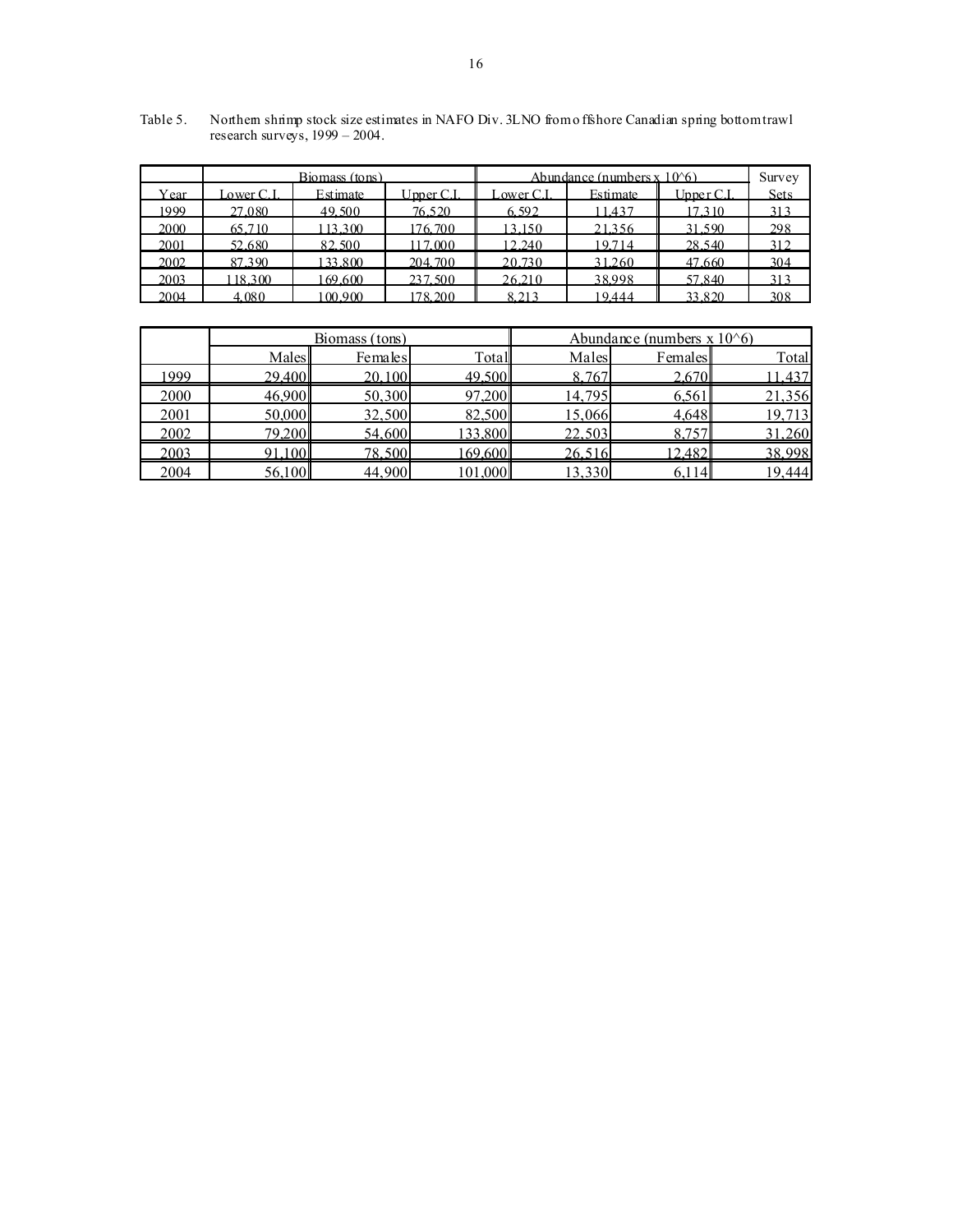Table 5. Northern shrimp stock size estimates in NAFO Div. 3LNO from offshore Canadian spring bottom trawl research surveys, 1999 – 2004.

| | Biomass (tons) | | | Abundance (numbers x 10^6) | | | Survey |
|---|---|---|---|---|---|---|---|
| Year | Lower C.I. | Estimate | Upper C.I. | Lower C.I. | Estimate | Upper C.I. | Sets |
| 1999 | 27,080 | 49,500 | 76,520 | 6,592 | 11,437 | 17,310 | 313 |
| 2000 | 65,710 | 113,300 | 176,700 | 13,150 | 21,356 | 31,590 | 298 |
| 2001 | 52,680 | 82,500 | 117,000 | 12,240 | 19,714 | 28,540 | 312 |
| 2002 | 87,390 | 133,800 | 204,700 | 20,730 | 31,260 | 47,660 | 304 |
| 2003 | 118,300 | 169,600 | 237,500 | 26,210 | 38,998 | 57,840 | 313 |
| 2004 | 4,080 | 100,900 | 178,200 | 8,213 | 19,444 | 33,820 | 308 |

| | Biomass (tons) | | | Abundance (numbers x 10^6) | | |
|---|---|---|---|---|---|---|
| | Males | Females | Total | Males | Females | Total |
| 1999 | 29,400 | 20,100 | 49,500 | 8,767 | 2,670 | 11,437 |
| 2000 | 46,900 | 50,300 | 97,200 | 14,795 | 6,561 | 21,356 |
| 2001 | 50,000 | 32,500 | 82,500 | 15,066 | 4,648 | 19,713 |
| 2002 | 79,200 | 54,600 | 133,800 | 22,503 | 8,757 | 31,260 |
| 2003 | 91,100 | 78,500 | 169,600 | 26,516 | 12,482 | 38,998 |
| 2004 | 56,100 | 44,900 | 101,000 | 13,330 | 6,114 | 19,444 |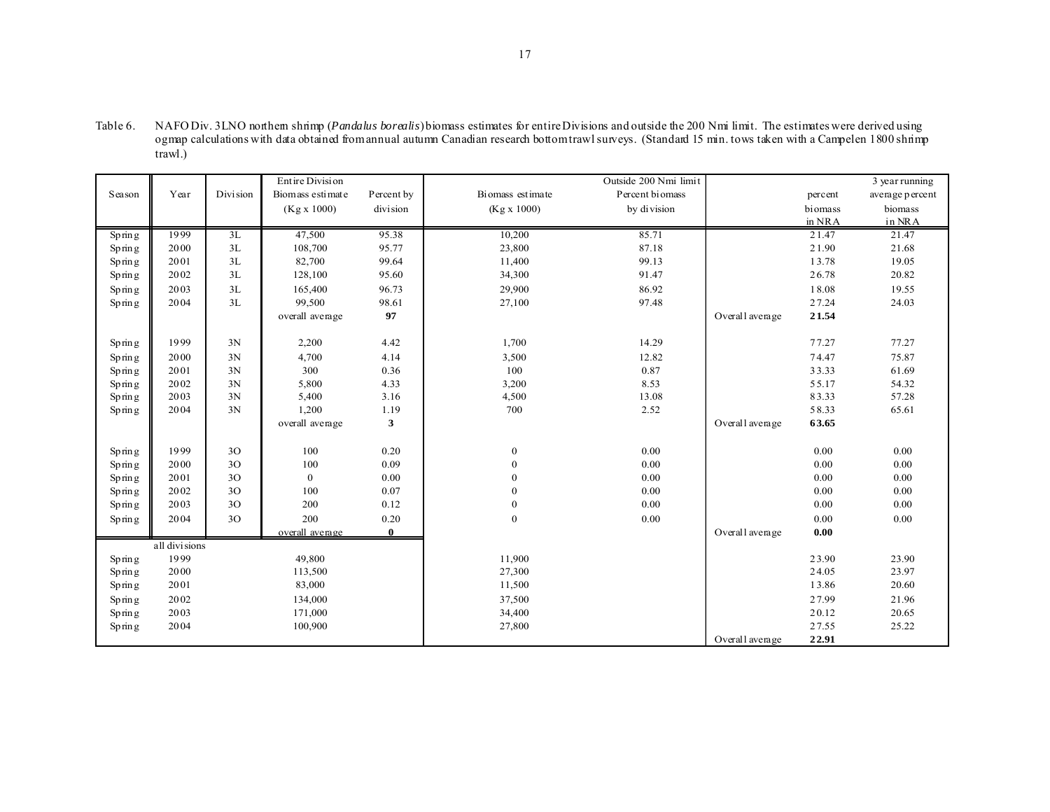Table 6. NAFO Div. 3LNO northern shrimp (*Pandalus borealis*) biomass estimates for entire Divisions and outside the 200 Nmi limit. The estimates were derived using ogmap calculations with data obtained from annual autumn Canadian research bottom trawl surveys. (Standard 15 min. tows taken with a Campelen 1800 shrimp trawl.)

| Season | Year | Division | Entire Division Biomass estimate (Kg x 1000) | Percent by division | Outside 200 Nmi limit Biomass estimate (Kg x 1000) | Percent biomass by division | | percent biomass in NRA | 3 year running average percent biomass in NRA |
|---|---|---|---|---|---|---|---|---|---|
| Spring | 1999 | 3L | 47,500 | 95.38 | 10,200 | 85.71 | | 21.47 | 21.47 |
| Spring | 2000 | 3L | 108,700 | 95.77 | 23,800 | 87.18 | | 21.90 | 21.68 |
| Spring | 2001 | 3L | 82,700 | 99.64 | 11,400 | 99.13 | | 13.78 | 19.05 |
| Spring | 2002 | 3L | 128,100 | 95.60 | 34,300 | 91.47 | | 26.78 | 20.82 |
| Spring | 2003 | 3L | 165,400 | 96.73 | 29,900 | 86.92 | | 18.08 | 19.55 |
| Spring | 2004 | 3L | 99,500 | 98.61 | 27,100 | 97.48 | | 27.24 | 24.03 |
| | | | overall average | **97** | | | Overall average | **21.54** | |
| Spring | 1999 | 3N | 2,200 | 4.42 | 1,700 | 14.29 | | 77.27 | 77.27 |
| Spring | 2000 | 3N | 4,700 | 4.14 | 3,500 | 12.82 | | 74.47 | 75.87 |
| Spring | 2001 | 3N | 300 | 0.36 | 100 | 0.87 | | 33.33 | 61.69 |
| Spring | 2002 | 3N | 5,800 | 4.33 | 3,200 | 8.53 | | 55.17 | 54.32 |
| Spring | 2003 | 3N | 5,400 | 3.16 | 4,500 | 13.08 | | 83.33 | 57.28 |
| Spring | 2004 | 3N | 1,200 | 1.19 | 700 | 2.52 | | 58.33 | 65.61 |
| | | | overall average | **3** | | | Overall average | **63.65** | |
| Spring | 1999 | 3O | 100 | 0.20 | 0 | 0.00 | | 0.00 | 0.00 |
| Spring | 2000 | 3O | 100 | 0.09 | 0 | 0.00 | | 0.00 | 0.00 |
| Spring | 2001 | 3O | 0 | 0.00 | 0 | 0.00 | | 0.00 | 0.00 |
| Spring | 2002 | 3O | 100 | 0.07 | 0 | 0.00 | | 0.00 | 0.00 |
| Spring | 2003 | 3O | 200 | 0.12 | 0 | 0.00 | | 0.00 | 0.00 |
| Spring | 2004 | 3O | 200 | 0.20 | 0 | 0.00 | | 0.00 | 0.00 |
| | | | overall average | **0** | | | Overall average | **0.00** | |
| | all divisions | | | | | | | | |
| Spring | 1999 | | 49,800 | | 11,900 | | | 23.90 | 23.90 |
| Spring | 2000 | | 113,500 | | 27,300 | | | 24.05 | 23.97 |
| Spring | 2001 | | 83,000 | | 11,500 | | | 13.86 | 20.60 |
| Spring | 2002 | | 134,000 | | 37,500 | | | 27.99 | 21.96 |
| Spring | 2003 | | 171,000 | | 34,400 | | | 20.12 | 20.65 |
| Spring | 2004 | | 100,900 | | 27,800 | | | 27.55 | 25.22 |
| | | | | | | | Overall average | **22.91** | |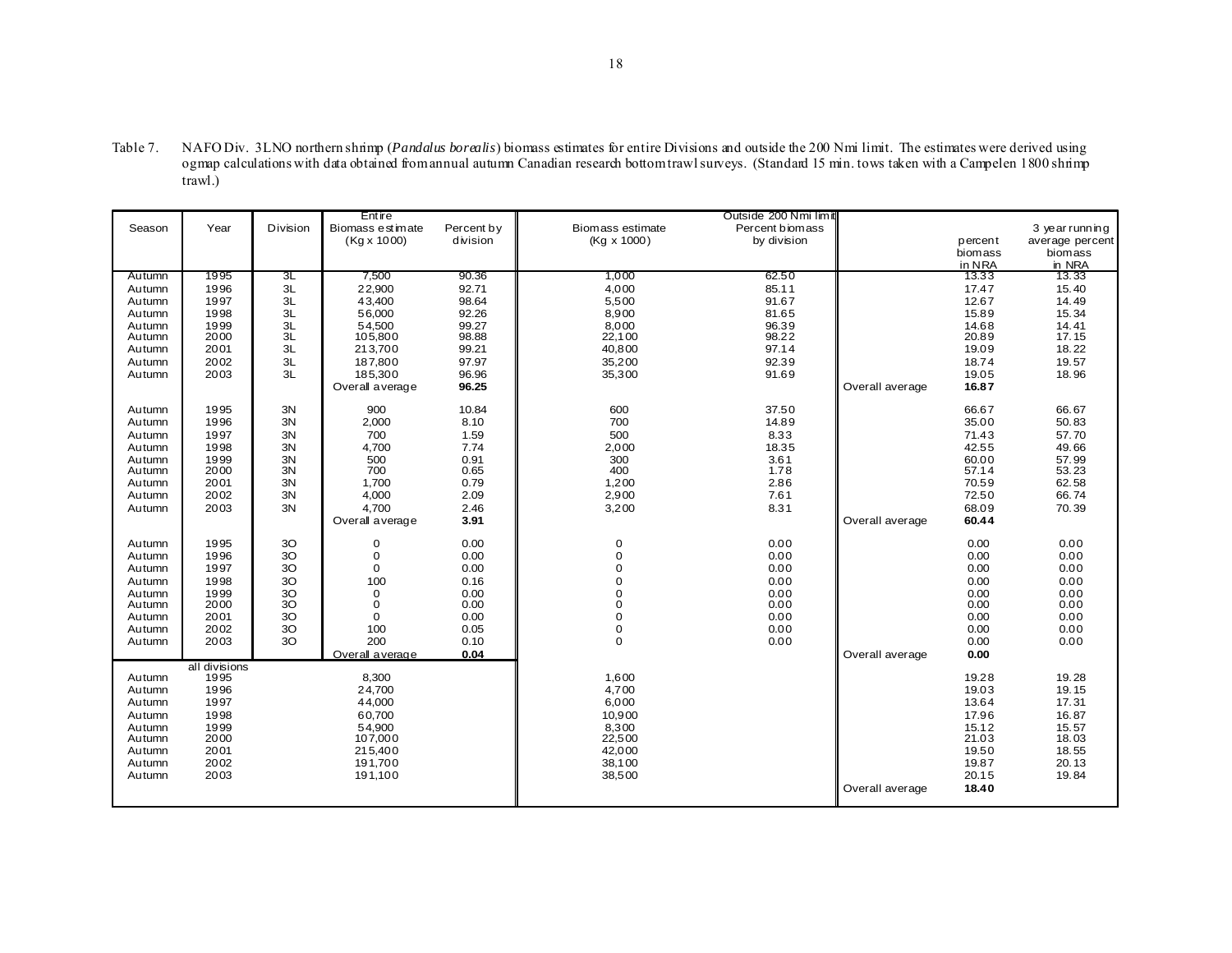Table 7. NAFO Div. 3LNO northern shrimp (*Pandalus borealis*) biomass estimates for entire Divisions and outside the 200 Nmi limit. The estimates were derived using ogmap calculations with data obtained from annual autumn Canadian research bottom trawl surveys. (Standard 15 min. tows taken with a Campelen 1800 shrimp trawl.)

| Season | Year | Division | Entire Biomass estimate (Kg x 1000) | Percent by division | Biomass estimate (Kg x 1000) | Outside 200 Nmi limit Percent biomass by division | | percent biomass in NRA | 3 year running average percent biomass in NRA |
|---|---|---|---|---|---|---|---|---|---|
| Autumn | 1995 | 3L | 7,500 | 90.36 | 1,000 | 62.50 | | 13.33 | 13.33 |
| Autumn | 1996 | 3L | 22,900 | 92.71 | 4,000 | 85.11 | | 17.47 | 15.40 |
| Autumn | 1997 | 3L | 43,400 | 98.64 | 5,500 | 91.67 | | 12.67 | 14.49 |
| Autumn | 1998 | 3L | 56,000 | 92.26 | 8,900 | 81.65 | | 15.89 | 15.34 |
| Autumn | 1999 | 3L | 54,500 | 99.27 | 8,000 | 96.39 | | 14.68 | 14.41 |
| Autumn | 2000 | 3L | 105,800 | 98.88 | 22,100 | 98.22 | | 20.89 | 17.15 |
| Autumn | 2001 | 3L | 213,700 | 99.21 | 40,800 | 97.14 | | 19.09 | 18.22 |
| Autumn | 2002 | 3L | 187,800 | 97.97 | 35,200 | 92.39 | | 18.74 | 19.57 |
| Autumn | 2003 | 3L | 185,300 | 96.96 | 35,300 | 91.69 | | 19.05 | 18.96 |
| | | | Overall average | **96.25** | | | Overall average | **16.87** | |
| Autumn | 1995 | 3N | 900 | 10.84 | 600 | 37.50 | | 66.67 | 66.67 |
| Autumn | 1996 | 3N | 2,000 | 8.10 | 700 | 14.89 | | 35.00 | 50.83 |
| Autumn | 1997 | 3N | 700 | 1.59 | 500 | 8.33 | | 71.43 | 57.70 |
| Autumn | 1998 | 3N | 4,700 | 7.74 | 2,000 | 18.35 | | 42.55 | 49.66 |
| Autumn | 1999 | 3N | 500 | 0.91 | 300 | 3.61 | | 60.00 | 57.99 |
| Autumn | 2000 | 3N | 700 | 0.65 | 400 | 1.78 | | 57.14 | 53.23 |
| Autumn | 2001 | 3N | 1,700 | 0.79 | 1,200 | 2.86 | | 70.59 | 62.58 |
| Autumn | 2002 | 3N | 4,000 | 2.09 | 2,900 | 7.61 | | 72.50 | 66.74 |
| Autumn | 2003 | 3N | 4,700 | 2.46 | 3,200 | 8.31 | | 68.09 | 70.39 |
| | | | Overall average | **3.91** | | | Overall average | **60.44** | |
| Autumn | 1995 | 3O | 0 | 0.00 | 0 | 0.00 | | 0.00 | 0.00 |
| Autumn | 1996 | 3O | 0 | 0.00 | 0 | 0.00 | | 0.00 | 0.00 |
| Autumn | 1997 | 3O | 0 | 0.00 | 0 | 0.00 | | 0.00 | 0.00 |
| Autumn | 1998 | 3O | 100 | 0.16 | 0 | 0.00 | | 0.00 | 0.00 |
| Autumn | 1999 | 3O | 0 | 0.00 | 0 | 0.00 | | 0.00 | 0.00 |
| Autumn | 2000 | 3O | 0 | 0.00 | 0 | 0.00 | | 0.00 | 0.00 |
| Autumn | 2001 | 3O | 0 | 0.00 | 0 | 0.00 | | 0.00 | 0.00 |
| Autumn | 2002 | 3O | 100 | 0.05 | 0 | 0.00 | | 0.00 | 0.00 |
| Autumn | 2003 | 3O | 200 | 0.10 | 0 | 0.00 | | 0.00 | 0.00 |
| | | | Overall average | **0.04** | | | Overall average | **0.00** | |
| | all divisions | | | | | | | | |
| Autumn | 1995 | | 8,300 | | 1,600 | | | 19.28 | 19.28 |
| Autumn | 1996 | | 24,700 | | 4,700 | | | 19.03 | 19.15 |
| Autumn | 1997 | | 44,000 | | 6,000 | | | 13.64 | 17.31 |
| Autumn | 1998 | | 60,700 | | 10,900 | | | 17.96 | 16.87 |
| Autumn | 1999 | | 54,900 | | 8,300 | | | 15.12 | 15.57 |
| Autumn | 2000 | | 107,000 | | 22,500 | | | 21.03 | 18.03 |
| Autumn | 2001 | | 215,400 | | 42,000 | | | 19.50 | 18.55 |
| Autumn | 2002 | | 191,700 | | 38,100 | | | 19.87 | 20.13 |
| Autumn | 2003 | | 191,100 | | 38,500 | | | 20.15 | 19.84 |
| | | | | | | | Overall average | **18.40** | |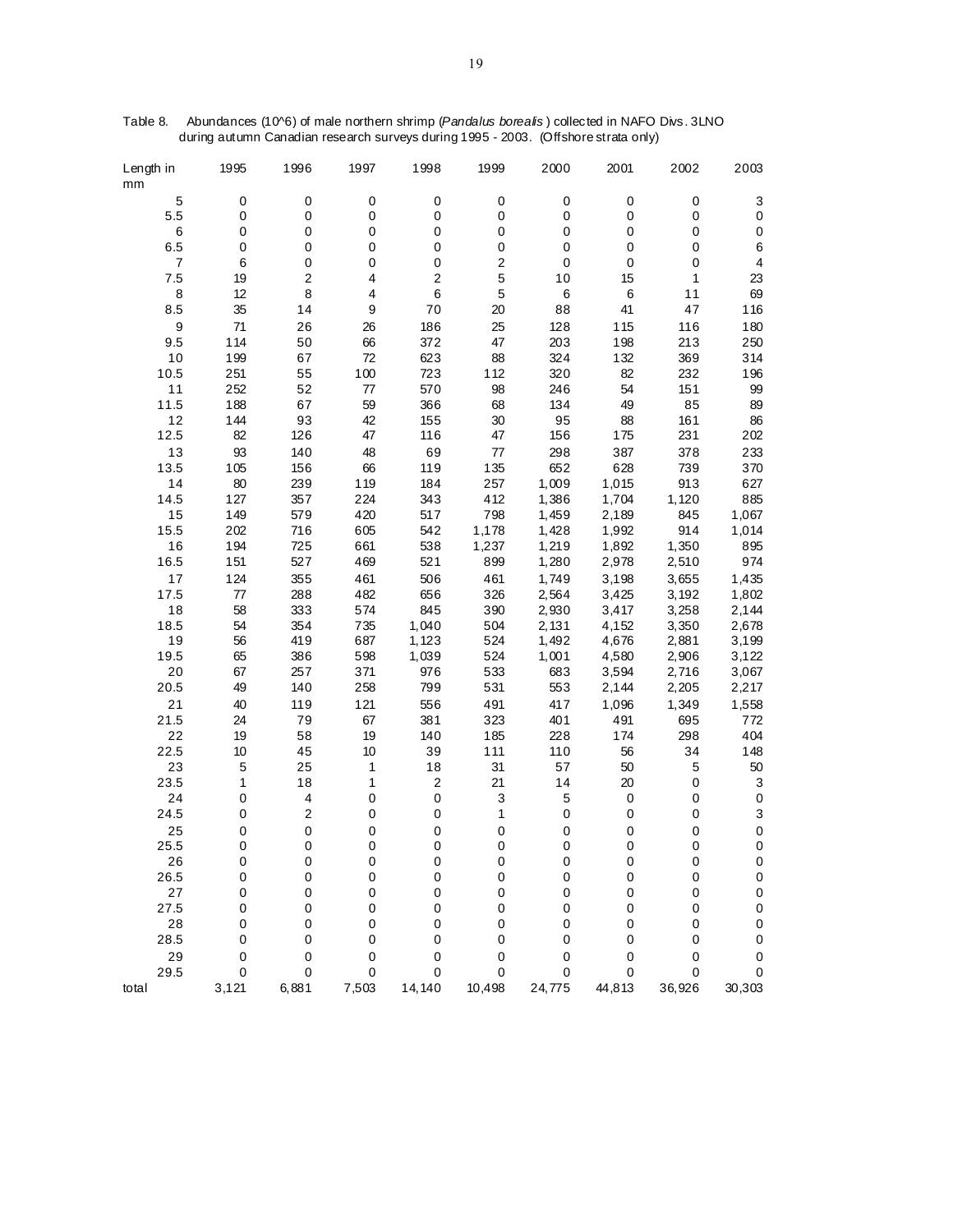Table 8. Abundances (10^6) of male northern shrimp (*Pandalus borealis*) collected in NAFO Divs. 3LNO during autumn Canadian research surveys during 1995 - 2003. (Offshore strata only)

| Length in mm | 1995 | 1996 | 1997 | 1998 | 1999 | 2000 | 2001 | 2002 | 2003 |
|---|---|---|---|---|---|---|---|---|---|
| 5 | 0 | 0 | 0 | 0 | 0 | 0 | 0 | 0 | 3 |
| 5.5 | 0 | 0 | 0 | 0 | 0 | 0 | 0 | 0 | 0 |
| 6 | 0 | 0 | 0 | 0 | 0 | 0 | 0 | 0 | 0 |
| 6.5 | 0 | 0 | 0 | 0 | 0 | 0 | 0 | 0 | 6 |
| 7 | 6 | 0 | 0 | 0 | 2 | 0 | 0 | 0 | 4 |
| 7.5 | 19 | 2 | 4 | 2 | 5 | 10 | 15 | 1 | 23 |
| 8 | 12 | 8 | 4 | 6 | 5 | 6 | 6 | 11 | 69 |
| 8.5 | 35 | 14 | 9 | 70 | 20 | 88 | 41 | 47 | 116 |
| 9 | 71 | 26 | 26 | 186 | 25 | 128 | 115 | 116 | 180 |
| 9.5 | 114 | 50 | 66 | 372 | 47 | 203 | 198 | 213 | 250 |
| 10 | 199 | 67 | 72 | 623 | 88 | 324 | 132 | 369 | 314 |
| 10.5 | 251 | 55 | 100 | 723 | 112 | 320 | 82 | 232 | 196 |
| 11 | 252 | 52 | 77 | 570 | 98 | 246 | 54 | 151 | 99 |
| 11.5 | 188 | 67 | 59 | 366 | 68 | 134 | 49 | 85 | 89 |
| 12 | 144 | 93 | 42 | 155 | 30 | 95 | 88 | 161 | 86 |
| 12.5 | 82 | 126 | 47 | 116 | 47 | 156 | 175 | 231 | 202 |
| 13 | 93 | 140 | 48 | 69 | 77 | 298 | 387 | 378 | 233 |
| 13.5 | 105 | 156 | 66 | 119 | 135 | 652 | 628 | 739 | 370 |
| 14 | 80 | 239 | 119 | 184 | 257 | 1,009 | 1,015 | 913 | 627 |
| 14.5 | 127 | 357 | 224 | 343 | 412 | 1,386 | 1,704 | 1,120 | 885 |
| 15 | 149 | 579 | 420 | 517 | 798 | 1,459 | 2,189 | 845 | 1,067 |
| 15.5 | 202 | 716 | 605 | 542 | 1,178 | 1,428 | 1,992 | 914 | 1,014 |
| 16 | 194 | 725 | 661 | 538 | 1,237 | 1,219 | 1,892 | 1,350 | 895 |
| 16.5 | 151 | 527 | 469 | 521 | 899 | 1,280 | 2,978 | 2,510 | 974 |
| 17 | 124 | 355 | 461 | 506 | 461 | 1,749 | 3,198 | 3,655 | 1,435 |
| 17.5 | 77 | 288 | 482 | 656 | 326 | 2,564 | 3,425 | 3,192 | 1,802 |
| 18 | 58 | 333 | 574 | 845 | 390 | 2,930 | 3,417 | 3,258 | 2,144 |
| 18.5 | 54 | 354 | 735 | 1,040 | 504 | 2,131 | 4,152 | 3,350 | 2,678 |
| 19 | 56 | 419 | 687 | 1,123 | 524 | 1,492 | 4,676 | 2,881 | 3,199 |
| 19.5 | 65 | 386 | 598 | 1,039 | 524 | 1,001 | 4,580 | 2,906 | 3,122 |
| 20 | 67 | 257 | 371 | 976 | 533 | 683 | 3,594 | 2,716 | 3,067 |
| 20.5 | 49 | 140 | 258 | 799 | 531 | 553 | 2,144 | 2,205 | 2,217 |
| 21 | 40 | 119 | 121 | 556 | 491 | 417 | 1,096 | 1,349 | 1,558 |
| 21.5 | 24 | 79 | 67 | 381 | 323 | 401 | 491 | 695 | 772 |
| 22 | 19 | 58 | 19 | 140 | 185 | 228 | 174 | 298 | 404 |
| 22.5 | 10 | 45 | 10 | 39 | 111 | 110 | 56 | 34 | 148 |
| 23 | 5 | 25 | 1 | 18 | 31 | 57 | 50 | 5 | 50 |
| 23.5 | 1 | 18 | 1 | 2 | 21 | 14 | 20 | 0 | 3 |
| 24 | 0 | 4 | 0 | 0 | 3 | 5 | 0 | 0 | 0 |
| 24.5 | 0 | 2 | 0 | 0 | 1 | 0 | 0 | 0 | 3 |
| 25 | 0 | 0 | 0 | 0 | 0 | 0 | 0 | 0 | 0 |
| 25.5 | 0 | 0 | 0 | 0 | 0 | 0 | 0 | 0 | 0 |
| 26 | 0 | 0 | 0 | 0 | 0 | 0 | 0 | 0 | 0 |
| 26.5 | 0 | 0 | 0 | 0 | 0 | 0 | 0 | 0 | 0 |
| 27 | 0 | 0 | 0 | 0 | 0 | 0 | 0 | 0 | 0 |
| 27.5 | 0 | 0 | 0 | 0 | 0 | 0 | 0 | 0 | 0 |
| 28 | 0 | 0 | 0 | 0 | 0 | 0 | 0 | 0 | 0 |
| 28.5 | 0 | 0 | 0 | 0 | 0 | 0 | 0 | 0 | 0 |
| 29 | 0 | 0 | 0 | 0 | 0 | 0 | 0 | 0 | 0 |
| 29.5 | 0 | 0 | 0 | 0 | 0 | 0 | 0 | 0 | 0 |
| total | 3,121 | 6,881 | 7,503 | 14,140 | 10,498 | 24,775 | 44,813 | 36,926 | 30,303 |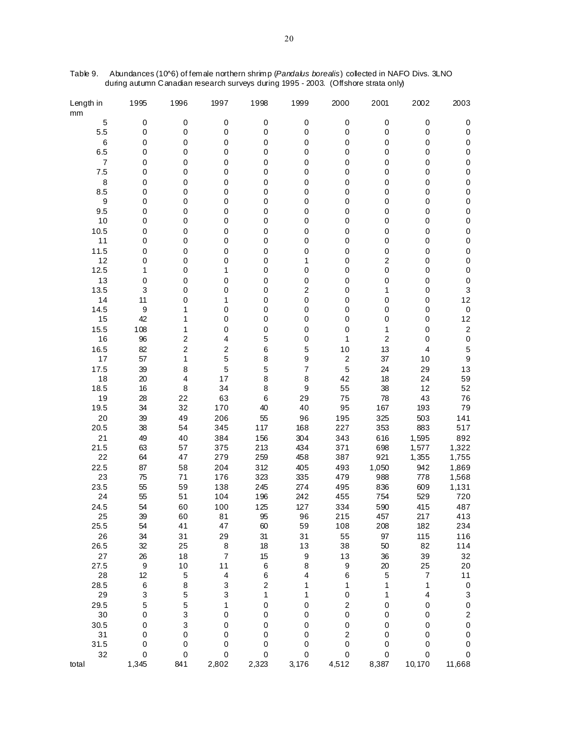Table 9. Abundances (10^6) of female northern shrimp (*Pandalus borealis*) collected in NAFO Divs. 3LNO during autumn Canadian research surveys during 1995 - 2003. (Offshore strata only)

| Length in mm | 1995 | 1996 | 1997 | 1998 | 1999 | 2000 | 2001 | 2002 | 2003 |
|---|---|---|---|---|---|---|---|---|---|
| 5 | 0 | 0 | 0 | 0 | 0 | 0 | 0 | 0 | 0 |
| 5.5 | 0 | 0 | 0 | 0 | 0 | 0 | 0 | 0 | 0 |
| 6 | 0 | 0 | 0 | 0 | 0 | 0 | 0 | 0 | 0 |
| 6.5 | 0 | 0 | 0 | 0 | 0 | 0 | 0 | 0 | 0 |
| 7 | 0 | 0 | 0 | 0 | 0 | 0 | 0 | 0 | 0 |
| 7.5 | 0 | 0 | 0 | 0 | 0 | 0 | 0 | 0 | 0 |
| 8 | 0 | 0 | 0 | 0 | 0 | 0 | 0 | 0 | 0 |
| 8.5 | 0 | 0 | 0 | 0 | 0 | 0 | 0 | 0 | 0 |
| 9 | 0 | 0 | 0 | 0 | 0 | 0 | 0 | 0 | 0 |
| 9.5 | 0 | 0 | 0 | 0 | 0 | 0 | 0 | 0 | 0 |
| 10 | 0 | 0 | 0 | 0 | 0 | 0 | 0 | 0 | 0 |
| 10.5 | 0 | 0 | 0 | 0 | 0 | 0 | 0 | 0 | 0 |
| 11 | 0 | 0 | 0 | 0 | 0 | 0 | 0 | 0 | 0 |
| 11.5 | 0 | 0 | 0 | 0 | 0 | 0 | 0 | 0 | 0 |
| 12 | 0 | 0 | 0 | 0 | 1 | 0 | 2 | 0 | 0 |
| 12.5 | 1 | 0 | 1 | 0 | 0 | 0 | 0 | 0 | 0 |
| 13 | 0 | 0 | 0 | 0 | 0 | 0 | 0 | 0 | 0 |
| 13.5 | 3 | 0 | 0 | 0 | 2 | 0 | 1 | 0 | 3 |
| 14 | 11 | 0 | 1 | 0 | 0 | 0 | 0 | 0 | 12 |
| 14.5 | 9 | 1 | 0 | 0 | 0 | 0 | 0 | 0 | 0 |
| 15 | 42 | 1 | 0 | 0 | 0 | 0 | 0 | 0 | 12 |
| 15.5 | 108 | 1 | 0 | 0 | 0 | 0 | 1 | 0 | 2 |
| 16 | 96 | 2 | 4 | 5 | 0 | 1 | 2 | 0 | 0 |
| 16.5 | 82 | 2 | 2 | 6 | 5 | 10 | 13 | 4 | 5 |
| 17 | 57 | 1 | 5 | 8 | 9 | 2 | 37 | 10 | 9 |
| 17.5 | 39 | 8 | 5 | 5 | 7 | 5 | 24 | 29 | 13 |
| 18 | 20 | 4 | 17 | 8 | 8 | 42 | 18 | 24 | 59 |
| 18.5 | 16 | 8 | 34 | 8 | 9 | 55 | 38 | 12 | 52 |
| 19 | 28 | 22 | 63 | 6 | 29 | 75 | 78 | 43 | 76 |
| 19.5 | 34 | 32 | 170 | 40 | 40 | 95 | 167 | 193 | 79 |
| 20 | 39 | 49 | 206 | 55 | 96 | 195 | 325 | 503 | 141 |
| 20.5 | 38 | 54 | 345 | 117 | 168 | 227 | 353 | 883 | 517 |
| 21 | 49 | 40 | 384 | 156 | 304 | 343 | 616 | 1,595 | 892 |
| 21.5 | 63 | 57 | 375 | 213 | 434 | 371 | 698 | 1,577 | 1,322 |
| 22 | 64 | 47 | 279 | 259 | 458 | 387 | 921 | 1,355 | 1,755 |
| 22.5 | 87 | 58 | 204 | 312 | 405 | 493 | 1,050 | 942 | 1,869 |
| 23 | 75 | 71 | 176 | 323 | 335 | 479 | 988 | 778 | 1,568 |
| 23.5 | 55 | 59 | 138 | 245 | 274 | 495 | 836 | 609 | 1,131 |
| 24 | 55 | 51 | 104 | 196 | 242 | 455 | 754 | 529 | 720 |
| 24.5 | 54 | 60 | 100 | 125 | 127 | 334 | 590 | 415 | 487 |
| 25 | 39 | 60 | 81 | 95 | 96 | 215 | 457 | 217 | 413 |
| 25.5 | 54 | 41 | 47 | 60 | 59 | 108 | 208 | 182 | 234 |
| 26 | 34 | 31 | 29 | 31 | 31 | 55 | 97 | 115 | 116 |
| 26.5 | 32 | 25 | 8 | 18 | 13 | 38 | 50 | 82 | 114 |
| 27 | 26 | 18 | 7 | 15 | 9 | 13 | 36 | 39 | 32 |
| 27.5 | 9 | 10 | 11 | 6 | 8 | 9 | 20 | 25 | 20 |
| 28 | 12 | 5 | 4 | 6 | 4 | 6 | 5 | 7 | 11 |
| 28.5 | 6 | 8 | 3 | 2 | 1 | 1 | 1 | 1 | 0 |
| 29 | 3 | 5 | 3 | 1 | 1 | 0 | 1 | 4 | 3 |
| 29.5 | 5 | 5 | 1 | 0 | 0 | 2 | 0 | 0 | 0 |
| 30 | 0 | 3 | 0 | 0 | 0 | 0 | 0 | 0 | 2 |
| 30.5 | 0 | 3 | 0 | 0 | 0 | 0 | 0 | 0 | 0 |
| 31 | 0 | 0 | 0 | 0 | 0 | 2 | 0 | 0 | 0 |
| 31.5 | 0 | 0 | 0 | 0 | 0 | 0 | 0 | 0 | 0 |
| 32 | 0 | 0 | 0 | 0 | 0 | 0 | 0 | 0 | 0 |
| total | 1,345 | 841 | 2,802 | 2,323 | 3,176 | 4,512 | 8,387 | 10,170 | 11,668 |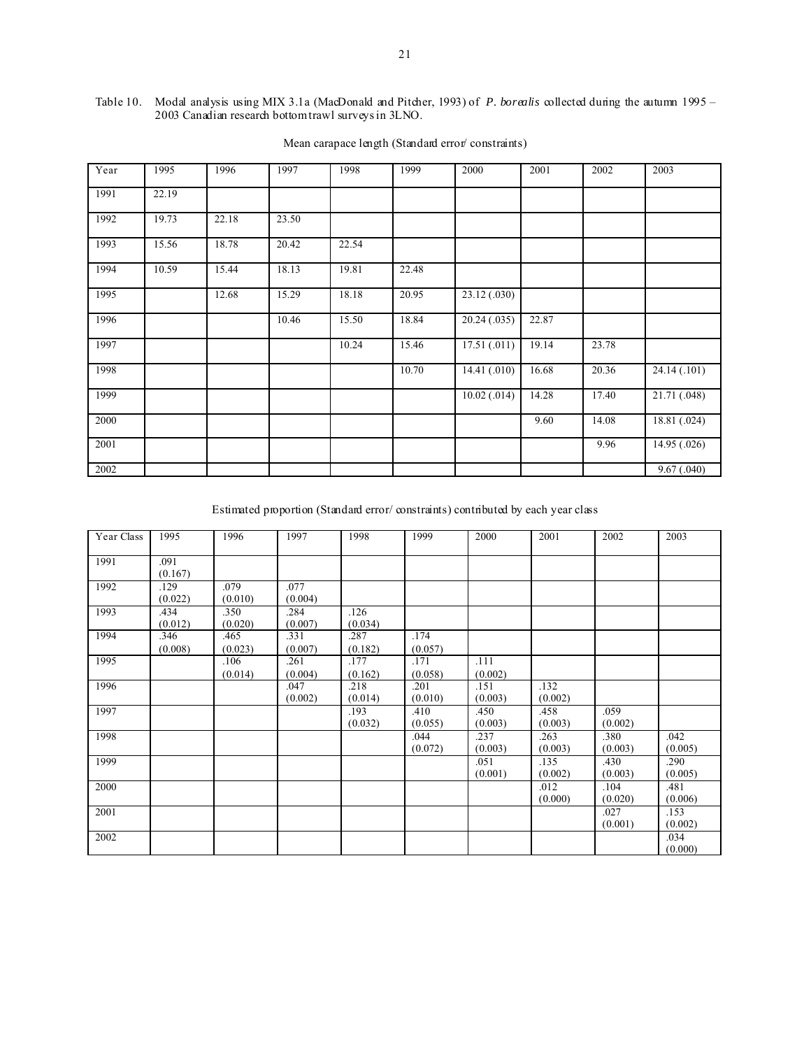Table 10. Modal analysis using MIX 3.1a (MacDonald and Pitcher, 1993) of *P. borealis* collected during the autumn 1995 – 2003 Canadian research bottom trawl surveys in 3LNO.

Mean carapace length (Standard error/ constraints)

| Year | 1995 | 1996 | 1997 | 1998 | 1999 | 2000 | 2001 | 2002 | 2003 |
|---|---|---|---|---|---|---|---|---|---|
| 1991 | 22.19 | | | | | | | | |
| 1992 | 19.73 | 22.18 | 23.50 | | | | | | |
| 1993 | 15.56 | 18.78 | 20.42 | 22.54 | | | | | |
| 1994 | 10.59 | 15.44 | 18.13 | 19.81 | 22.48 | | | | |
| 1995 | | 12.68 | 15.29 | 18.18 | 20.95 | 23.12 (.030) | | | |
| 1996 | | | 10.46 | 15.50 | 18.84 | 20.24 (.035) | 22.87 | | |
| 1997 | | | | 10.24 | 15.46 | 17.51 (.011) | 19.14 | 23.78 | |
| 1998 | | | | | 10.70 | 14.41 (.010) | 16.68 | 20.36 | 24.14 (.101) |
| 1999 | | | | | | 10.02 (.014) | 14.28 | 17.40 | 21.71 (.048) |
| 2000 | | | | | | | 9.60 | 14.08 | 18.81 (.024) |
| 2001 | | | | | | | | 9.96 | 14.95 (.026) |
| 2002 | | | | | | | | | 9.67 (.040) |

Estimated proportion (Standard error/ constraints) contributed by each year class

| Year Class | 1995 | 1996 | 1997 | 1998 | 1999 | 2000 | 2001 | 2002 | 2003 |
|---|---|---|---|---|---|---|---|---|---|
| 1991 | .091 (0.167) | | | | | | | | |
| 1992 | .129 (0.022) | .079 (0.010) | .077 (0.004) | | | | | | |
| 1993 | .434 (0.012) | .350 (0.020) | .284 (0.007) | .126 (0.034) | | | | | |
| 1994 | .346 (0.008) | .465 (0.023) | .331 (0.007) | .287 (0.182) | .174 (0.057) | | | | |
| 1995 | | .106 (0.014) | .261 (0.004) | .177 (0.162) | .171 (0.058) | .111 (0.002) | | | |
| 1996 | | | .047 (0.002) | .218 (0.014) | .201 (0.010) | .151 (0.003) | .132 (0.002) | | |
| 1997 | | | | .193 (0.032) | .410 (0.055) | .450 (0.003) | .458 (0.003) | .059 (0.002) | |
| 1998 | | | | | .044 (0.072) | .237 (0.003) | .263 (0.003) | .380 (0.003) | .042 (0.005) |
| 1999 | | | | | | .051 (0.001) | .135 (0.002) | .430 (0.003) | .290 (0.005) |
| 2000 | | | | | | | .012 (0.000) | .104 (0.020) | .481 (0.006) |
| 2001 | | | | | | | | .027 (0.001) | .153 (0.002) |
| 2002 | | | | | | | | | .034 (0.000) |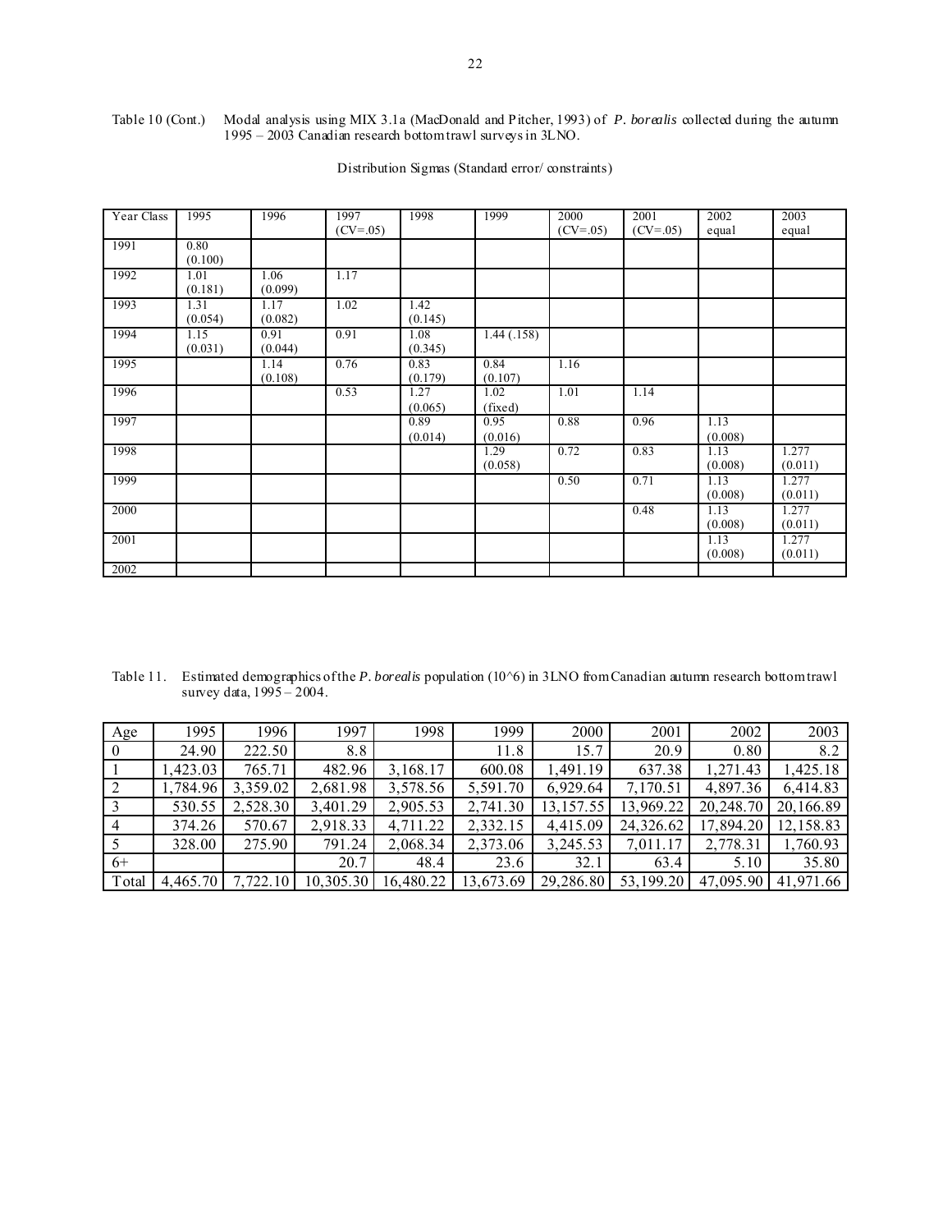Table 10 (Cont.) Modal analysis using MIX 3.1a (MacDonald and Pitcher, 1993) of *P. borealis* collected during the autumn 1995 – 2003 Canadian research bottom trawl surveys in 3LNO.

Distribution Sigmas (Standard error/ constraints)

| Year Class | 1995 | 1996 | 1997 (CV=.05) | 1998 | 1999 | 2000 (CV=.05) | 2001 (CV=.05) | 2002 equal | 2003 equal |
|---|---|---|---|---|---|---|---|---|---|
| 1991 | 0.80 (0.100) | | | | | | | | |
| 1992 | 1.01 (0.181) | 1.06 (0.099) | 1.17 | | | | | | |
| 1993 | 1.31 (0.054) | 1.17 (0.082) | 1.02 | 1.42 (0.145) | | | | | |
| 1994 | 1.15 (0.031) | 0.91 (0.044) | 0.91 | 1.08 (0.345) | 1.44 (.158) | | | | |
| 1995 | | 1.14 (0.108) | 0.76 | 0.83 (0.179) | 0.84 (0.107) | 1.16 | | | |
| 1996 | | | 0.53 | 1.27 (0.065) | 1.02 (fixed) | 1.01 | 1.14 | | |
| 1997 | | | | 0.89 (0.014) | 0.95 (0.016) | 0.88 | 0.96 | 1.13 (0.008) | |
| 1998 | | | | | 1.29 (0.058) | 0.72 | 0.83 | 1.13 (0.008) | 1.277 (0.011) |
| 1999 | | | | | | 0.50 | 0.71 | 1.13 (0.008) | 1.277 (0.011) |
| 2000 | | | | | | | 0.48 | 1.13 (0.008) | 1.277 (0.011) |
| 2001 | | | | | | | | 1.13 (0.008) | 1.277 (0.011) |
| 2002 | | | | | | | | | |

Table 11. Estimated demographics of the *P. borealis* population (10^6) in 3LNO from Canadian autumn research bottom trawl survey data, 1995 – 2004.

| Age | 1995 | 1996 | 1997 | 1998 | 1999 | 2000 | 2001 | 2002 | 2003 |
|---|---|---|---|---|---|---|---|---|---|
| 0 | 24.90 | 222.50 | 8.8 | | 11.8 | 15.7 | 20.9 | 0.80 | 8.2 |
| 1 | 1,423.03 | 765.71 | 482.96 | 3,168.17 | 600.08 | 1,491.19 | 637.38 | 1,271.43 | 1,425.18 |
| 2 | 1,784.96 | 3,359.02 | 2,681.98 | 3,578.56 | 5,591.70 | 6,929.64 | 7,170.51 | 4,897.36 | 6,414.83 |
| 3 | 530.55 | 2,528.30 | 3,401.29 | 2,905.53 | 2,741.30 | 13,157.55 | 13,969.22 | 20,248.70 | 20,166.89 |
| 4 | 374.26 | 570.67 | 2,918.33 | 4,711.22 | 2,332.15 | 4,415.09 | 24,326.62 | 17,894.20 | 12,158.83 |
| 5 | 328.00 | 275.90 | 791.24 | 2,068.34 | 2,373.06 | 3,245.53 | 7,011.17 | 2,778.31 | 1,760.93 |
| 6+ | | | 20.7 | 48.4 | 23.6 | 32.1 | 63.4 | 5.10 | 35.80 |
| Total | 4,465.70 | 7,722.10 | 10,305.30 | 16,480.22 | 13,673.69 | 29,286.80 | 53,199.20 | 47,095.90 | 41,971.66 |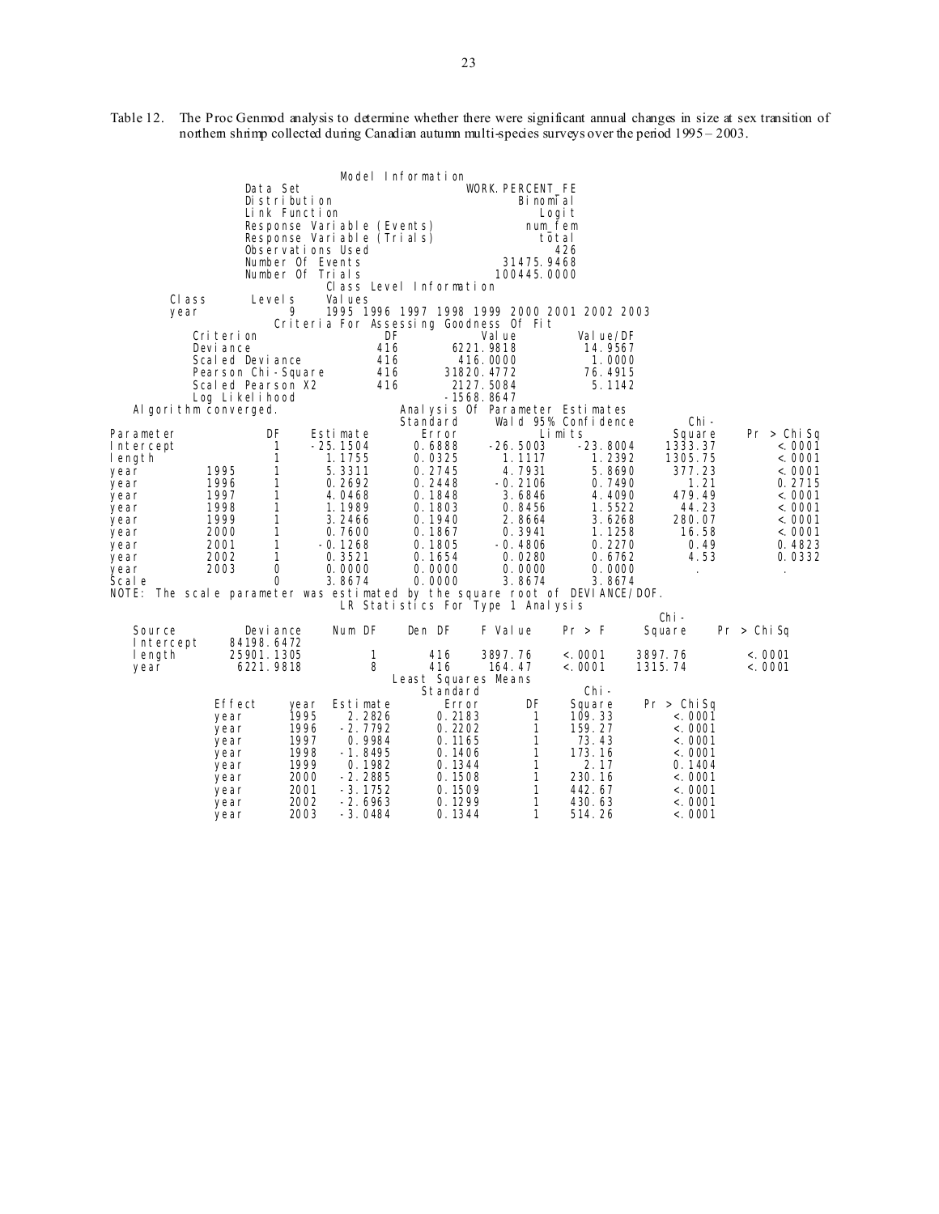Table 12. The Proc Genmod analysis to determine whether there were significant annual changes in size at sex transition of northern shrimp collected during Canadian autumn multi-species surveys over the period 1995 – 2003.

**Model Information**

| | |
|---|---|
| Data Set | WORK.PERCENT_FE |
| Distribution | Binomial |
| Link Function | Logit |
| Response Variable (Events) | num_fem |
| Response Variable (Trials) | total |
| Observations Used | 426 |
| Number Of Events | 31475.9468 |
| Number Of Trials | 100445.0000 |

**Class Level Information**

| Class | Levels | Values |
|---|---|---|
| year | 9 | 1995 1996 1997 1998 1999 2000 2001 2002 2003 |

**Criteria For Assessing Goodness Of Fit**

| Criterion | DF | Value | Value/DF |
|---|---|---|---|
| Deviance | 416 | 6221.9818 | 14.9567 |
| Scaled Deviance | 416 | 416.0000 | 1.0000 |
| Pearson Chi-Square | 416 | 31820.4772 | 76.4915 |
| Scaled Pearson X2 | 416 | 2127.5084 | 5.1142 |
| Log Likelihood | | -1568.8647 | |

Algorithm converged.

**Analysis Of Parameter Estimates**

| Parameter | | DF | Estimate | Standard Error | Wald 95% Confidence Limits | | Chi-Square | Pr > ChiSq |
|---|---|---|---|---|---|---|---|---|
| Intercept | | 1 | -25.1504 | 0.6888 | -26.5003 | -23.8004 | 1333.37 | <.0001 |
| length | | 1 | 1.1755 | 0.0325 | 1.1117 | 1.2392 | 1305.75 | <.0001 |
| year | 1995 | 1 | 5.3311 | 0.2745 | 4.7931 | 5.8690 | 377.23 | <.0001 |
| year | 1996 | 1 | 0.2692 | 0.2448 | -0.2106 | 0.7490 | 1.21 | 0.2715 |
| year | 1997 | 1 | 4.0468 | 0.1848 | 3.6846 | 4.4090 | 479.49 | <.0001 |
| year | 1998 | 1 | 1.1989 | 0.1803 | 0.8456 | 1.5522 | 44.23 | <.0001 |
| year | 1999 | 1 | 3.2466 | 0.1940 | 2.8664 | 3.6268 | 280.07 | <.0001 |
| year | 2000 | 1 | 0.7600 | 0.1867 | 0.3941 | 1.1258 | 16.58 | <.0001 |
| year | 2001 | 1 | -0.1268 | 0.1805 | -0.4806 | 0.2270 | 0.49 | 0.4823 |
| year | 2002 | 1 | 0.3521 | 0.1654 | 0.0280 | 0.6762 | 4.53 | 0.0332 |
| year | 2003 | 0 | 0.0000 | 0.0000 | 0.0000 | 0.0000 | . | . |
| Scale | | 0 | 3.8674 | 0.0000 | 3.8674 | 3.8674 | | |

NOTE: The scale parameter was estimated by the square root of DEVIANCE/DOF.

**LR Statistics For Type 1 Analysis**

| Source | Deviance | Num DF | Den DF | F Value | Pr > F | Chi-Square | Pr > ChiSq |
|---|---|---|---|---|---|---|---|
| Intercept | 84198.6472 | | | | | | |
| length | 25901.1305 | 1 | 416 | 3897.76 | <.0001 | 3897.76 | <.0001 |
| year | 6221.9818 | 8 | 416 | 164.47 | <.0001 | 1315.74 | <.0001 |

**Least Squares Means**

| Effect | year | Estimate | Standard Error | DF | Chi-Square | Pr > ChiSq |
|---|---|---|---|---|---|---|
| year | 1995 | 2.2826 | 0.2183 | 1 | 109.33 | <.0001 |
| year | 1996 | -2.7792 | 0.2202 | 1 | 159.27 | <.0001 |
| year | 1997 | 0.9984 | 0.1165 | 1 | 73.43 | <.0001 |
| year | 1998 | -1.8495 | 0.1406 | 1 | 173.16 | <.0001 |
| year | 1999 | 0.1982 | 0.1344 | 1 | 2.17 | 0.1404 |
| year | 2000 | -2.2885 | 0.1508 | 1 | 230.16 | <.0001 |
| year | 2001 | -3.1752 | 0.1509 | 1 | 442.67 | <.0001 |
| year | 2002 | -2.6963 | 0.1299 | 1 | 430.63 | <.0001 |
| year | 2003 | -3.0484 | 0.1344 | 1 | 514.26 | <.0001 |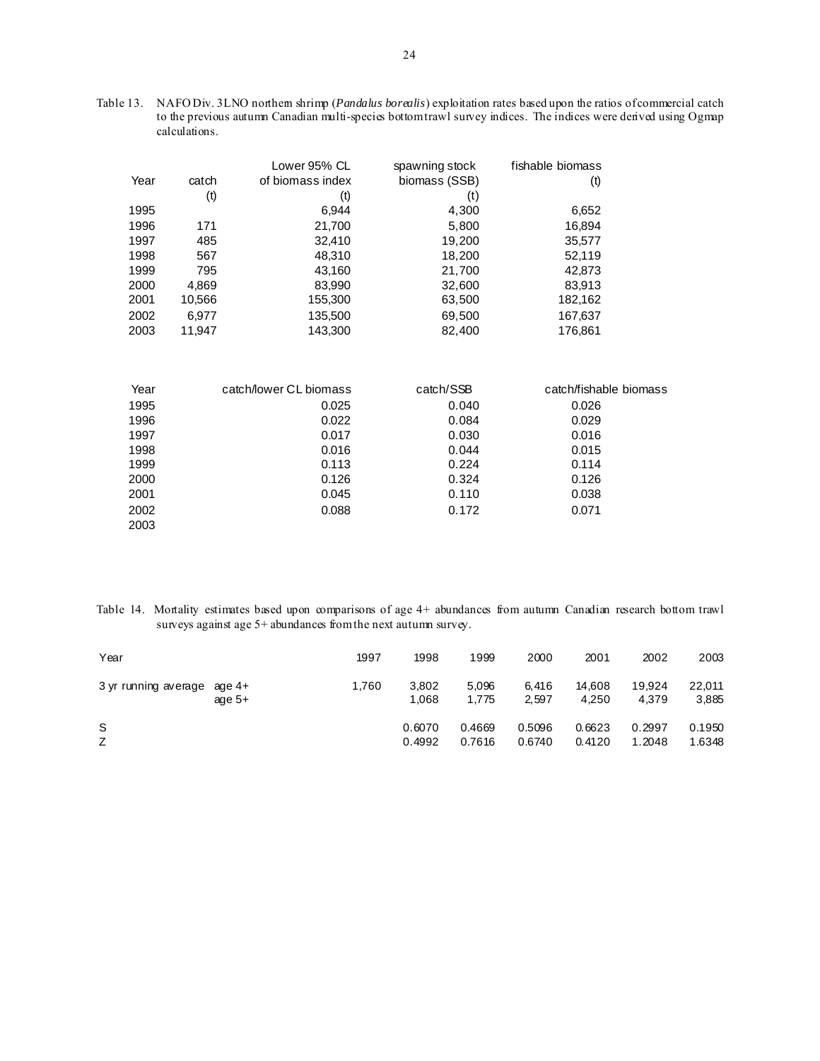Table 13. NAFO Div. 3LNO northern shrimp (*Pandalus borealis*) exploitation rates based upon the ratios of commercial catch to the previous autumn Canadian multi-species bottom trawl survey indices. The indices were derived using Ogmap calculations.

| Year | catch (t) | Lower 95% CL of biomass index (t) | spawning stock biomass (SSB) (t) | fishable biomass (t) |
|---|---|---|---|---|
| 1995 | | 6,944 | 4,300 | 6,652 |
| 1996 | 171 | 21,700 | 5,800 | 16,894 |
| 1997 | 485 | 32,410 | 19,200 | 35,577 |
| 1998 | 567 | 48,310 | 18,200 | 52,119 |
| 1999 | 795 | 43,160 | 21,700 | 42,873 |
| 2000 | 4,869 | 83,990 | 32,600 | 83,913 |
| 2001 | 10,566 | 155,300 | 63,500 | 182,162 |
| 2002 | 6,977 | 135,500 | 69,500 | 167,637 |
| 2003 | 11,947 | 143,300 | 82,400 | 176,861 |

| Year | catch/lower CL biomass | catch/SSB | catch/fishable biomass |
|---|---|---|---|
| 1995 | 0.025 | 0.040 | 0.026 |
| 1996 | 0.022 | 0.084 | 0.029 |
| 1997 | 0.017 | 0.030 | 0.016 |
| 1998 | 0.016 | 0.044 | 0.015 |
| 1999 | 0.113 | 0.224 | 0.114 |
| 2000 | 0.126 | 0.324 | 0.126 |
| 2001 | 0.045 | 0.110 | 0.038 |
| 2002 | 0.088 | 0.172 | 0.071 |
| 2003 | | | |

Table 14. Mortality estimates based upon comparisons of age 4+ abundances from autumn Canadian research bottom trawl surveys against age 5+ abundances from the next autumn survey.

| Year | | 1997 | 1998 | 1999 | 2000 | 2001 | 2002 | 2003 |
|---|---|---|---|---|---|---|---|---|
| 3 yr running average | age 4+ | 1,760 | 3,802 | 5,096 | 6,416 | 14,608 | 19,924 | 22,011 |
| | age 5+ | | 1,068 | 1,775 | 2,597 | 4,250 | 4,379 | 3,885 |
| S | | | 0.6070 | 0.4669 | 0.5096 | 0.6623 | 0.2997 | 0.1950 |
| Z | | | 0.4992 | 0.7616 | 0.6740 | 0.4120 | 1.2048 | 1.6348 |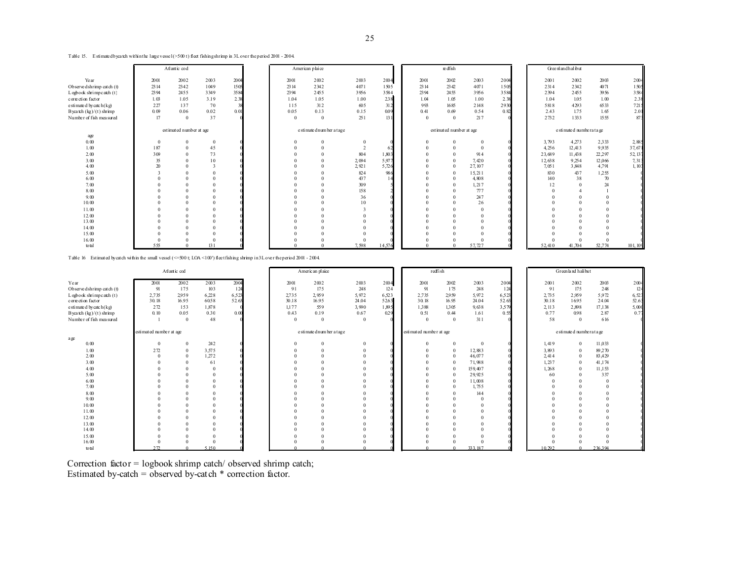Table 15. Estimated bycatch within the large vessel (>500 t) fleet fishing shrimp in 3L over the period 2001 - 2004.

| | Atlantic cod | | | | American plaice | | | | redfish | | | | Greenland halibut | | | |
|---|---|---|---|---|---|---|---|---|---|---|---|---|---|---|---|---|
| Year | 2001 | 2002 | 2003 | 2004 | 2001 | 2002 | 2003 | 2004 | 2001 | 2002 | 2003 | 2004 | 2001 | 2002 | 2003 | 2004 |
| Observed shrimp catch (t) | 2314 | 2342 | 1049 | 1505 | 2314 | 2342 | 4071 | 1505 | 2314 | 2342 | 4071 | 1505 | 2314 | 2342 | 4071 | 1505 |
| Logbook shrimp catch (t) | 2394 | 2455 | 3349 | 3584 | 2394 | 2455 | 3956 | 3584 | 2394 | 2455 | 3956 | 3584 | 2394 | 2455 | 3956 | 3584 |
| correction factor | 1.03 | 1.05 | 3.19 | 2.38 | 1.04 | 1.05 | 1.00 | 2.38 | 1.04 | 1.05 | 1.00 | 2.38 | 1.04 | 1.05 | 1.00 | 2.38 |
| estimated bycatch (kg) | 227 | 137 | 70 | 38 | 115 | 312 | 605 | 312 | 993 | 1685 | 2148 | 2930 | 5818 | 4293 | 6533 | 7215 |
| Bycatch (kg)/(t) shrimp | 0.09 | 0.06 | 0.02 | 0.01 | 0.05 | 0.13 | 0.15 | 0.09 | 0.41 | 0.69 | 0.54 | 0.82 | 2.43 | 1.75 | 1.65 | 2.01 |
| Number of fish measured | 17 | 0 | 37 | 0 | 0 | 0 | 251 | 131 | 0 | 0 | 217 | 0 | 2732 | 1333 | 1555 | 873 |
| | estimated number at age | | | | estimated number at age | | | | estimated number at age | | | | estimated number at age | | | |
| age | | | | | | | | | | | | | | | | |
| 0.00 | 0 | 0 | 0 | 0 | 0 | 0 | 0 | 0 | 0 | 0 | 0 | 0 | 3,793 | 4,273 | 2,333 | 2,885 |
| 1.00 | 187 | 0 | 45 | 0 | 0 | 0 | 2 | 62 | 0 | 0 | 0 | 0 | 4,256 | 12,413 | 9,935 | 37,671 |
| 2.00 | 309 | 0 | 73 | 0 | 0 | 0 | 804 | 1,803 | 0 | 0 | 914 | 0 | 23,689 | 11,438 | 22,297 | 52,137 |
| 3.00 | 35 | 0 | 10 | 0 | 0 | 0 | 2,094 | 5,977 | 0 | 0 | 7,420 | 0 | 12,638 | 9,254 | 12,066 | 7,313 |
| 4.00 | 20 | 0 | 3 | 0 | 0 | 0 | 2,921 | 5,726 | 0 | 0 | 27,107 | 0 | 7,051 | 3,848 | 4,791 | 1,103 |
| 5.00 | 3 | 0 | 0 | 0 | 0 | 0 | 824 | 986 | 0 | 0 | 15,211 | 0 | 830 | 437 | 1,255 | 0 |
| 6.00 | 0 | 0 | 0 | 0 | 0 | 0 | 437 | 14 | 0 | 0 | 4,808 | 0 | 140 | 38 | 70 | 0 |
| 7.00 | 0 | 0 | 0 | 0 | 0 | 0 | 309 | 5 | 0 | 0 | 1,217 | 0 | 12 | 0 | 24 | 0 |
| 8.00 | 0 | 0 | 0 | 0 | 0 | 0 | 158 | 2 | 0 | 0 | 777 | 0 | 0 | 4 | 1 | 0 |
| 9.00 | 0 | 0 | 0 | 0 | 0 | 0 | 36 | 0 | 0 | 0 | 247 | 0 | 0 | 0 | 0 | 0 |
| 10.00 | 0 | 0 | 0 | 0 | 0 | 0 | 10 | 0 | 0 | 0 | 26 | 0 | 0 | 0 | 0 | 0 |
| 11.00 | 0 | 0 | 0 | 0 | 0 | 0 | 3 | 0 | 0 | 0 | 0 | 0 | 0 | 0 | 0 | 0 |
| 12.00 | 0 | 0 | 0 | 0 | 0 | 0 | 0 | 0 | 0 | 0 | 0 | 0 | 0 | 0 | 0 | 0 |
| 13.00 | 0 | 0 | 0 | 0 | 0 | 0 | 0 | 0 | 0 | 0 | 0 | 0 | 0 | 0 | 0 | 0 |
| 14.00 | 0 | 0 | 0 | 0 | 0 | 0 | 0 | 0 | 0 | 0 | 0 | 0 | 0 | 0 | 0 | 0 |
| 15.00 | 0 | 0 | 0 | 0 | 0 | 0 | 0 | 0 | 0 | 0 | 0 | 0 | 0 | 0 | 0 | 0 |
| 16.00 | 0 | 0 | 0 | 0 | 0 | 0 | 0 | 0 | 0 | 0 | 0 | 0 | 0 | 0 | 0 | 0 |
| total | 555 | 0 | 131 | 0 | 0 | 0 | 7,598 | 14,576 | 0 | 0 | 57,727 | 0 | 52,410 | 41,704 | 52,774 | 101,109 |

Table 16 Estimated bycatch within the small vessel (<=500 t; LOA <100') fleet fishing shrimp in 3L over the period 2001 - 2004.

| | Atlantic cod | | | | American plaice | | | | redfish | | | | Greenland halibut | | | |
|---|---|---|---|---|---|---|---|---|---|---|---|---|---|---|---|---|
| Year | 2001 | 2002 | 2003 | 2004 | 2001 | 2002 | 2003 | 2004 | 2001 | 2002 | 2003 | 2004 | 2001 | 2002 | 2003 | 2004 |
| Observed shrimp catch (t) | 91 | 175 | 103 | 124 | 91 | 175 | 248 | 124 | 91 | 175 | 248 | 124 | 91 | 175 | 248 | 124 |
| Logbook shrimp catch (t) | 2,735 | 2,959 | 6,228 | 6,523 | 2,735 | 2,959 | 5,972 | 6,523 | 2,735 | 2,959 | 5,972 | 6,523 | 2,735 | 2,959 | 5,972 | 6,523 |
| correction factor | 30.18 | 16.95 | 60.58 | 52.63 | 30.18 | 16.95 | 24.04 | 52.63 | 30.18 | 16.95 | 24.04 | 52.63 | 30.18 | 16.95 | 24.04 | 52.63 |
| estimated bycatch (kg) | 272 | 153 | 1,878 | 0 | 1,177 | 559 | 3,990 | 1,895 | 1,388 | 1,305 | 9,638 | 3,579 | 2,113 | 2,898 | 17,138 | 5,000 |
| Bycatch (kg)/(t) shrimp | 0.10 | 0.05 | 0.30 | 0.00 | 0.43 | 0.19 | 0.67 | 0.29 | 0.51 | 0.44 | 1.61 | 0.55 | 0.77 | 0.98 | 2.87 | 0.77 |
| Number of fish measured | 1 | 0 | 48 | 0 | 0 | 0 | 0 | 0 | 0 | 0 | 311 | 0 | 58 | 0 | 616 | 0 |
| | estimated number at age | | | | estimated number at age | | | | estimated number at age | | | | estimated number at age | | | |
| age | | | | | | | | | | | | | | | | |
| 0.00 | 0 | 0 | 242 | 0 | 0 | 0 | 0 | 0 | 0 | 0 | 0 | 0 | 1,419 | 0 | 11,033 | 0 |
| 1.00 | 272 | 0 | 3,575 | 0 | 0 | 0 | 0 | 0 | 0 | 0 | 12,883 | 0 | 3,893 | 0 | 89,270 | 0 |
| 2.00 | 0 | 0 | 1,272 | 0 | 0 | 0 | 0 | 0 | 0 | 0 | 46,077 | 0 | 2,414 | 0 | 83,429 | 0 |
| 3.00 | 0 | 0 | 61 | 0 | 0 | 0 | 0 | 0 | 0 | 0 | 71,988 | 0 | 1,237 | 0 | 41,174 | 0 |
| 4.00 | 0 | 0 | 0 | 0 | 0 | 0 | 0 | 0 | 0 | 0 | 159,407 | 0 | 1,268 | 0 | 11,153 | 0 |
| 5.00 | 0 | 0 | 0 | 0 | 0 | 0 | 0 | 0 | 0 | 0 | 29,925 | 0 | 60 | 0 | 337 | 0 |
| 6.00 | 0 | 0 | 0 | 0 | 0 | 0 | 0 | 0 | 0 | 0 | 11,008 | 0 | 0 | 0 | 0 | 0 |
| 7.00 | 0 | 0 | 0 | 0 | 0 | 0 | 0 | 0 | 0 | 0 | 1,755 | 0 | 0 | 0 | 0 | 0 |
| 8.00 | 0 | 0 | 0 | 0 | 0 | 0 | 0 | 0 | 0 | 0 | 144 | 0 | 0 | 0 | 0 | 0 |
| 9.00 | 0 | 0 | 0 | 0 | 0 | 0 | 0 | 0 | 0 | 0 | 0 | 0 | 0 | 0 | 0 | 0 |
| 10.00 | 0 | 0 | 0 | 0 | 0 | 0 | 0 | 0 | 0 | 0 | 0 | 0 | 0 | 0 | 0 | 0 |
| 11.00 | 0 | 0 | 0 | 0 | 0 | 0 | 0 | 0 | 0 | 0 | 0 | 0 | 0 | 0 | 0 | 0 |
| 12.00 | 0 | 0 | 0 | 0 | 0 | 0 | 0 | 0 | 0 | 0 | 0 | 0 | 0 | 0 | 0 | 0 |
| 13.00 | 0 | 0 | 0 | 0 | 0 | 0 | 0 | 0 | 0 | 0 | 0 | 0 | 0 | 0 | 0 | 0 |
| 14.00 | 0 | 0 | 0 | 0 | 0 | 0 | 0 | 0 | 0 | 0 | 0 | 0 | 0 | 0 | 0 | 0 |
| 15.00 | 0 | 0 | 0 | 0 | 0 | 0 | 0 | 0 | 0 | 0 | 0 | 0 | 0 | 0 | 0 | 0 |
| 16.00 | 0 | 0 | 0 | 0 | 0 | 0 | 0 | 0 | 0 | 0 | 0 | 0 | 0 | 0 | 0 | 0 |
| total | 272 | 0 | 5,150 | 0 | 0 | 0 | 0 | 0 | 0 | 0 | 333,187 | 0 | 10,292 | 0 | 236,394 | 0 |

Correction factor = logbook shrimp catch/ observed shrimp catch;
Estimated by-catch = observed by-catch * correction factor.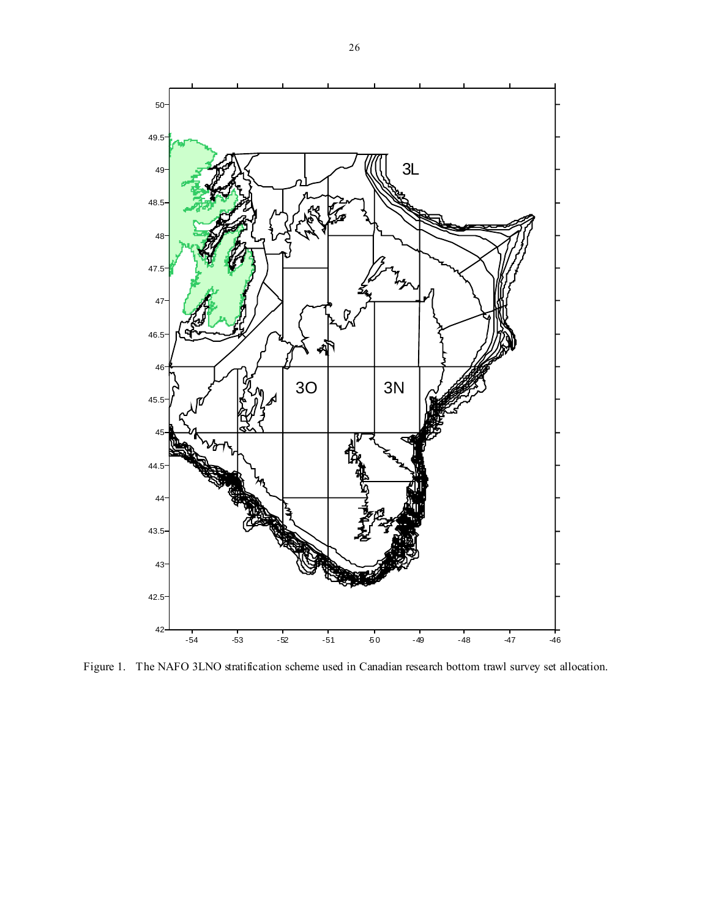Figure 1. The NAFO 3LNO stratification scheme used in Canadian research bottom trawl survey set allocation.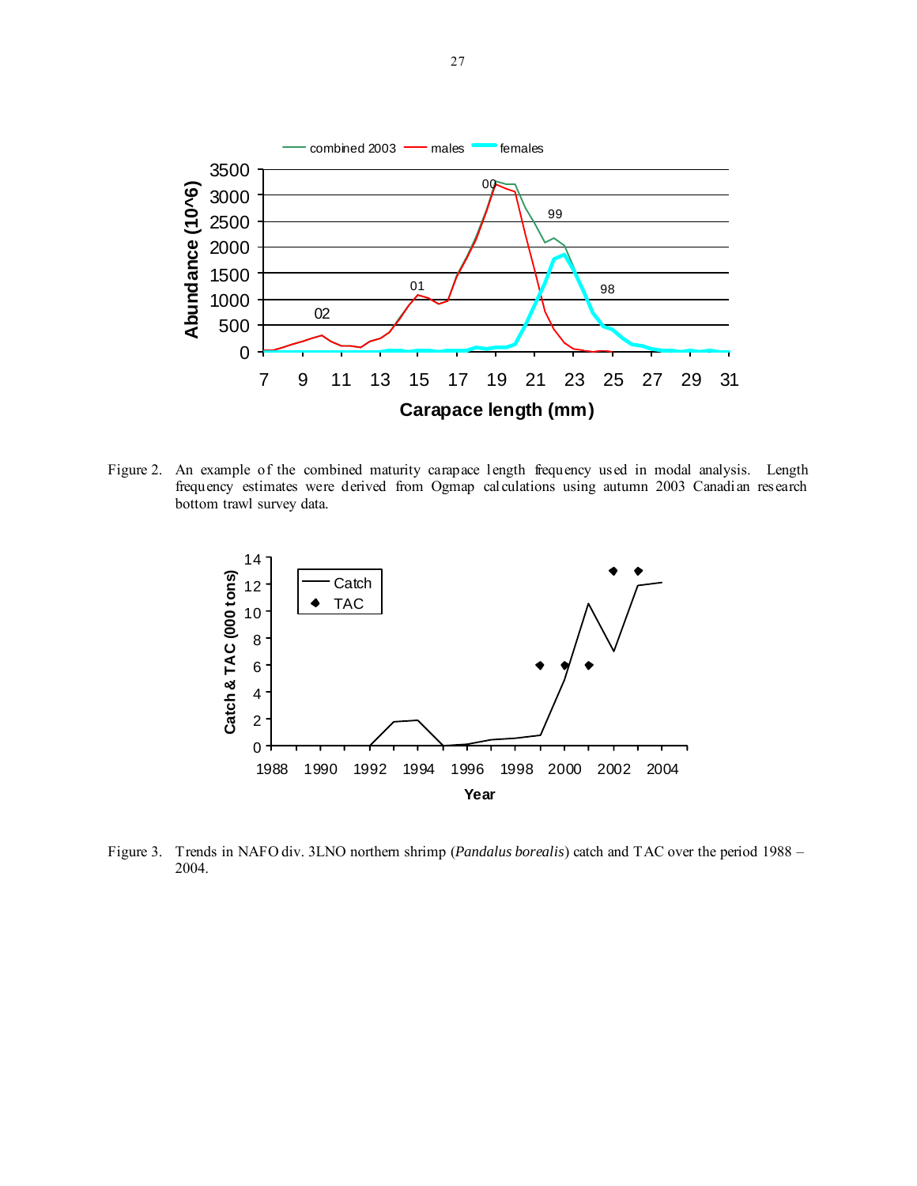Figure 2. An example of the combined maturity carapace length frequency used in modal analysis. Length frequency estimates were derived from Ogmap calculations using autumn 2003 Canadian research bottom trawl survey data.

Figure 3. Trends in NAFO div. 3LNO northern shrimp (*Pandalus borealis*) catch and TAC over the period 1988 – 2004.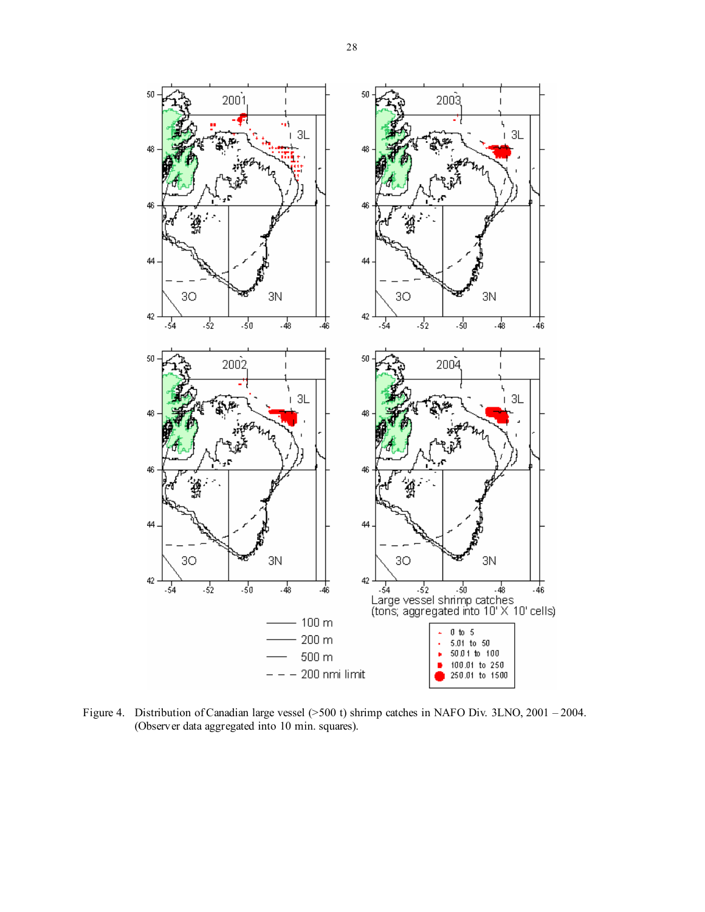Figure 4. Distribution of Canadian large vessel (>500 t) shrimp catches in NAFO Div. 3LNO, 2001 – 2004. (Observer data aggregated into 10 min. squares).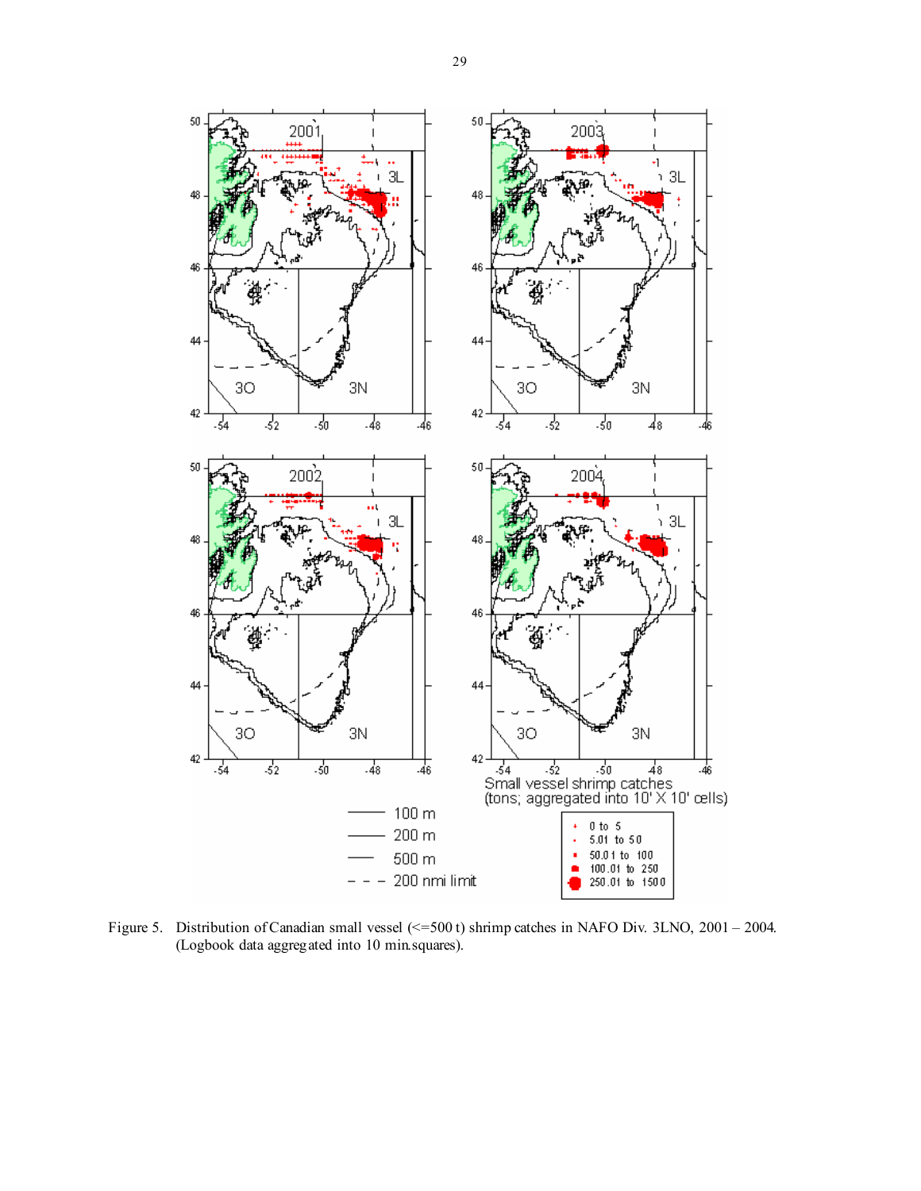Figure 5. Distribution of Canadian small vessel (<=500 t) shrimp catches in NAFO Div. 3LNO, 2001 – 2004. (Logbook data aggregated into 10 min.squares).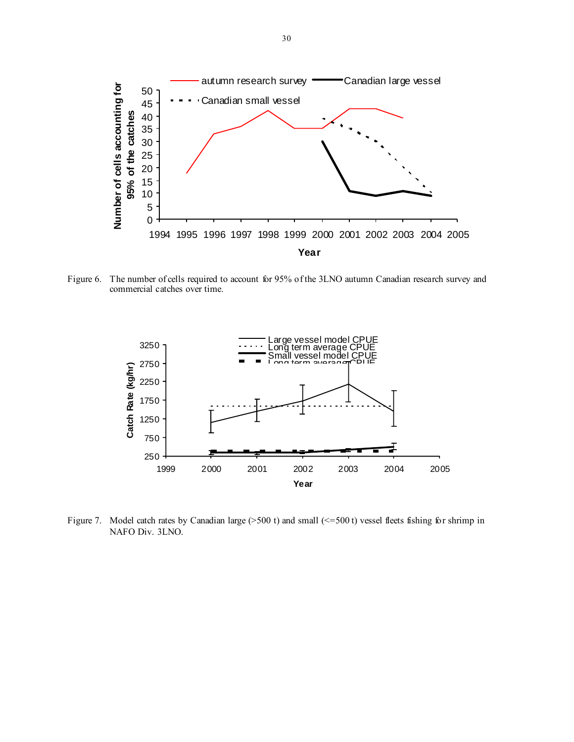Figure 6. The number of cells required to account for 95% of the 3LNO autumn Canadian research survey and commercial catches over time.

Figure 7. Model catch rates by Canadian large (>500 t) and small (<=500 t) vessel fleets fishing for shrimp in NAFO Div. 3LNO.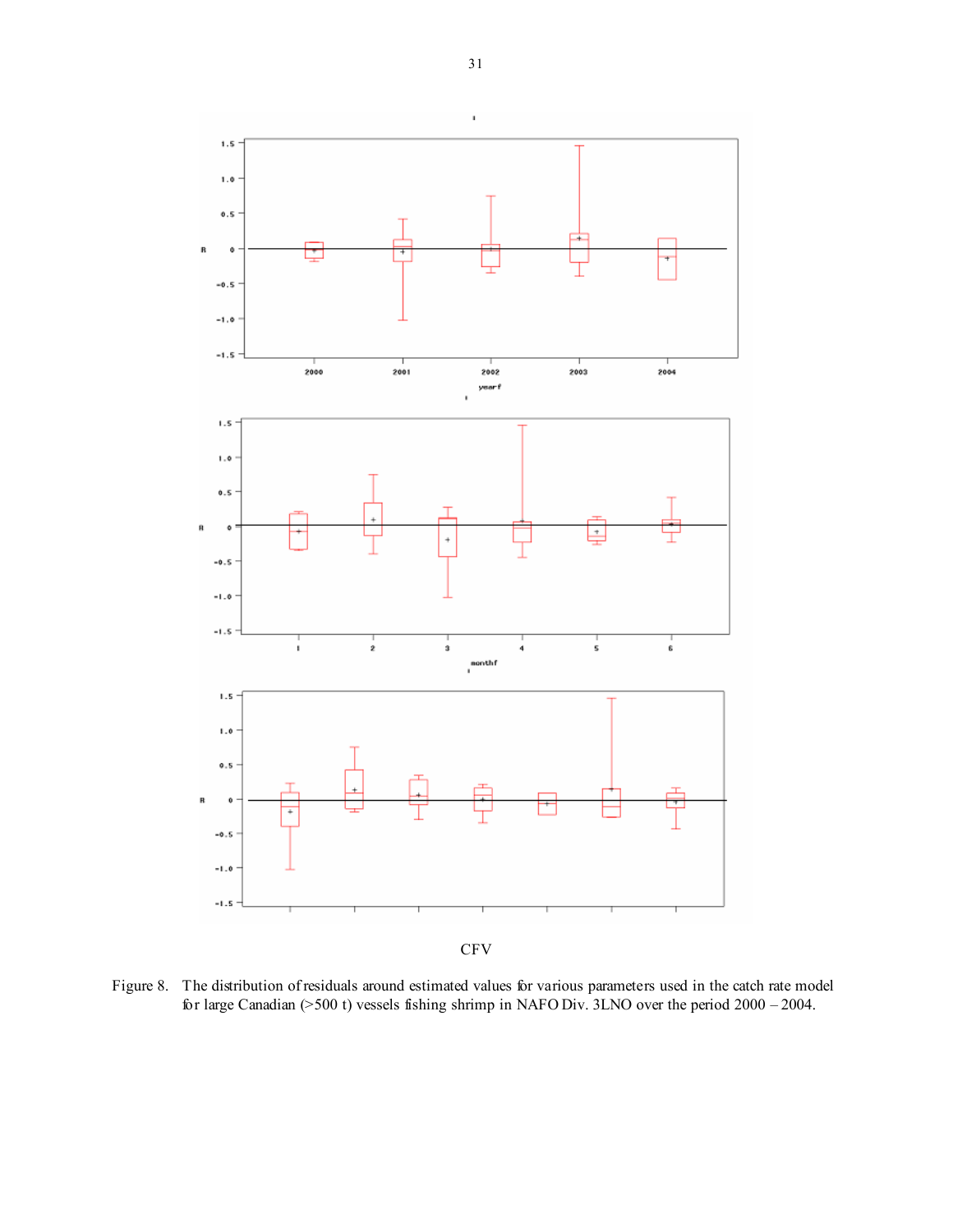CFV

Figure 8. The distribution of residuals around estimated values for various parameters used in the catch rate model for large Canadian (>500 t) vessels fishing shrimp in NAFO Div. 3LNO over the period 2000 – 2004.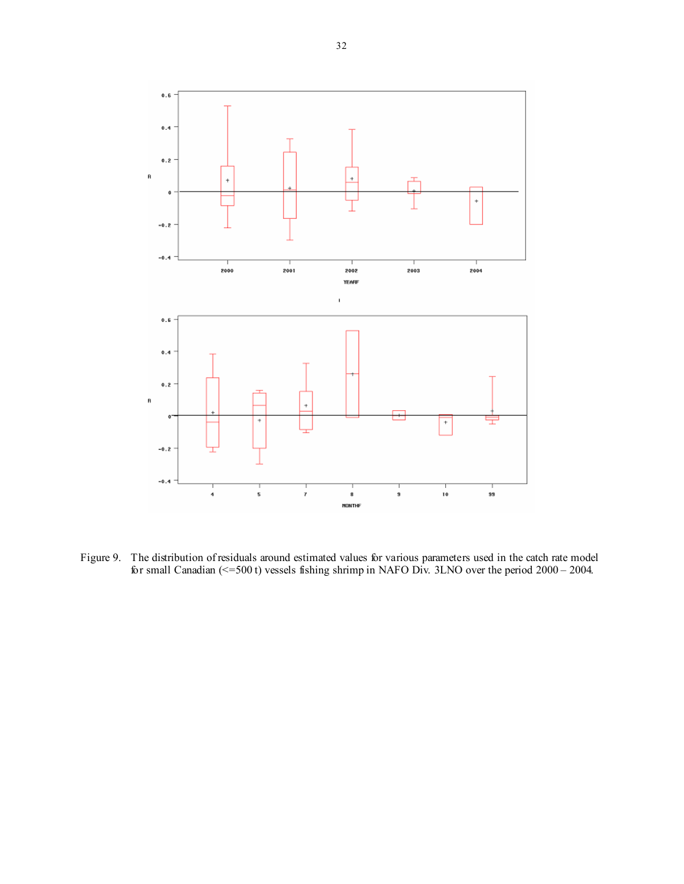Figure 9. The distribution of residuals around estimated values for various parameters used in the catch rate model for small Canadian (<=500 t) vessels fishing shrimp in NAFO Div. 3LNO over the period 2000 – 2004.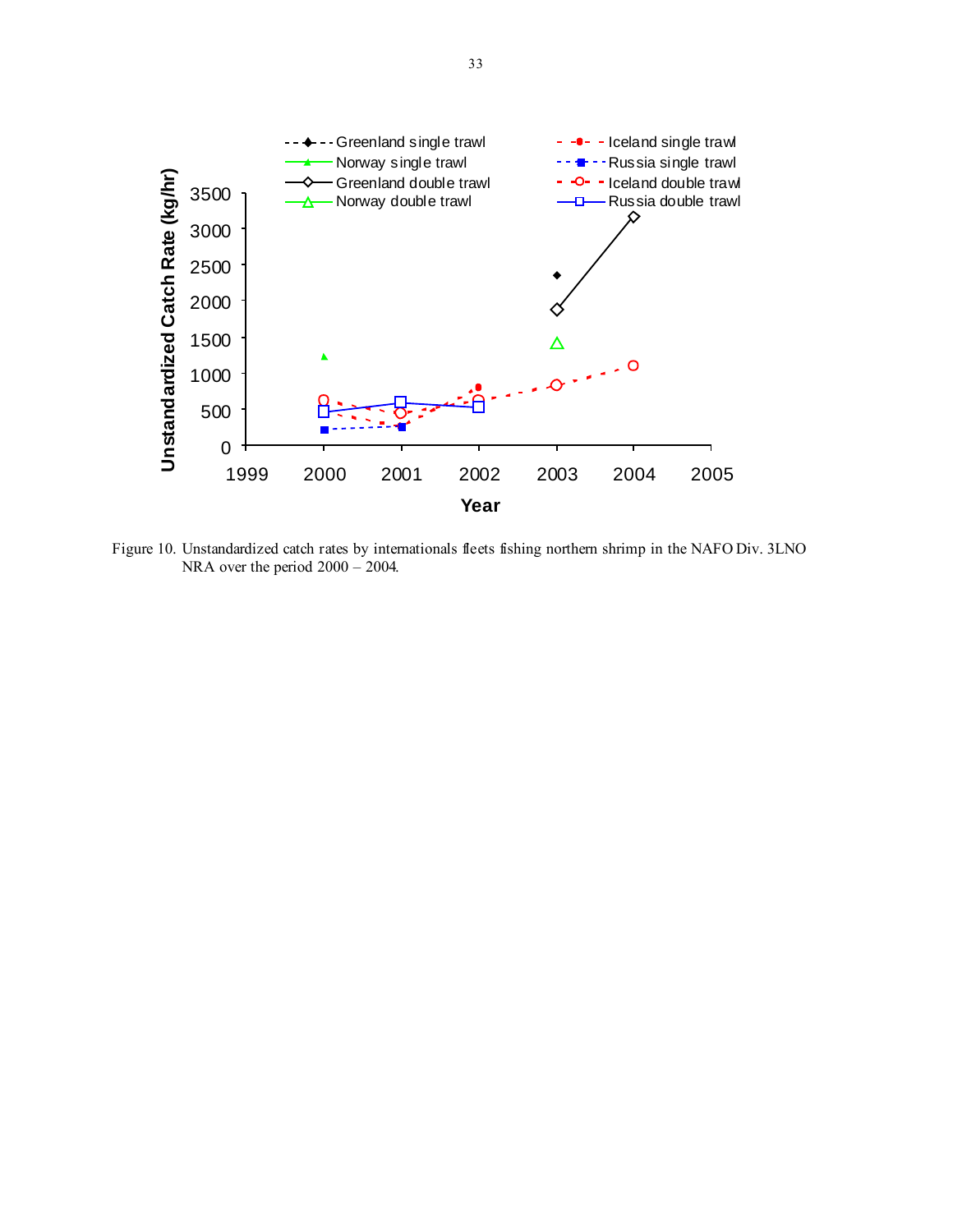Figure 10. Unstandardized catch rates by internationals fleets fishing northern shrimp in the NAFO Div. 3LNO NRA over the period 2000 – 2004.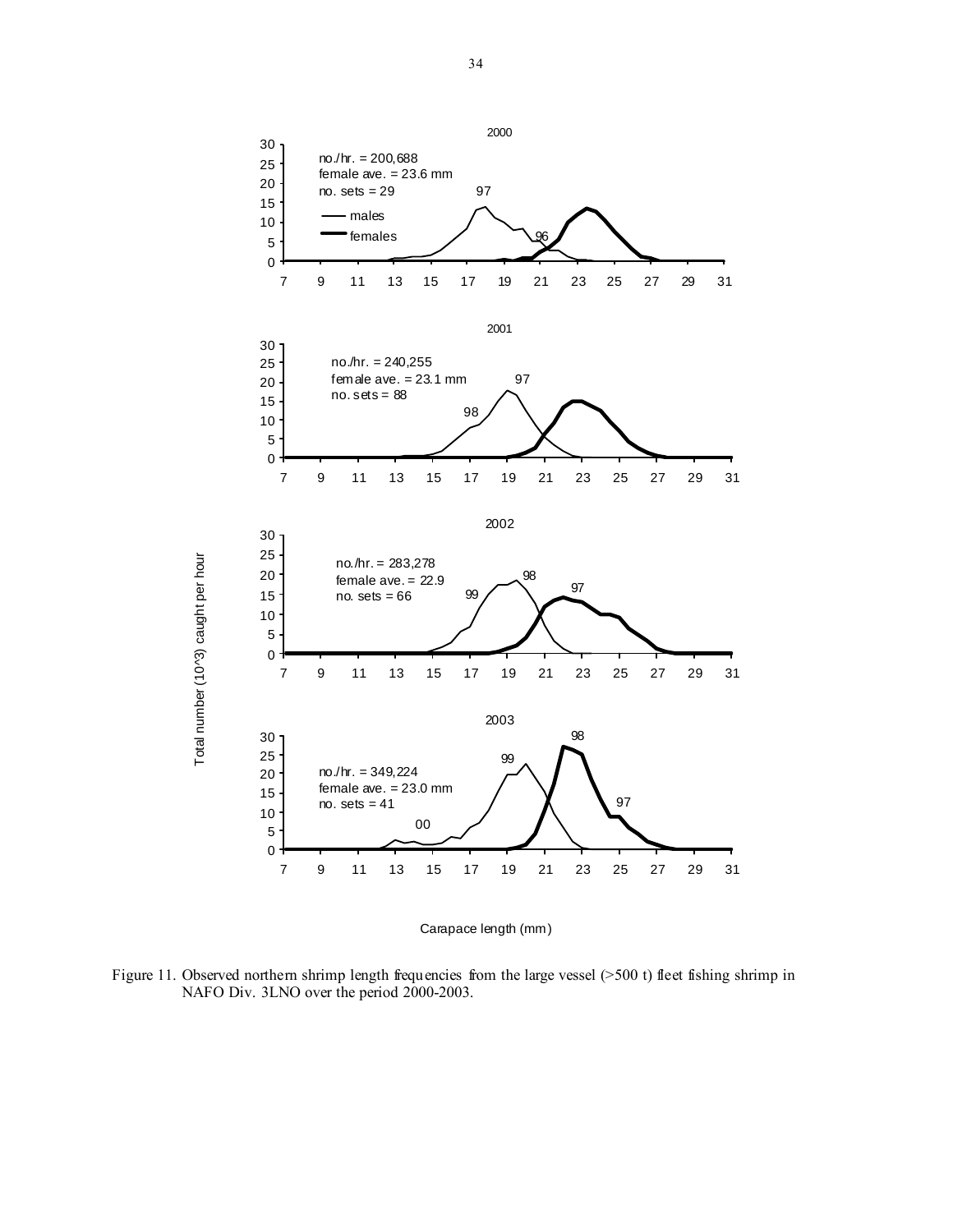Figure 11. Observed northern shrimp length frequencies from the large vessel (>500 t) fleet fishing shrimp in NAFO Div. 3LNO over the period 2000-2003.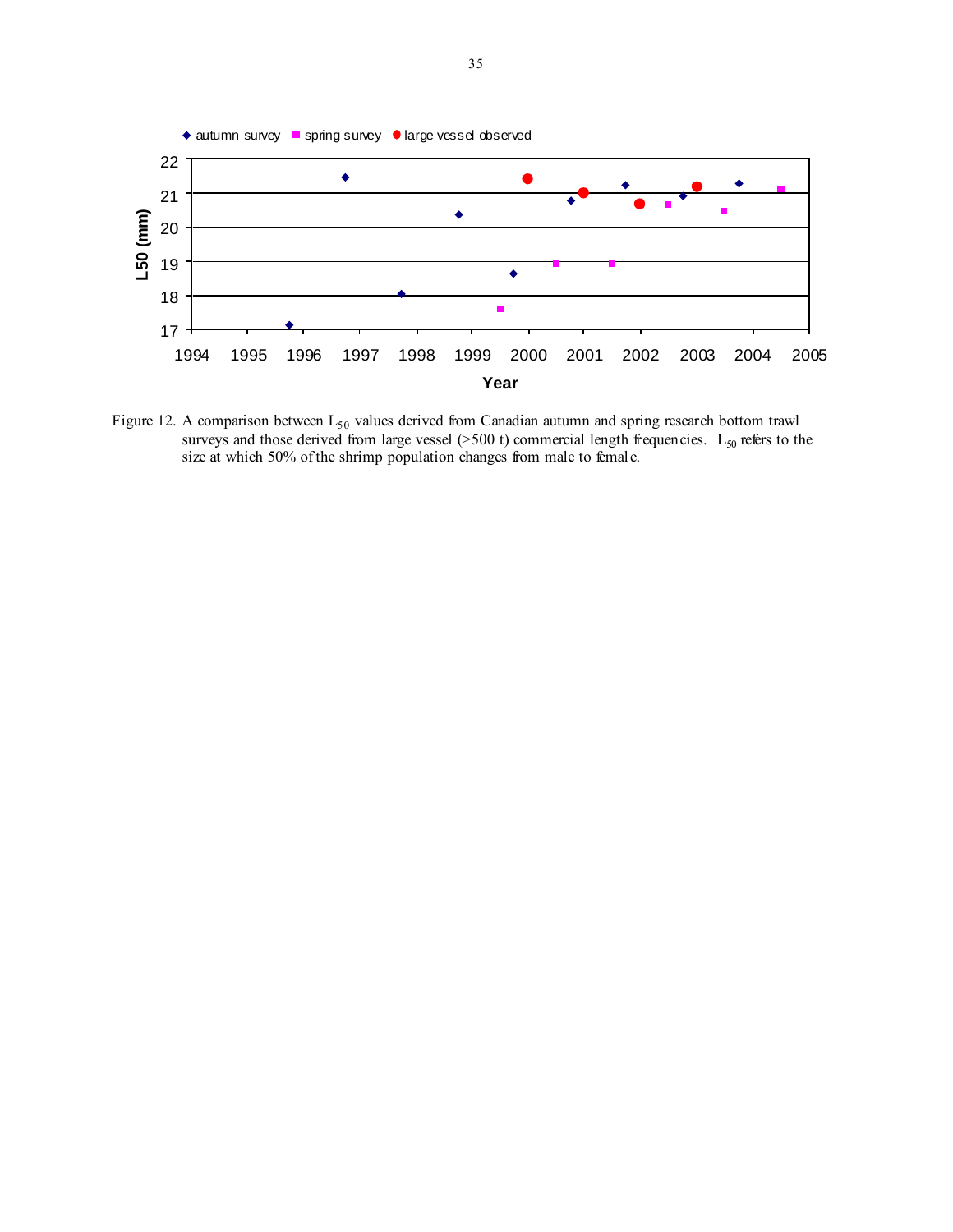Figure 12. A comparison between $L_{50}$ values derived from Canadian autumn and spring research bottom trawl surveys and those derived from large vessel (>500 t) commercial length frequencies. $L_{50}$ refers to the size at which 50% of the shrimp population changes from male to female.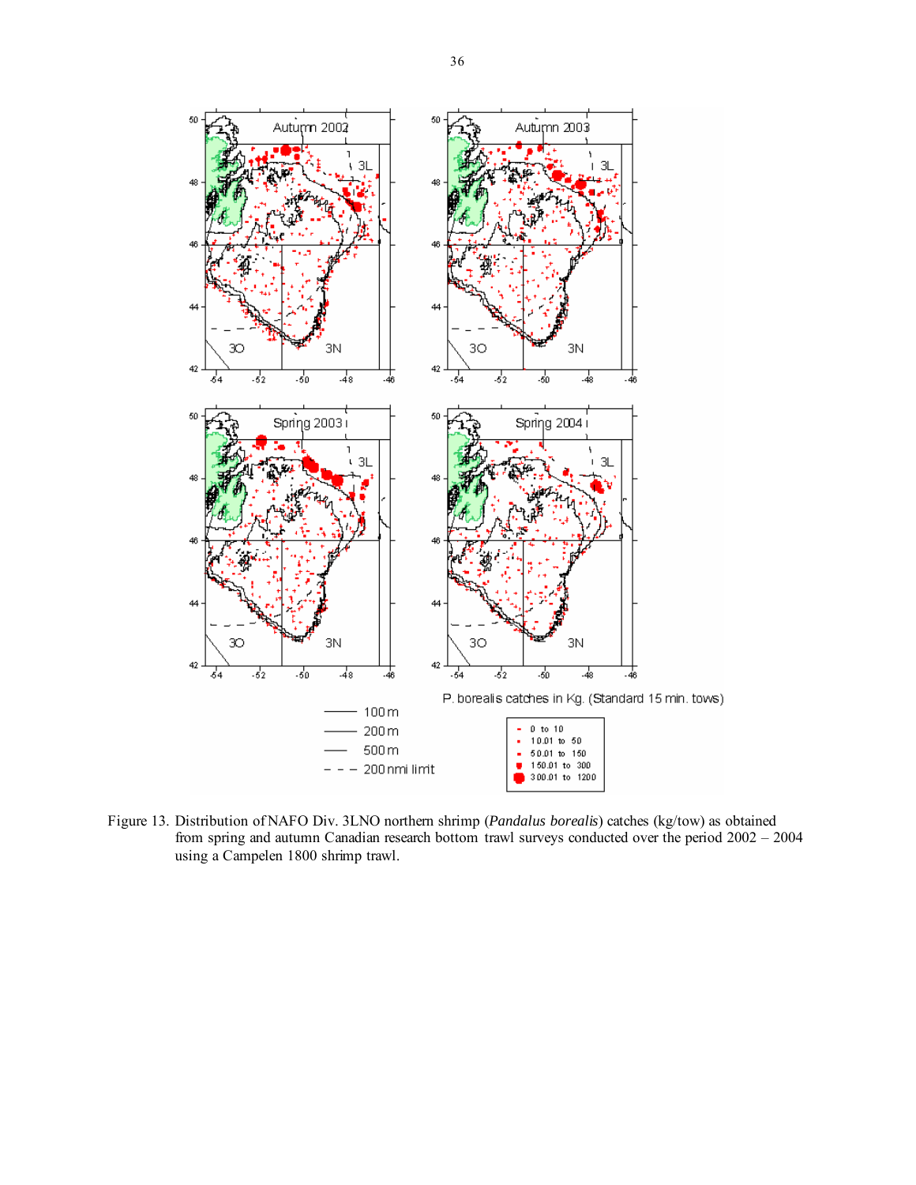Figure 13. Distribution of NAFO Div. 3LNO northern shrimp (*Pandalus borealis*) catches (kg/tow) as obtained from spring and autumn Canadian research bottom trawl surveys conducted over the period 2002 – 2004 using a Campelen 1800 shrimp trawl.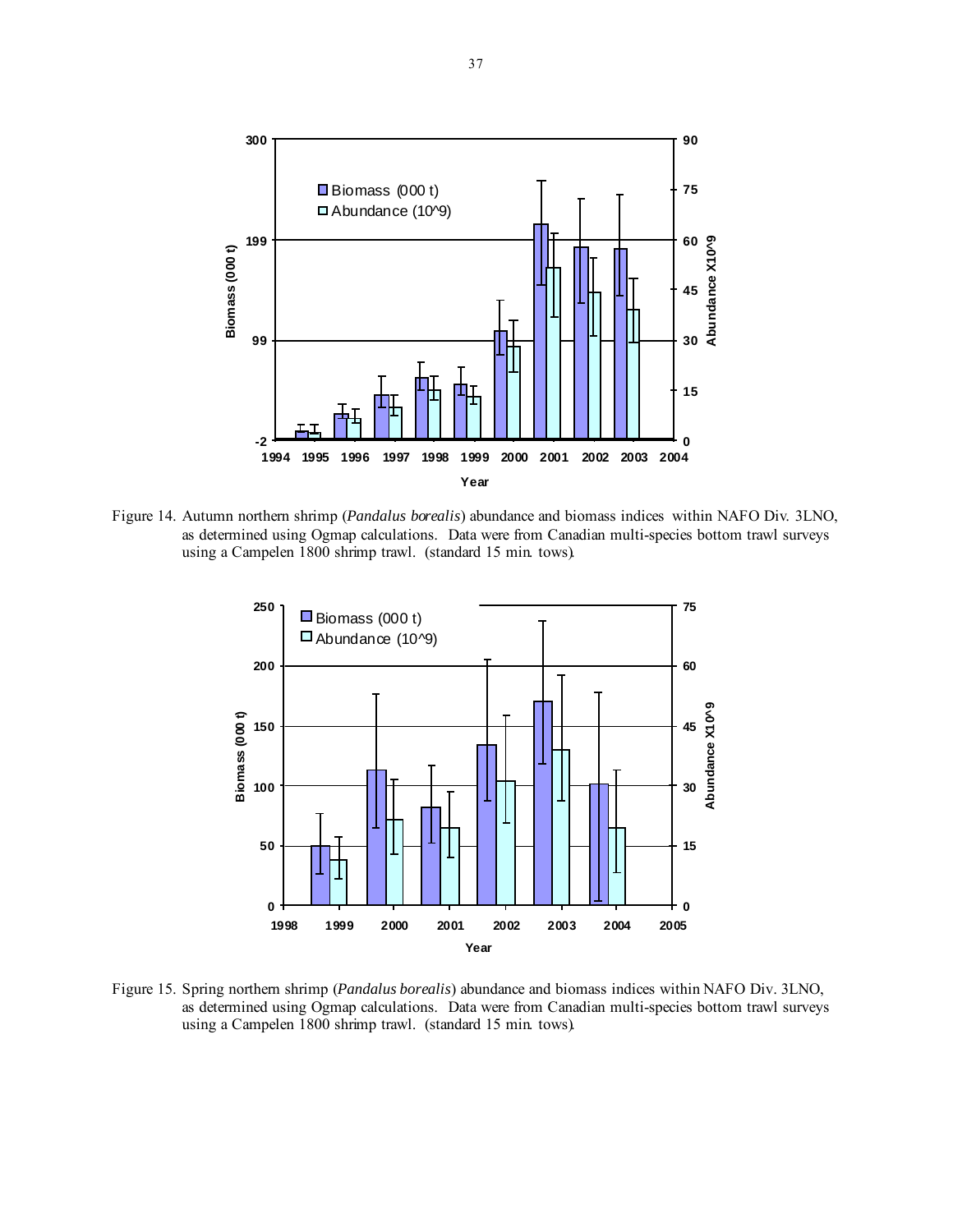Figure 14. Autumn northern shrimp (*Pandalus borealis*) abundance and biomass indices within NAFO Div. 3LNO, as determined using Ogmap calculations. Data were from Canadian multi-species bottom trawl surveys using a Campelen 1800 shrimp trawl. (standard 15 min. tows).

Figure 15. Spring northern shrimp (*Pandalus borealis*) abundance and biomass indices within NAFO Div. 3LNO, as determined using Ogmap calculations. Data were from Canadian multi-species bottom trawl surveys using a Campelen 1800 shrimp trawl. (standard 15 min. tows).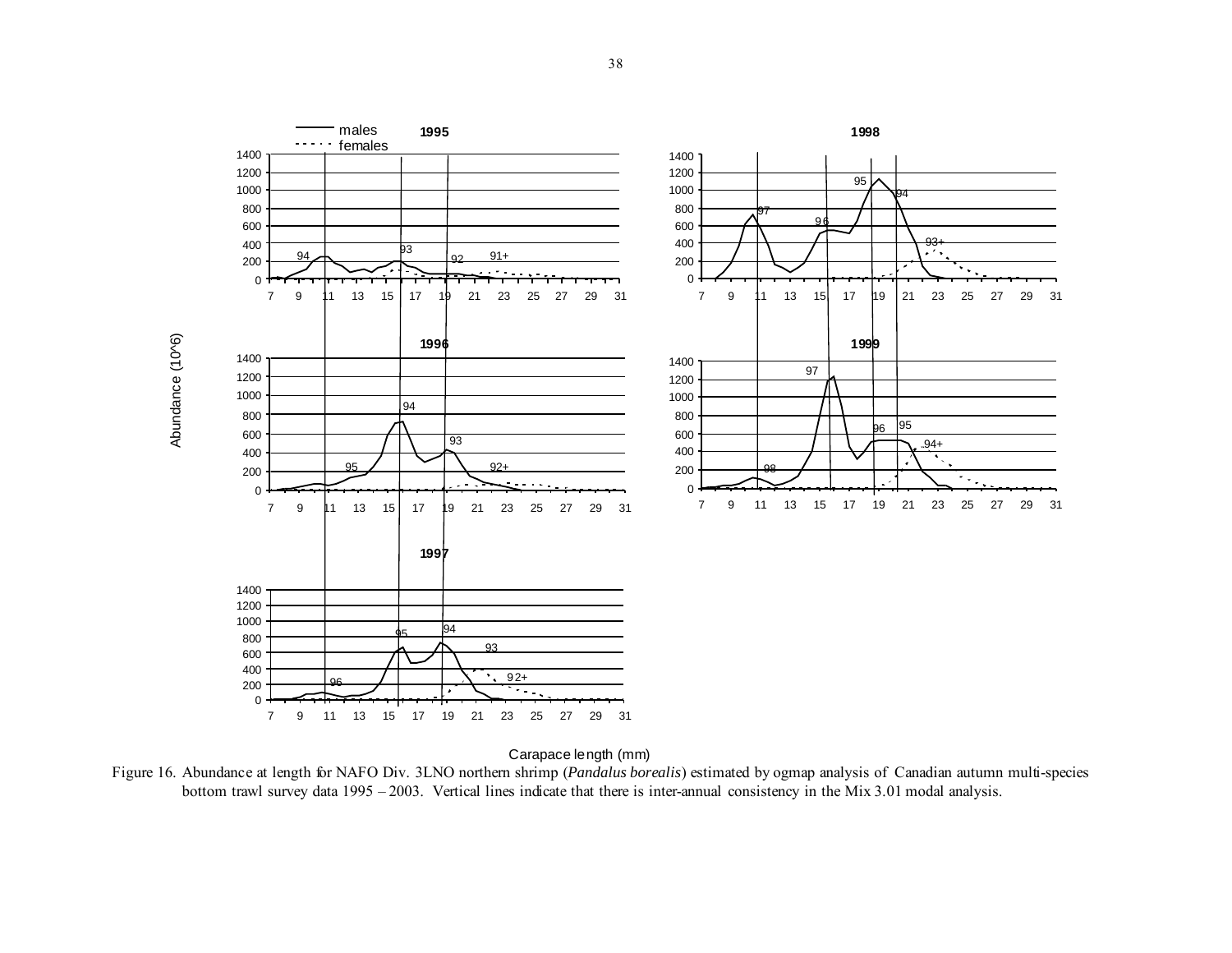Figure 16. Abundance at length for NAFO Div. 3LNO northern shrimp (*Pandalus borealis*) estimated by ogmap analysis of Canadian autumn multi-species bottom trawl survey data 1995 – 2003. Vertical lines indicate that there is inter-annual consistency in the Mix 3.01 modal analysis.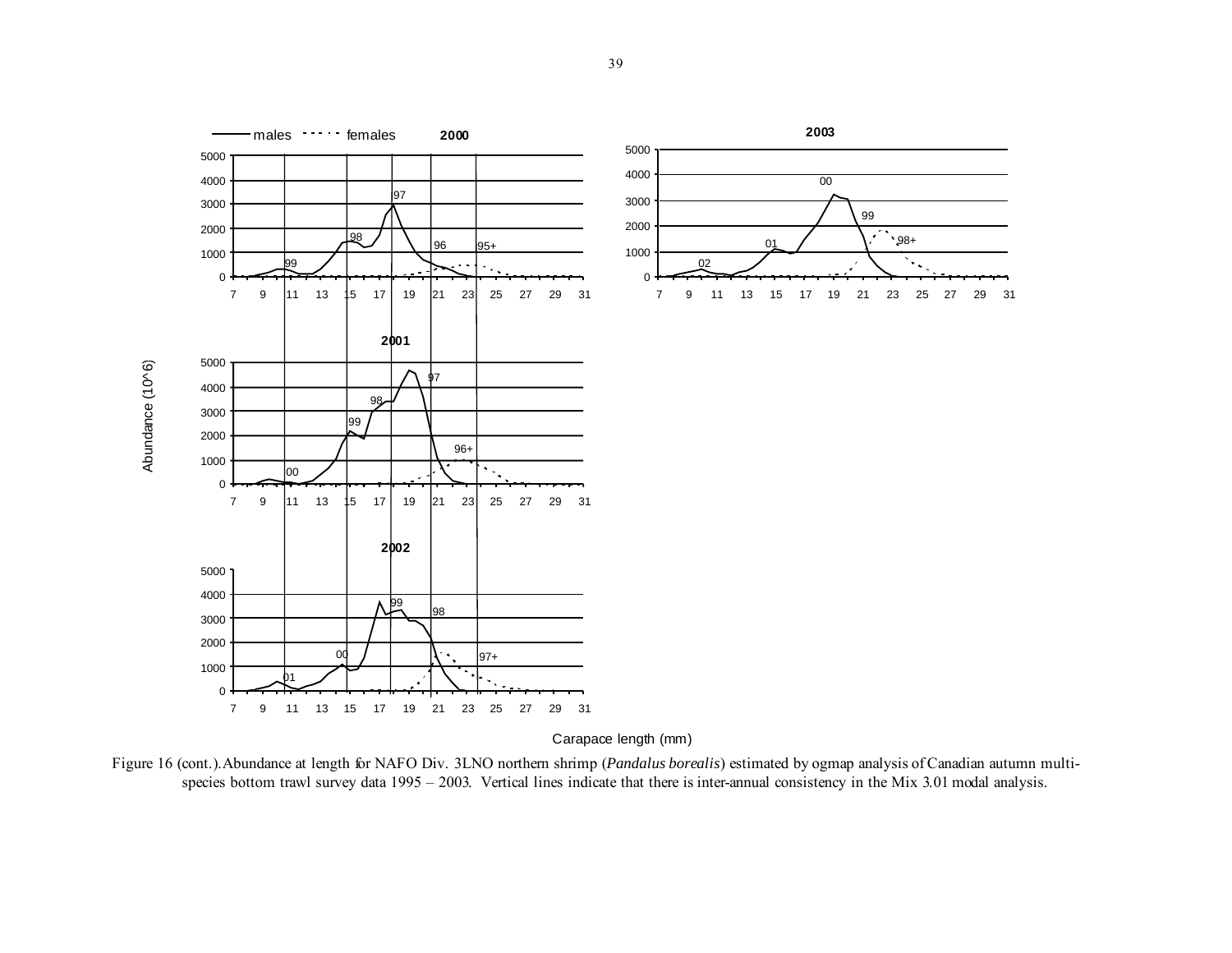Figure 16 (cont.). Abundance at length for NAFO Div. 3LNO northern shrimp (*Pandalus borealis*) estimated by ogmap analysis of Canadian autumn multi-species bottom trawl survey data 1995 – 2003. Vertical lines indicate that there is inter-annual consistency in the Mix 3.01 modal analysis.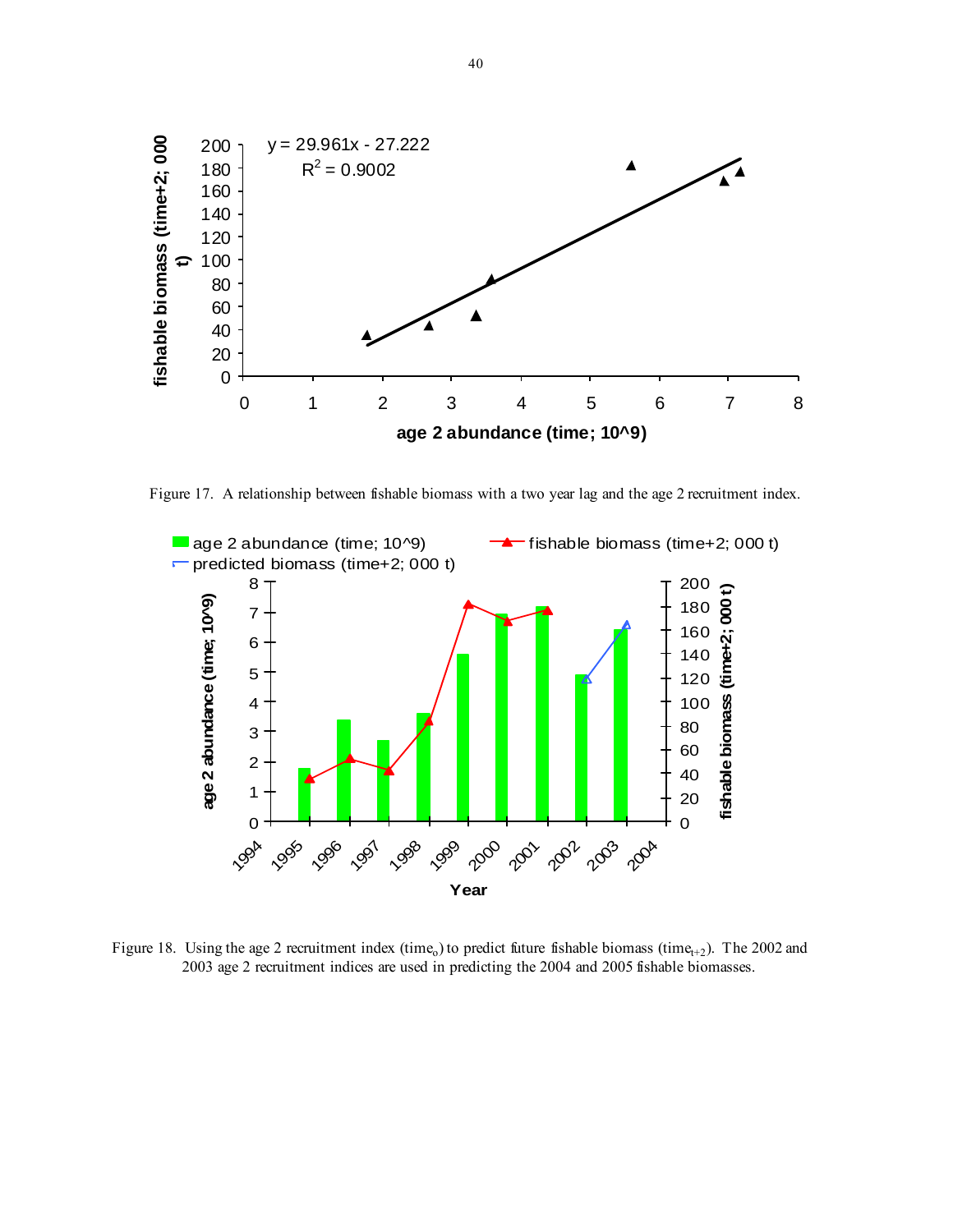Figure 17. A relationship between fishable biomass with a two year lag and the age 2 recruitment index.

Figure 18. Using the age 2 recruitment index ($time_o$) to predict future fishable biomass ($time_{t+2}$). The 2002 and 2003 age 2 recruitment indices are used in predicting the 2004 and 2005 fishable biomasses.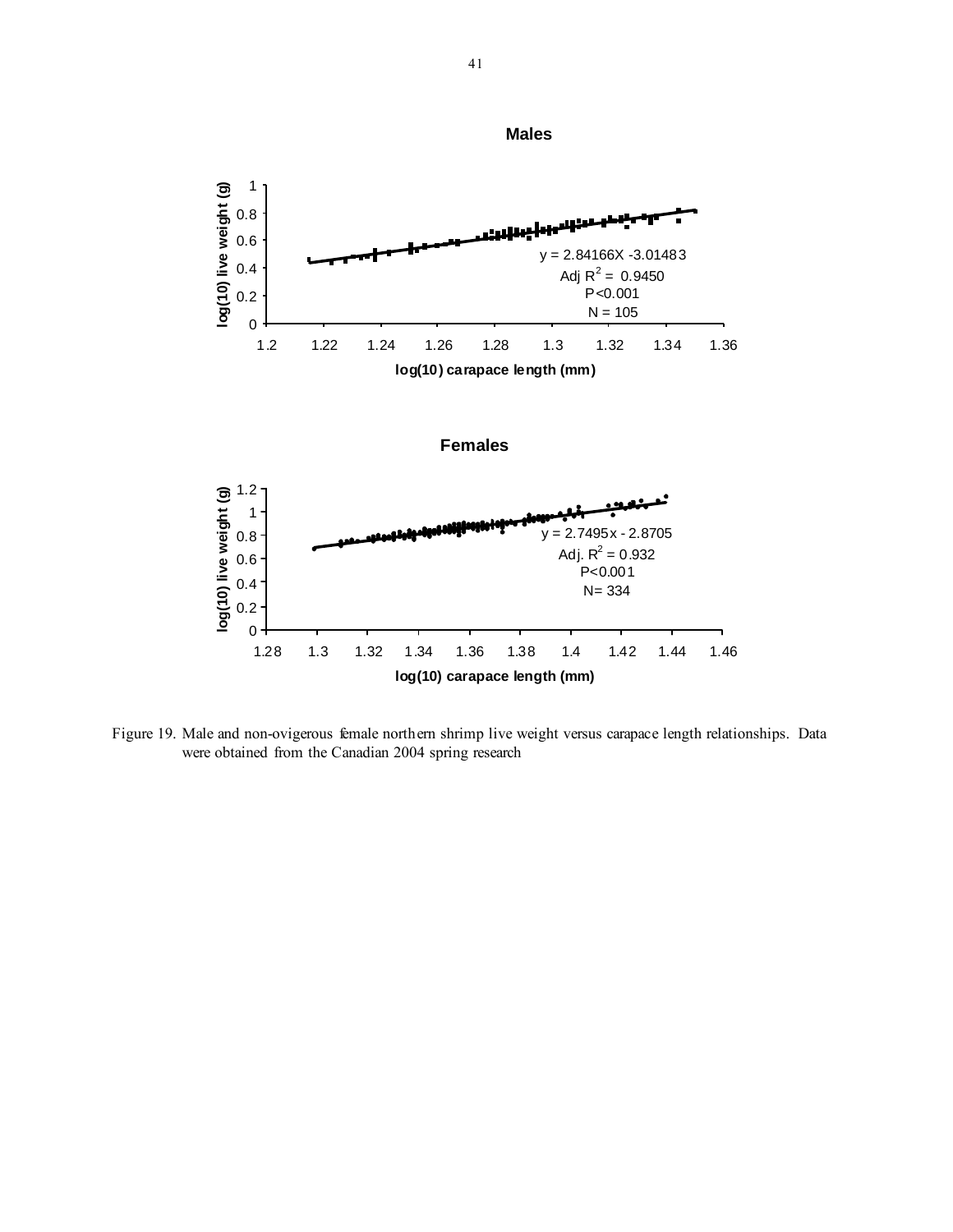**Males**

$y = 2.84166X - 3.01483$
Adj $R^2 = 0.9450$
$P<0.001$
N = 105

log(10) live weight (g)

log(10) carapace length (mm)

**Females**

$y = 2.7495x - 2.8705$
Adj. $R^2 = 0.932$
$P<0.001$
N= 334

log(10) live weight (g)

log(10) carapace length (mm)

Figure 19. Male and non-ovigerous female northern shrimp live weight versus carapace length relationships. Data were obtained from the Canadian 2004 spring research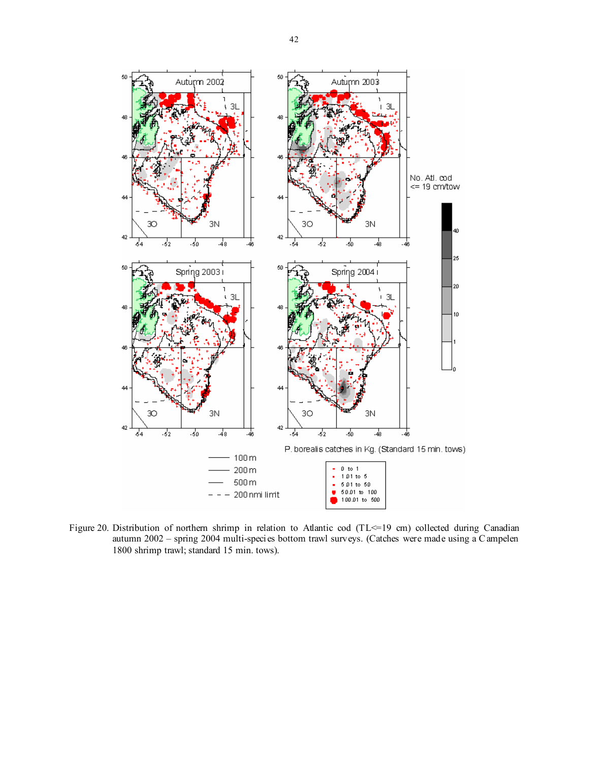Figure 20. Distribution of northern shrimp in relation to Atlantic cod (TL<=19 cm) collected during Canadian autumn 2002 – spring 2004 multi-species bottom trawl surveys. (Catches were made using a Campelen 1800 shrimp trawl; standard 15 min. tows).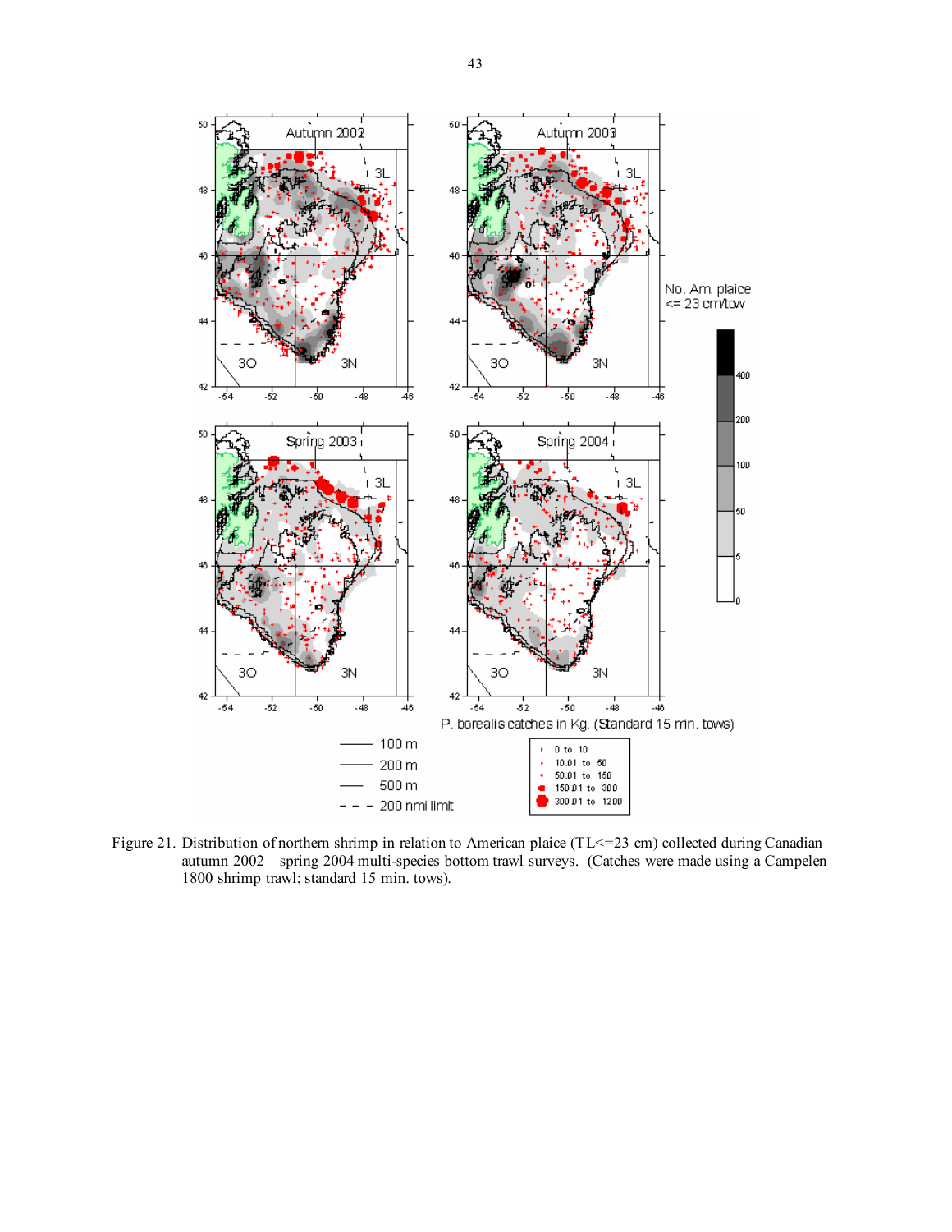Figure 21. Distribution of northern shrimp in relation to American plaice (TL<=23 cm) collected during Canadian autumn 2002 – spring 2004 multi-species bottom trawl surveys. (Catches were made using a Campelen 1800 shrimp trawl; standard 15 min. tows).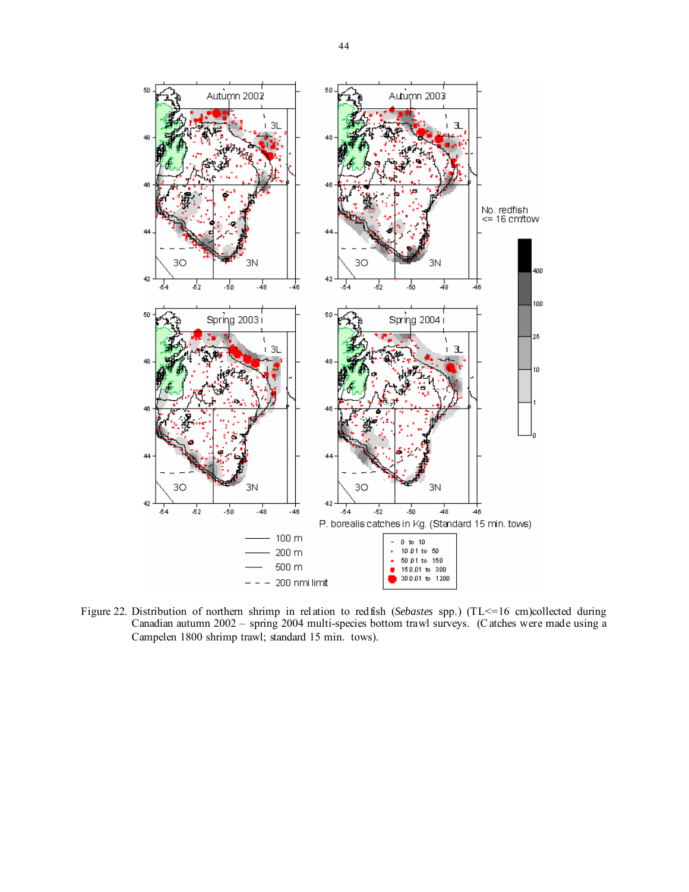Figure 22. Distribution of northern shrimp in relation to redfish (*Sebastes* spp.) (TL<=16 cm)collected during Canadian autumn 2002 – spring 2004 multi-species bottom trawl surveys. (Catches were made using a Campelen 1800 shrimp trawl; standard 15 min. tows).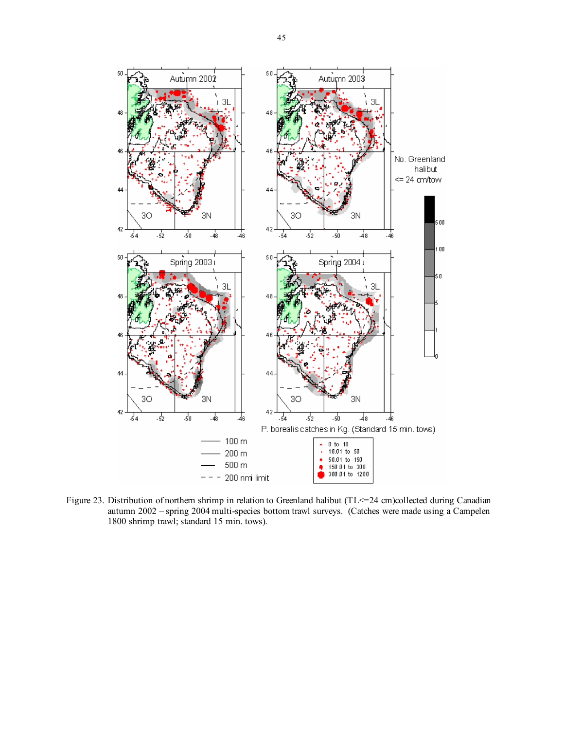Autumn 2002

Autumn 2003

Spring 2003

Spring 2004

3L

3O

3N

50

48

46

44

42

-54 -52 -50 -48 -46

No. Greenland halibut <= 24 cm/tow

500

100

50

5

1

0

P. borealis catches in Kg. (Standard 15 min. tows)

100 m

200 m

500 m

200 nmi limit

0 to 10

10.01 to 50

50.01 to 150

150.01 to 300

300.01 to 1200

Figure 23. Distribution of northern shrimp in relation to Greenland halibut (TL<=24 cm)collected during Canadian autumn 2002 – spring 2004 multi-species bottom trawl surveys. (Catches were made using a Campelen 1800 shrimp trawl; standard 15 min. tows).